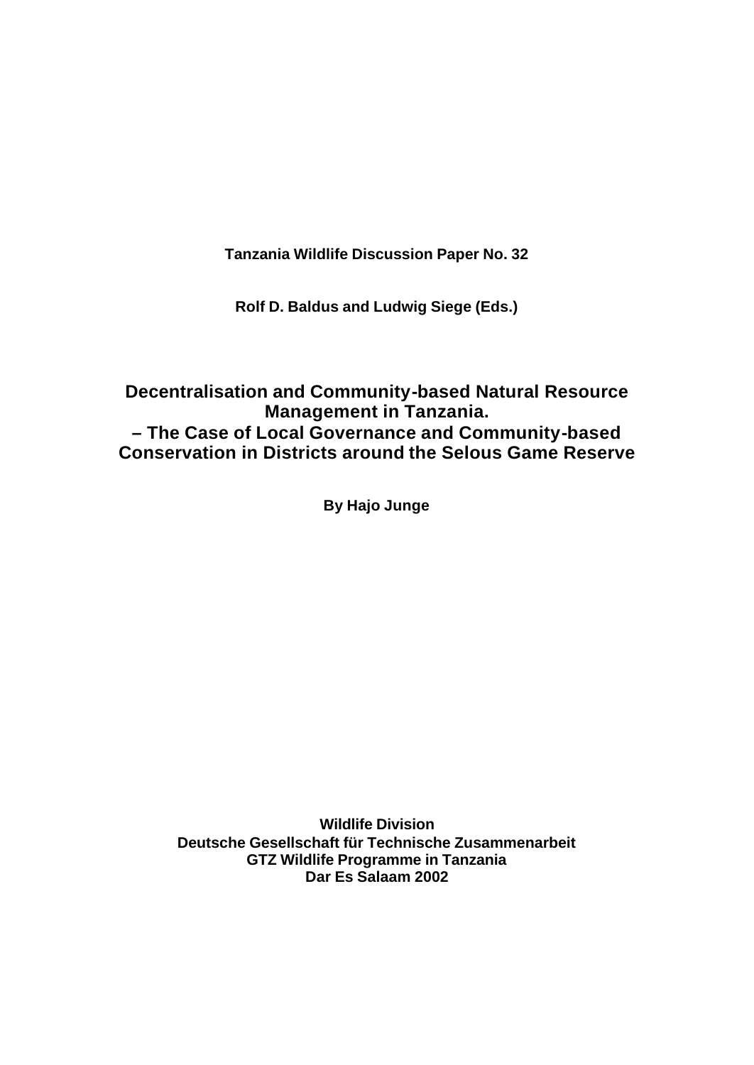**Tanzania Wildlife Discussion Paper No. 32**

**Rolf D. Baldus and Ludwig Siege (Eds.)**

# Decentralisation and Community-based Natural Resource Management in Tanzania.
# – The Case of Local Governance and Community-based Conservation in Districts around the Selous Game Reserve

**By Hajo Junge**

**Wildlife Division**
**Deutsche Gesellschaft für Technische Zusammenarbeit**
**GTZ Wildlife Programme in Tanzania**
**Dar Es Salaam 2002**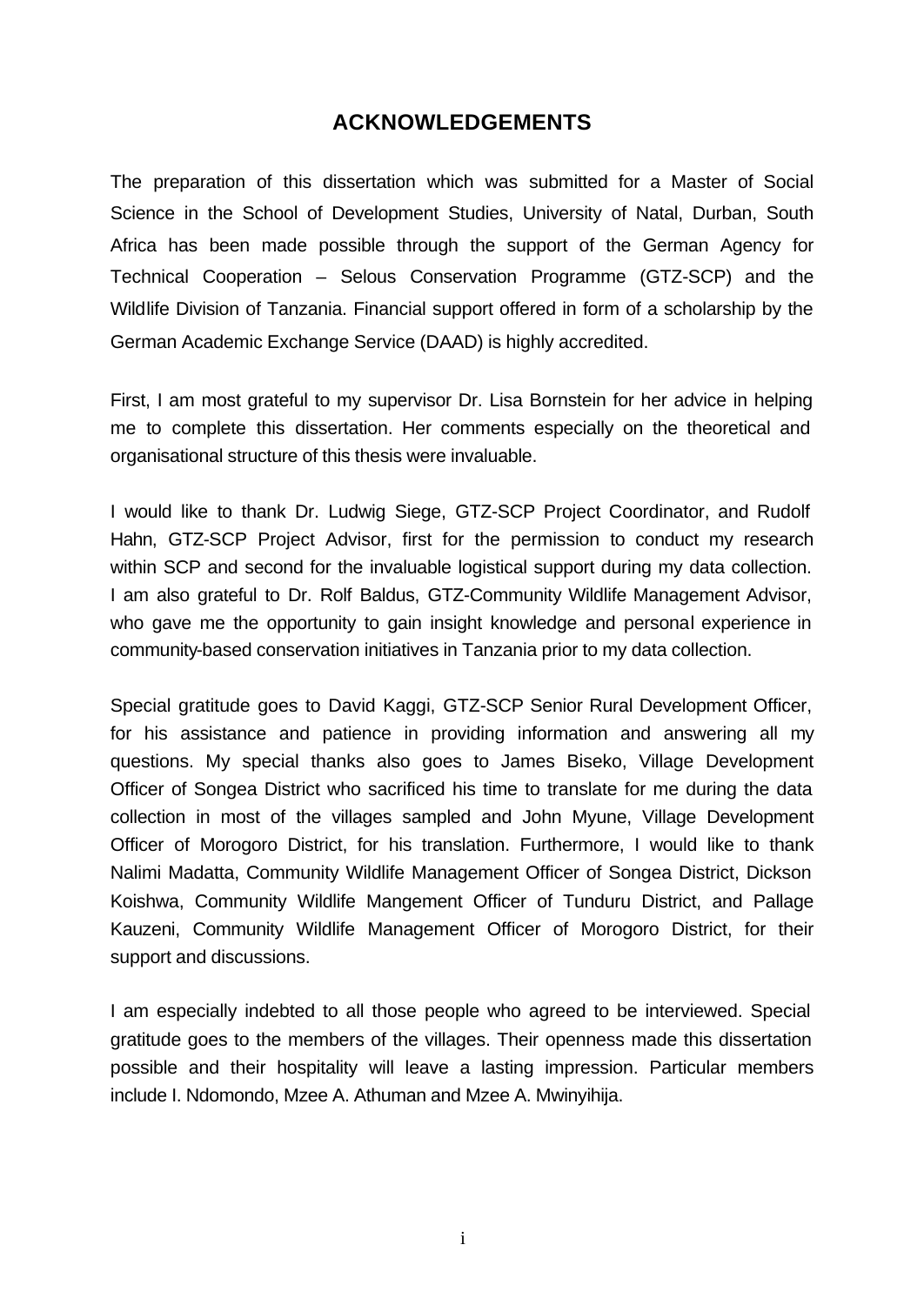## ACKNOWLEDGEMENTS

The preparation of this dissertation which was submitted for a Master of Social Science in the School of Development Studies, University of Natal, Durban, South Africa has been made possible through the support of the German Agency for Technical Cooperation – Selous Conservation Programme (GTZ-SCP) and the Wildlife Division of Tanzania. Financial support offered in form of a scholarship by the German Academic Exchange Service (DAAD) is highly accredited.

First, I am most grateful to my supervisor Dr. Lisa Bornstein for her advice in helping me to complete this dissertation. Her comments especially on the theoretical and organisational structure of this thesis were invaluable.

I would like to thank Dr. Ludwig Siege, GTZ-SCP Project Coordinator, and Rudolf Hahn, GTZ-SCP Project Advisor, first for the permission to conduct my research within SCP and second for the invaluable logistical support during my data collection. I am also grateful to Dr. Rolf Baldus, GTZ-Community Wildlife Management Advisor, who gave me the opportunity to gain insight knowledge and personal experience in community-based conservation initiatives in Tanzania prior to my data collection.

Special gratitude goes to David Kaggi, GTZ-SCP Senior Rural Development Officer, for his assistance and patience in providing information and answering all my questions. My special thanks also goes to James Biseko, Village Development Officer of Songea District who sacrificed his time to translate for me during the data collection in most of the villages sampled and John Myune, Village Development Officer of Morogoro District, for his translation. Furthermore, I would like to thank Nalimi Madatta, Community Wildlife Management Officer of Songea District, Dickson Koishwa, Community Wildlife Mangement Officer of Tunduru District, and Pallage Kauzeni, Community Wildlife Management Officer of Morogoro District, for their support and discussions.

I am especially indebted to all those people who agreed to be interviewed. Special gratitude goes to the members of the villages. Their openness made this dissertation possible and their hospitality will leave a lasting impression. Particular members include I. Ndomondo, Mzee A. Athuman and Mzee A. Mwinyihija.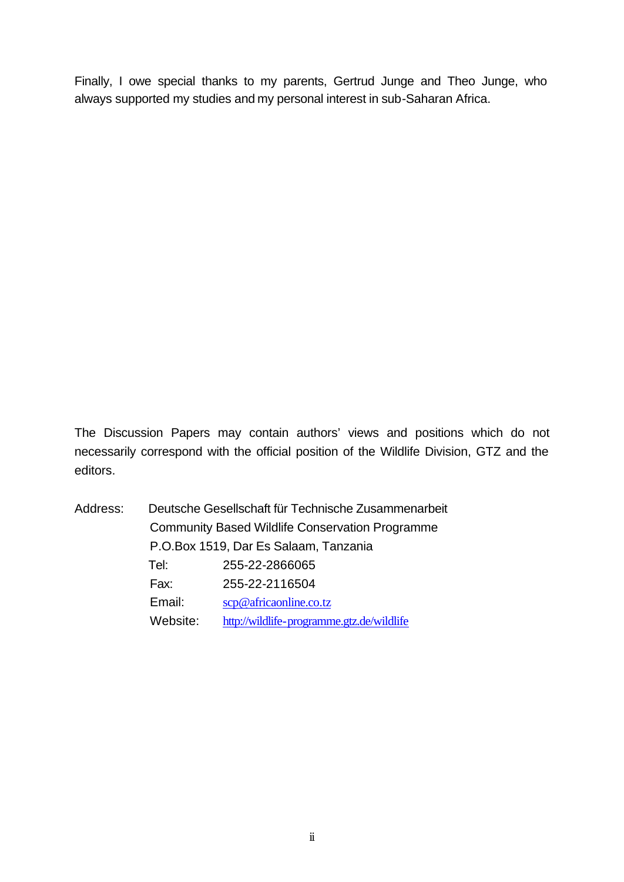Finally, I owe special thanks to my parents, Gertrud Junge and Theo Junge, who always supported my studies and my personal interest in sub-Saharan Africa.

The Discussion Papers may contain authors' views and positions which do not necessarily correspond with the official position of the Wildlife Division, GTZ and the editors.

Address: Deutsche Gesellschaft für Technische Zusammenarbeit
Community Based Wildlife Conservation Programme
P.O.Box 1519, Dar Es Salaam, Tanzania

| | |
|---|---|
| Tel: | 255-22-2866065 |
| Fax: | 255-22-2116504 |
| Email: | scp@africaonline.co.tz |
| Website: | http://wildlife-programme.gtz.de/wildlife |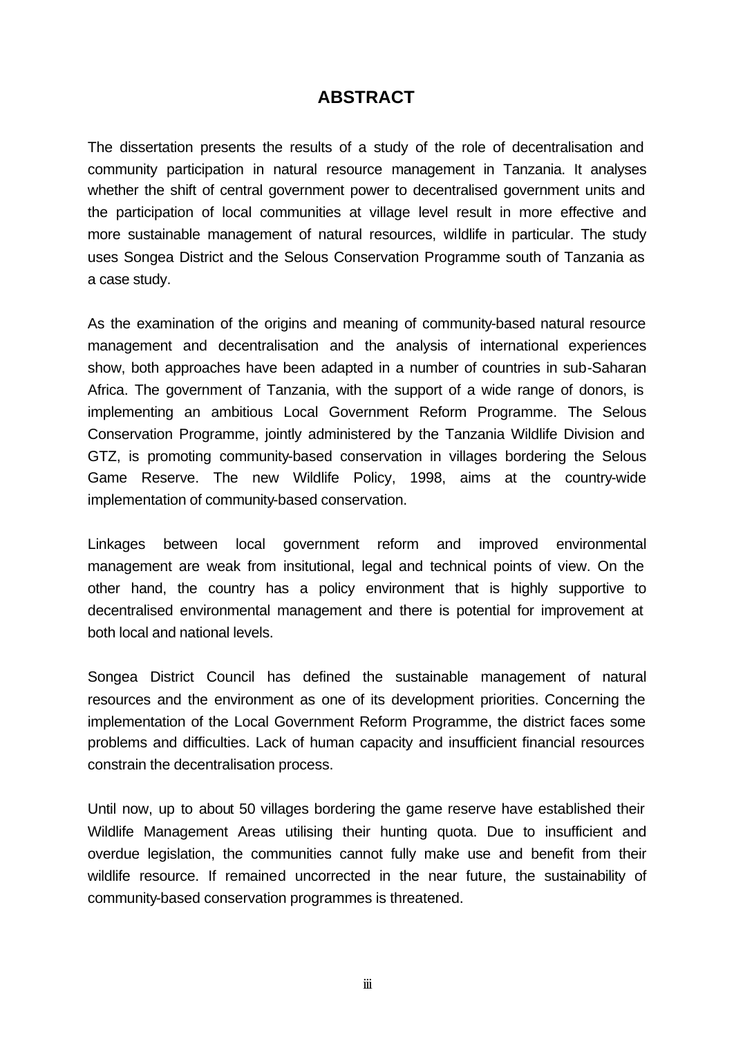# ABSTRACT

The dissertation presents the results of a study of the role of decentralisation and community participation in natural resource management in Tanzania. It analyses whether the shift of central government power to decentralised government units and the participation of local communities at village level result in more effective and more sustainable management of natural resources, wildlife in particular. The study uses Songea District and the Selous Conservation Programme south of Tanzania as a case study.

As the examination of the origins and meaning of community-based natural resource management and decentralisation and the analysis of international experiences show, both approaches have been adapted in a number of countries in sub-Saharan Africa. The government of Tanzania, with the support of a wide range of donors, is implementing an ambitious Local Government Reform Programme. The Selous Conservation Programme, jointly administered by the Tanzania Wildlife Division and GTZ, is promoting community-based conservation in villages bordering the Selous Game Reserve. The new Wildlife Policy, 1998, aims at the country-wide implementation of community-based conservation.

Linkages between local government reform and improved environmental management are weak from insitutional, legal and technical points of view. On the other hand, the country has a policy environment that is highly supportive to decentralised environmental management and there is potential for improvement at both local and national levels.

Songea District Council has defined the sustainable management of natural resources and the environment as one of its development priorities. Concerning the implementation of the Local Government Reform Programme, the district faces some problems and difficulties. Lack of human capacity and insufficient financial resources constrain the decentralisation process.

Until now, up to about 50 villages bordering the game reserve have established their Wildlife Management Areas utilising their hunting quota. Due to insufficient and overdue legislation, the communities cannot fully make use and benefit from their wildlife resource. If remained uncorrected in the near future, the sustainability of community-based conservation programmes is threatened.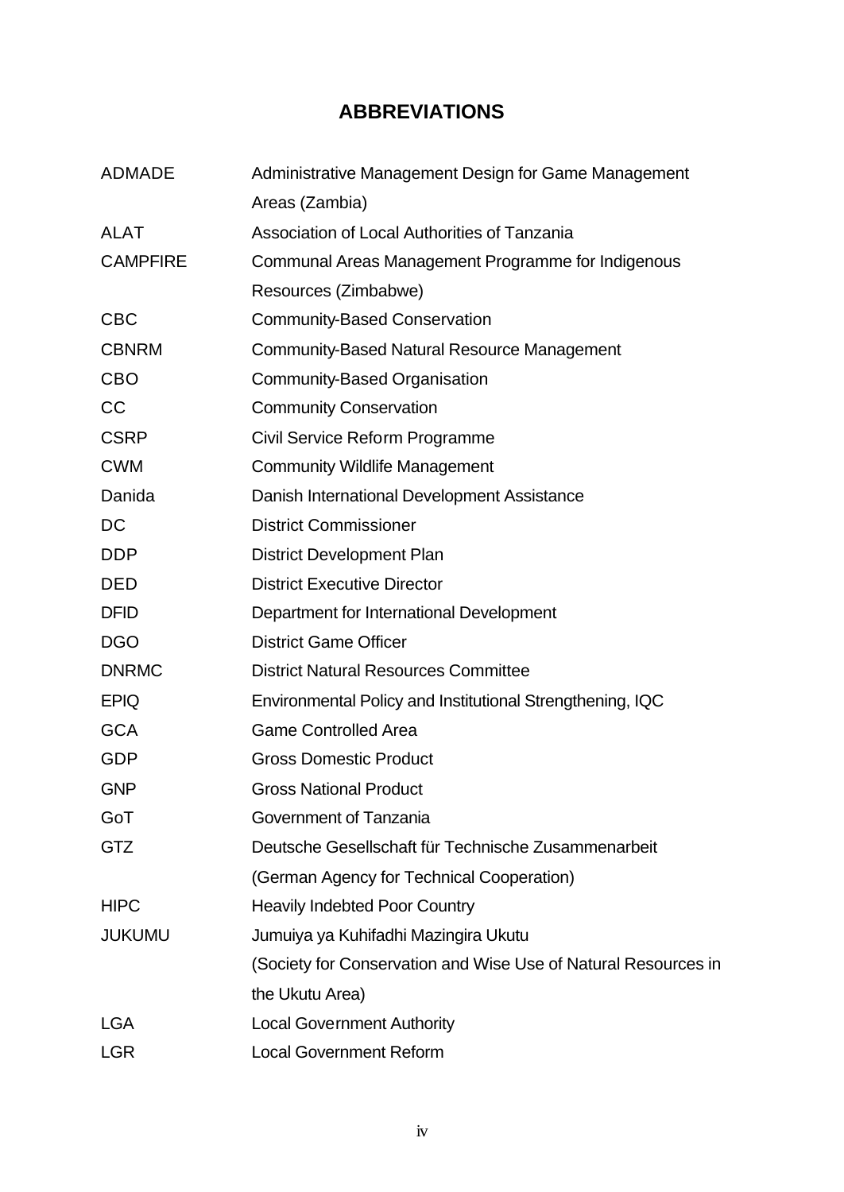# ABBREVIATIONS

| | |
|---|---|
| ADMADE | Administrative Management Design for Game Management Areas (Zambia) |
| ALAT | Association of Local Authorities of Tanzania |
| CAMPFIRE | Communal Areas Management Programme for Indigenous Resources (Zimbabwe) |
| CBC | Community-Based Conservation |
| CBNRM | Community-Based Natural Resource Management |
| CBO | Community-Based Organisation |
| CC | Community Conservation |
| CSRP | Civil Service Reform Programme |
| CWM | Community Wildlife Management |
| Danida | Danish International Development Assistance |
| DC | District Commissioner |
| DDP | District Development Plan |
| DED | District Executive Director |
| DFID | Department for International Development |
| DGO | District Game Officer |
| DNRMC | District Natural Resources Committee |
| EPIQ | Environmental Policy and Institutional Strengthening, IQC |
| GCA | Game Controlled Area |
| GDP | Gross Domestic Product |
| GNP | Gross National Product |
| GoT | Government of Tanzania |
| GTZ | Deutsche Gesellschaft für Technische Zusammenarbeit (German Agency for Technical Cooperation) |
| HIPC | Heavily Indebted Poor Country |
| JUKUMU | Jumuiya ya Kuhifadhi Mazingira Ukutu (Society for Conservation and Wise Use of Natural Resources in the Ukutu Area) |
| LGA | Local Government Authority |
| LGR | Local Government Reform |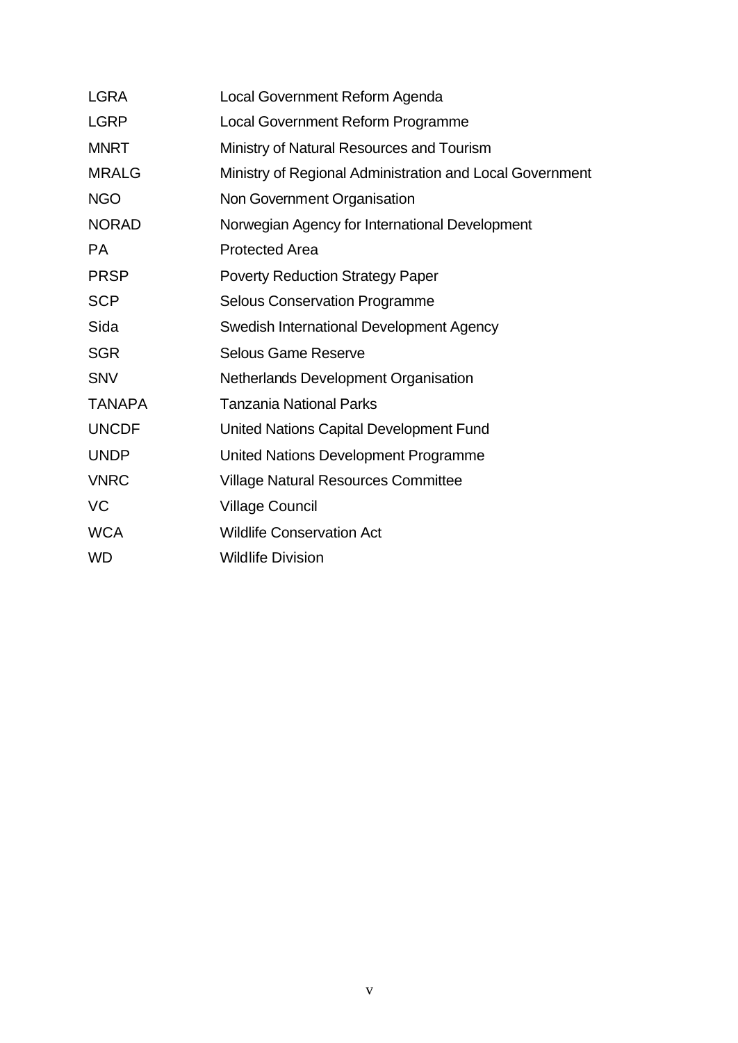| | |
|---|---|
| LGRA | Local Government Reform Agenda |
| LGRP | Local Government Reform Programme |
| MNRT | Ministry of Natural Resources and Tourism |
| MRALG | Ministry of Regional Administration and Local Government |
| NGO | Non Government Organisation |
| NORAD | Norwegian Agency for International Development |
| PA | Protected Area |
| PRSP | Poverty Reduction Strategy Paper |
| SCP | Selous Conservation Programme |
| Sida | Swedish International Development Agency |
| SGR | Selous Game Reserve |
| SNV | Netherlands Development Organisation |
| TANAPA | Tanzania National Parks |
| UNCDF | United Nations Capital Development Fund |
| UNDP | United Nations Development Programme |
| VNRC | Village Natural Resources Committee |
| VC | Village Council |
| WCA | Wildlife Conservation Act |
| WD | Wildlife Division |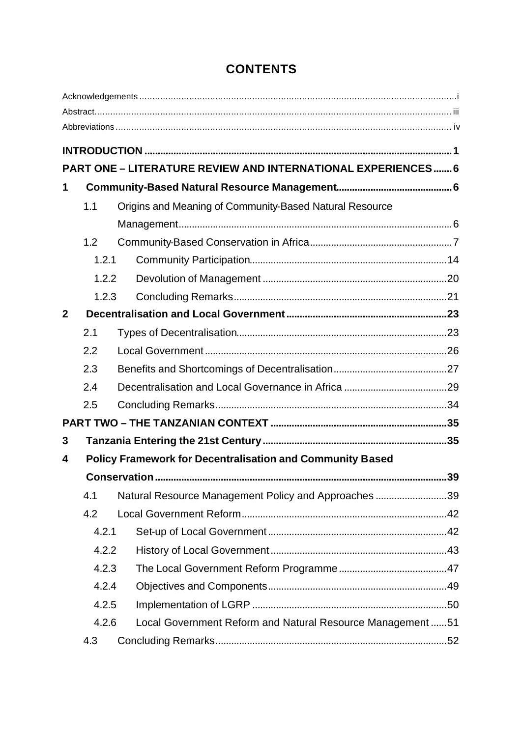# CONTENTS

Acknowledgements ....... i
Abstract ....... iii
Abbreviations ....... iv

**INTRODUCTION ....... 1**

**PART ONE – LITERATURE REVIEW AND INTERNATIONAL EXPERIENCES ....... 6**

**1 Community-Based Natural Resource Management ....... 6**

- 1.1 Origins and Meaning of Community-Based Natural Resource Management ....... 6
- 1.2 Community-Based Conservation in Africa ....... 7
  - 1.2.1 Community Participation ....... 14
  - 1.2.2 Devolution of Management ....... 20
  - 1.2.3 Concluding Remarks ....... 21

**2 Decentralisation and Local Government ....... 23**

- 2.1 Types of Decentralisation ....... 23
- 2.2 Local Government ....... 26
- 2.3 Benefits and Shortcomings of Decentralisation ....... 27
- 2.4 Decentralisation and Local Governance in Africa ....... 29
- 2.5 Concluding Remarks ....... 34

**PART TWO – THE TANZANIAN CONTEXT ....... 35**

**3 Tanzania Entering the 21st Century ....... 35**

**4 Policy Framework for Decentralisation and Community Based Conservation ....... 39**

- 4.1 Natural Resource Management Policy and Approaches ....... 39
- 4.2 Local Government Reform ....... 42
  - 4.2.1 Set-up of Local Government ....... 42
  - 4.2.2 History of Local Government ....... 43
  - 4.2.3 The Local Government Reform Programme ....... 47
  - 4.2.4 Objectives and Components ....... 49
  - 4.2.5 Implementation of LGRP ....... 50
  - 4.2.6 Local Government Reform and Natural Resource Management ....... 51
- 4.3 Concluding Remarks ....... 52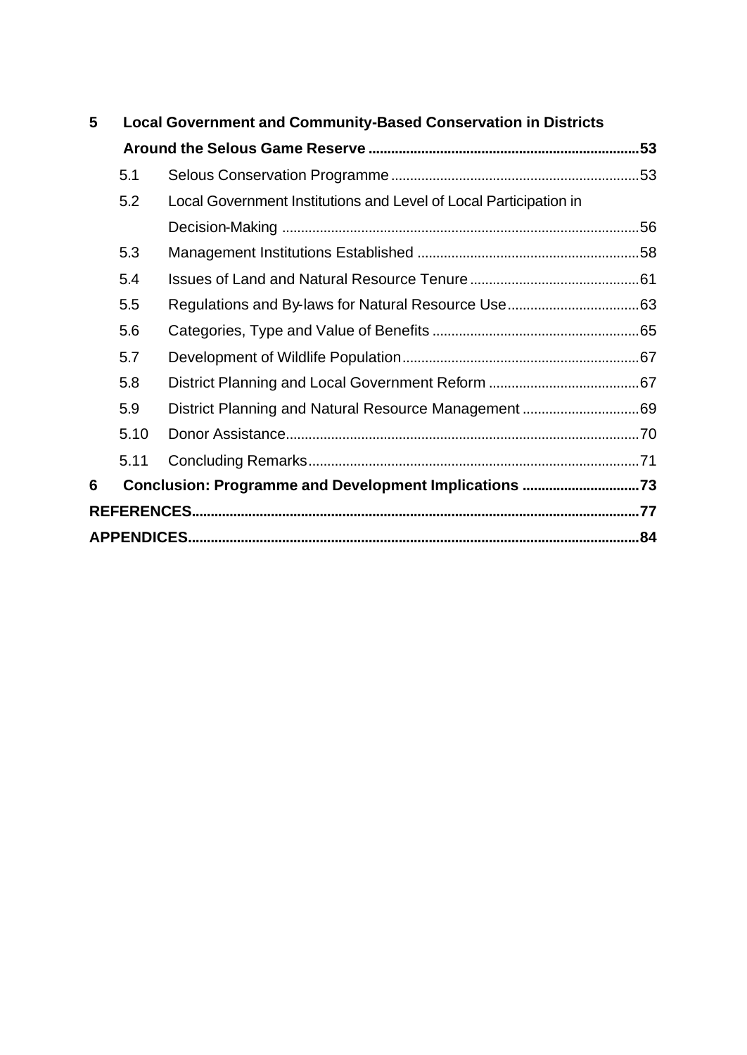**5 Local Government and Community-Based Conservation in Districts Around the Selous Game Reserve ........................................................................53**

5.1 Selous Conservation Programme ..................................................................53

5.2 Local Government Institutions and Level of Local Participation in Decision-Making ..............................................................................................56

5.3 Management Institutions Established ...........................................................58

5.4 Issues of Land and Natural Resource Tenure .............................................61

5.5 Regulations and By-laws for Natural Resource Use...................................63

5.6 Categories, Type and Value of Benefits .......................................................65

5.7 Development of Wildlife Population...............................................................67

5.8 District Planning and Local Government Reform ........................................67

5.9 District Planning and Natural Resource Management ...............................69

5.10 Donor Assistance.............................................................................................70

5.11 Concluding Remarks.......................................................................................71

**6 Conclusion: Programme and Development Implications ...............................73**

**REFERENCES......................................................................................................................77**

**APPENDICES.......................................................................................................................84**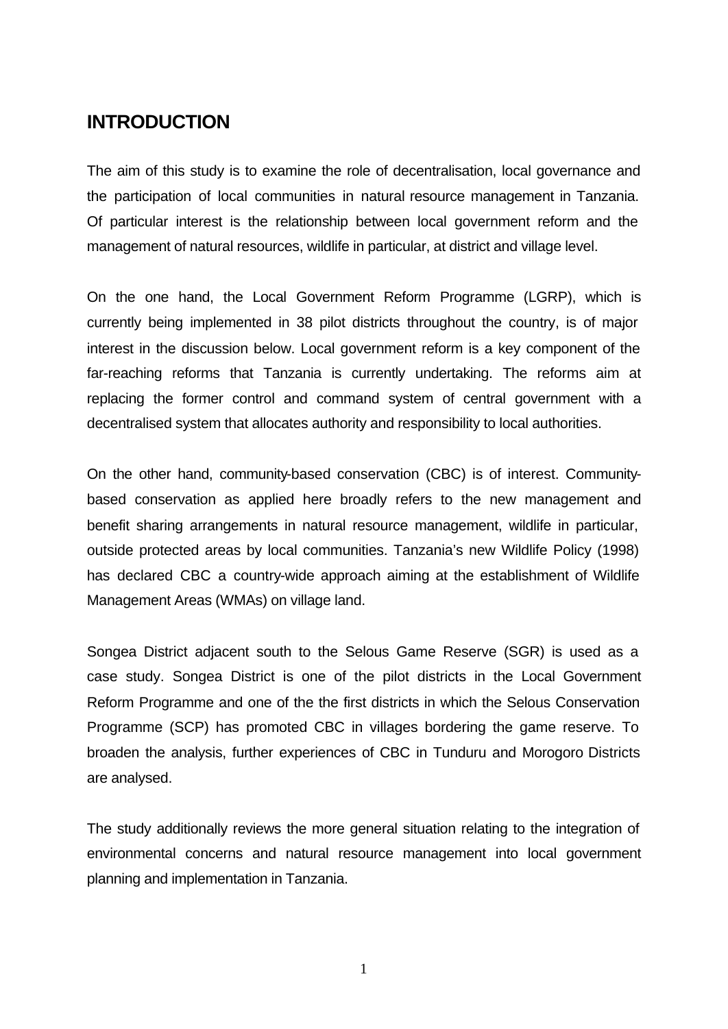# INTRODUCTION

The aim of this study is to examine the role of decentralisation, local governance and the participation of local communities in natural resource management in Tanzania. Of particular interest is the relationship between local government reform and the management of natural resources, wildlife in particular, at district and village level.

On the one hand, the Local Government Reform Programme (LGRP), which is currently being implemented in 38 pilot districts throughout the country, is of major interest in the discussion below. Local government reform is a key component of the far-reaching reforms that Tanzania is currently undertaking. The reforms aim at replacing the former control and command system of central government with a decentralised system that allocates authority and responsibility to local authorities.

On the other hand, community-based conservation (CBC) is of interest. Community-based conservation as applied here broadly refers to the new management and benefit sharing arrangements in natural resource management, wildlife in particular, outside protected areas by local communities. Tanzania's new Wildlife Policy (1998) has declared CBC a country-wide approach aiming at the establishment of Wildlife Management Areas (WMAs) on village land.

Songea District adjacent south to the Selous Game Reserve (SGR) is used as a case study. Songea District is one of the pilot districts in the Local Government Reform Programme and one of the the first districts in which the Selous Conservation Programme (SCP) has promoted CBC in villages bordering the game reserve. To broaden the analysis, further experiences of CBC in Tunduru and Morogoro Districts are analysed.

The study additionally reviews the more general situation relating to the integration of environmental concerns and natural resource management into local government planning and implementation in Tanzania.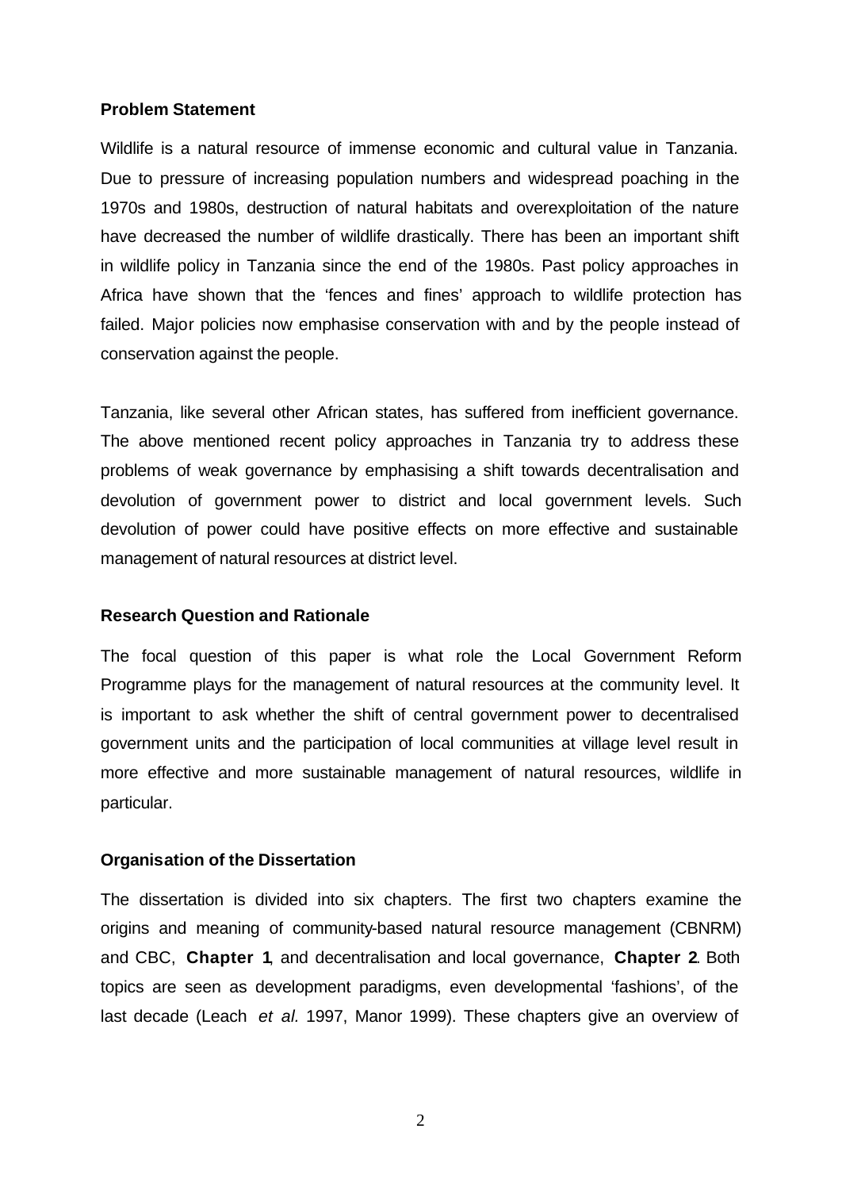**Problem Statement**

Wildlife is a natural resource of immense economic and cultural value in Tanzania. Due to pressure of increasing population numbers and widespread poaching in the 1970s and 1980s, destruction of natural habitats and overexploitation of the nature have decreased the number of wildlife drastically. There has been an important shift in wildlife policy in Tanzania since the end of the 1980s. Past policy approaches in Africa have shown that the 'fences and fines' approach to wildlife protection has failed. Major policies now emphasise conservation with and by the people instead of conservation against the people.

Tanzania, like several other African states, has suffered from inefficient governance. The above mentioned recent policy approaches in Tanzania try to address these problems of weak governance by emphasising a shift towards decentralisation and devolution of government power to district and local government levels. Such devolution of power could have positive effects on more effective and sustainable management of natural resources at district level.

**Research Question and Rationale**

The focal question of this paper is what role the Local Government Reform Programme plays for the management of natural resources at the community level. It is important to ask whether the shift of central government power to decentralised government units and the participation of local communities at village level result in more effective and more sustainable management of natural resources, wildlife in particular.

**Organisation of the Dissertation**

The dissertation is divided into six chapters. The first two chapters examine the origins and meaning of community-based natural resource management (CBNRM) and CBC, **Chapter 1**, and decentralisation and local governance, **Chapter 2**. Both topics are seen as development paradigms, even developmental 'fashions', of the last decade (Leach *et al.* 1997, Manor 1999). These chapters give an overview of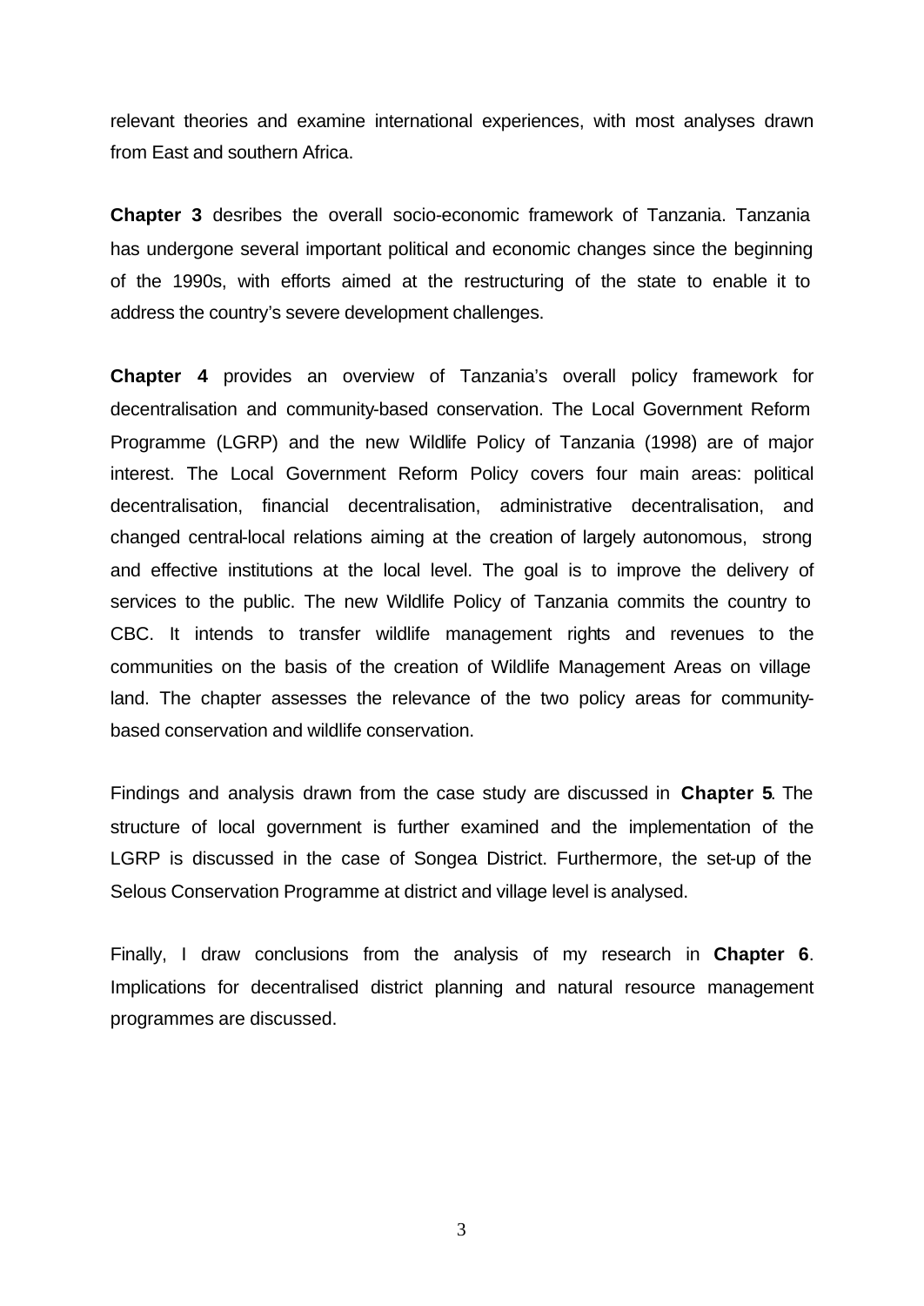relevant theories and examine international experiences, with most analyses drawn from East and southern Africa.

**Chapter 3** desribes the overall socio-economic framework of Tanzania. Tanzania has undergone several important political and economic changes since the beginning of the 1990s, with efforts aimed at the restructuring of the state to enable it to address the country's severe development challenges.

**Chapter 4** provides an overview of Tanzania's overall policy framework for decentralisation and community-based conservation. The Local Government Reform Programme (LGRP) and the new Wildlife Policy of Tanzania (1998) are of major interest. The Local Government Reform Policy covers four main areas: political decentralisation, financial decentralisation, administrative decentralisation, and changed central-local relations aiming at the creation of largely autonomous, strong and effective institutions at the local level. The goal is to improve the delivery of services to the public. The new Wildlife Policy of Tanzania commits the country to CBC. It intends to transfer wildlife management rights and revenues to the communities on the basis of the creation of Wildlife Management Areas on village land. The chapter assesses the relevance of the two policy areas for community-based conservation and wildlife conservation.

Findings and analysis drawn from the case study are discussed in **Chapter 5**. The structure of local government is further examined and the implementation of the LGRP is discussed in the case of Songea District. Furthermore, the set-up of the Selous Conservation Programme at district and village level is analysed.

Finally, I draw conclusions from the analysis of my research in **Chapter 6**. Implications for decentralised district planning and natural resource management programmes are discussed.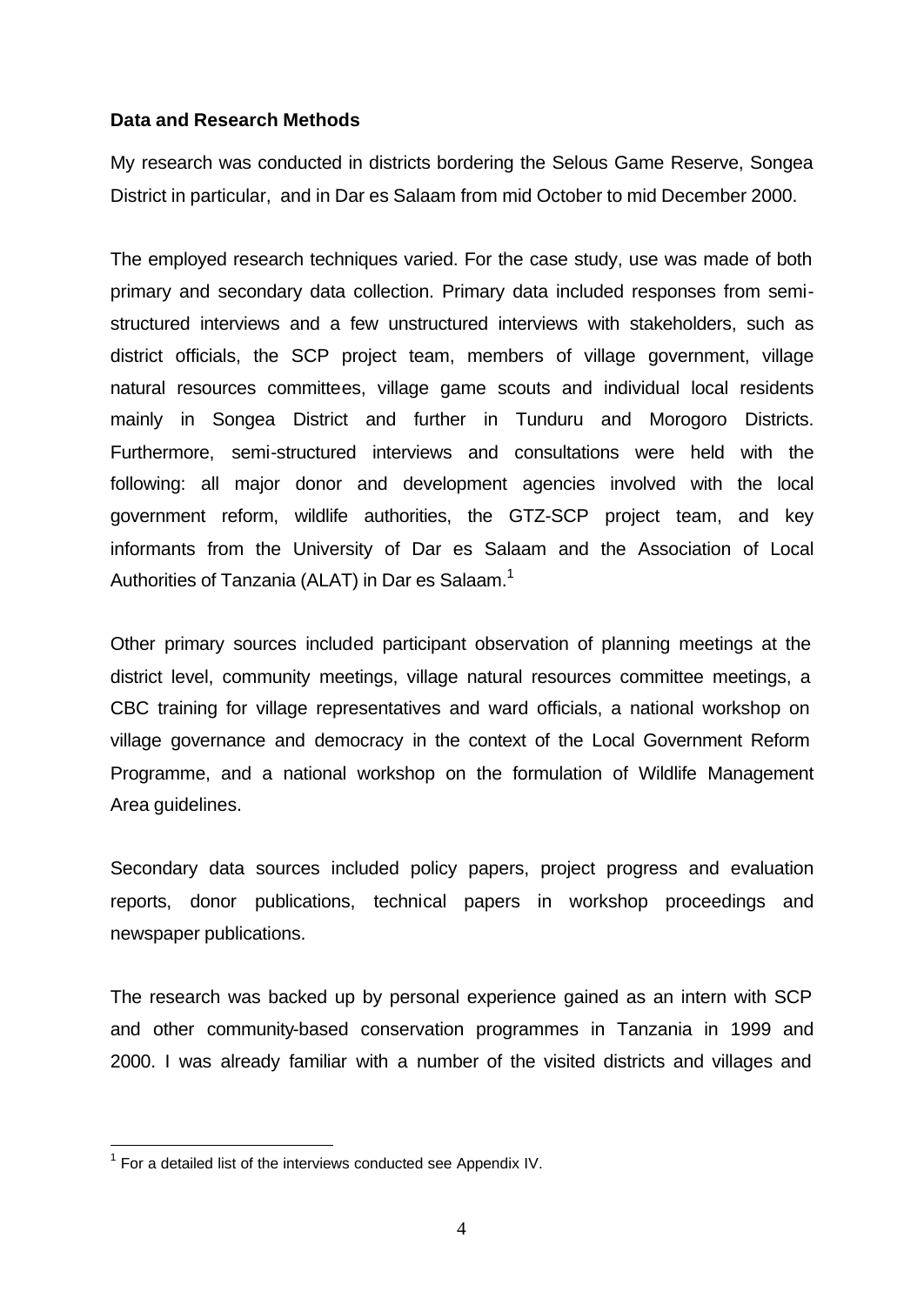**Data and Research Methods**

My research was conducted in districts bordering the Selous Game Reserve, Songea District in particular, and in Dar es Salaam from mid October to mid December 2000.

The employed research techniques varied. For the case study, use was made of both primary and secondary data collection. Primary data included responses from semi-structured interviews and a few unstructured interviews with stakeholders, such as district officials, the SCP project team, members of village government, village natural resources committees, village game scouts and individual local residents mainly in Songea District and further in Tunduru and Morogoro Districts. Furthermore, semi-structured interviews and consultations were held with the following: all major donor and development agencies involved with the local government reform, wildlife authorities, the GTZ-SCP project team, and key informants from the University of Dar es Salaam and the Association of Local Authorities of Tanzania (ALAT) in Dar es Salaam.[1]

Other primary sources included participant observation of planning meetings at the district level, community meetings, village natural resources committee meetings, a CBC training for village representatives and ward officials, a national workshop on village governance and democracy in the context of the Local Government Reform Programme, and a national workshop on the formulation of Wildlife Management Area guidelines.

Secondary data sources included policy papers, project progress and evaluation reports, donor publications, technical papers in workshop proceedings and newspaper publications.

The research was backed up by personal experience gained as an intern with SCP and other community-based conservation programmes in Tanzania in 1999 and 2000. I was already familiar with a number of the visited districts and villages and

[1] For a detailed list of the interviews conducted see Appendix IV.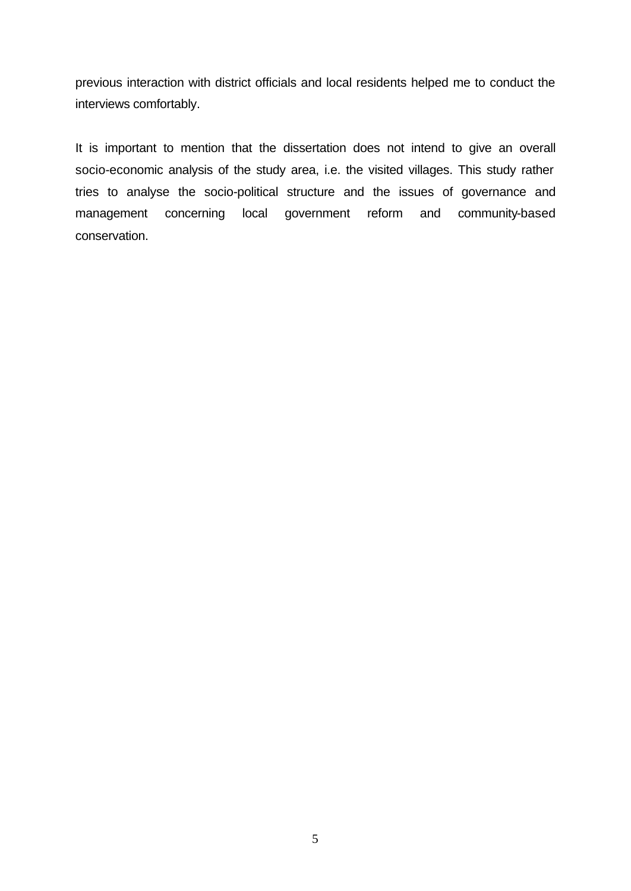previous interaction with district officials and local residents helped me to conduct the interviews comfortably.

It is important to mention that the dissertation does not intend to give an overall socio-economic analysis of the study area, i.e. the visited villages. This study rather tries to analyse the socio-political structure and the issues of governance and management concerning local government reform and community-based conservation.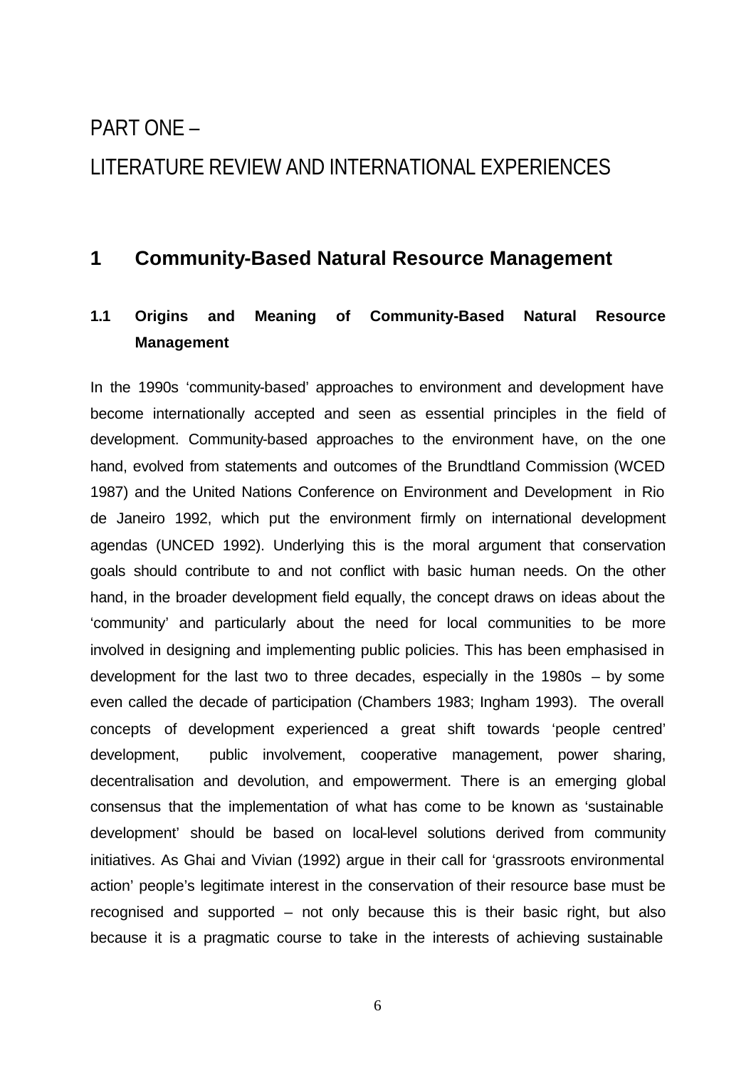# PART ONE –

# LITERATURE REVIEW AND INTERNATIONAL EXPERIENCES

## 1 Community-Based Natural Resource Management

### 1.1 Origins and Meaning of Community-Based Natural Resource Management

In the 1990s 'community-based' approaches to environment and development have become internationally accepted and seen as essential principles in the field of development. Community-based approaches to the environment have, on the one hand, evolved from statements and outcomes of the Brundtland Commission (WCED 1987) and the United Nations Conference on Environment and Development in Rio de Janeiro 1992, which put the environment firmly on international development agendas (UNCED 1992). Underlying this is the moral argument that conservation goals should contribute to and not conflict with basic human needs. On the other hand, in the broader development field equally, the concept draws on ideas about the 'community' and particularly about the need for local communities to be more involved in designing and implementing public policies. This has been emphasised in development for the last two to three decades, especially in the 1980s – by some even called the decade of participation (Chambers 1983; Ingham 1993). The overall concepts of development experienced a great shift towards 'people centred' development, public involvement, cooperative management, power sharing, decentralisation and devolution, and empowerment. There is an emerging global consensus that the implementation of what has come to be known as 'sustainable development' should be based on local-level solutions derived from community initiatives. As Ghai and Vivian (1992) argue in their call for 'grassroots environmental action' people's legitimate interest in the conservation of their resource base must be recognised and supported – not only because this is their basic right, but also because it is a pragmatic course to take in the interests of achieving sustainable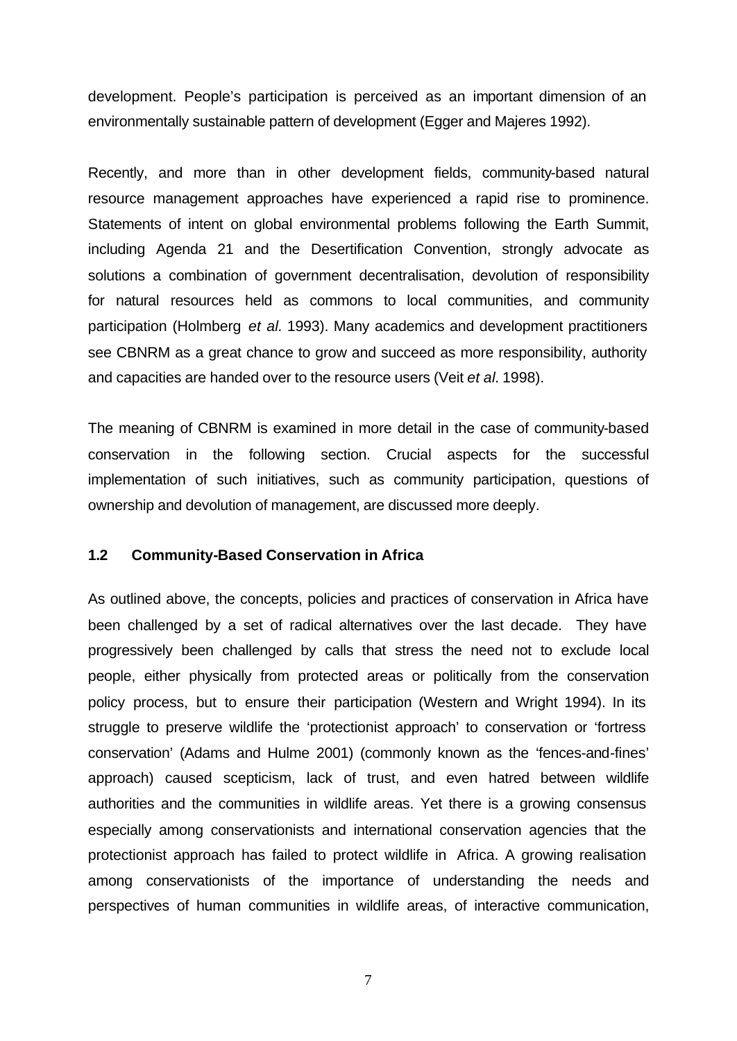development. People's participation is perceived as an important dimension of an environmentally sustainable pattern of development (Egger and Majeres 1992).

Recently, and more than in other development fields, community-based natural resource management approaches have experienced a rapid rise to prominence. Statements of intent on global environmental problems following the Earth Summit, including Agenda 21 and the Desertification Convention, strongly advocate as solutions a combination of government decentralisation, devolution of responsibility for natural resources held as commons to local communities, and community participation (Holmberg *et al.* 1993). Many academics and development practitioners see CBNRM as a great chance to grow and succeed as more responsibility, authority and capacities are handed over to the resource users (Veit *et al.* 1998).

The meaning of CBNRM is examined in more detail in the case of community-based conservation in the following section. Crucial aspects for the successful implementation of such initiatives, such as community participation, questions of ownership and devolution of management, are discussed more deeply.

### 1.2 Community-Based Conservation in Africa

As outlined above, the concepts, policies and practices of conservation in Africa have been challenged by a set of radical alternatives over the last decade. They have progressively been challenged by calls that stress the need not to exclude local people, either physically from protected areas or politically from the conservation policy process, but to ensure their participation (Western and Wright 1994). In its struggle to preserve wildlife the 'protectionist approach' to conservation or 'fortress conservation' (Adams and Hulme 2001) (commonly known as the 'fences-and-fines' approach) caused scepticism, lack of trust, and even hatred between wildlife authorities and the communities in wildlife areas. Yet there is a growing consensus especially among conservationists and international conservation agencies that the protectionist approach has failed to protect wildlife in Africa. A growing realisation among conservationists of the importance of understanding the needs and perspectives of human communities in wildlife areas, of interactive communication,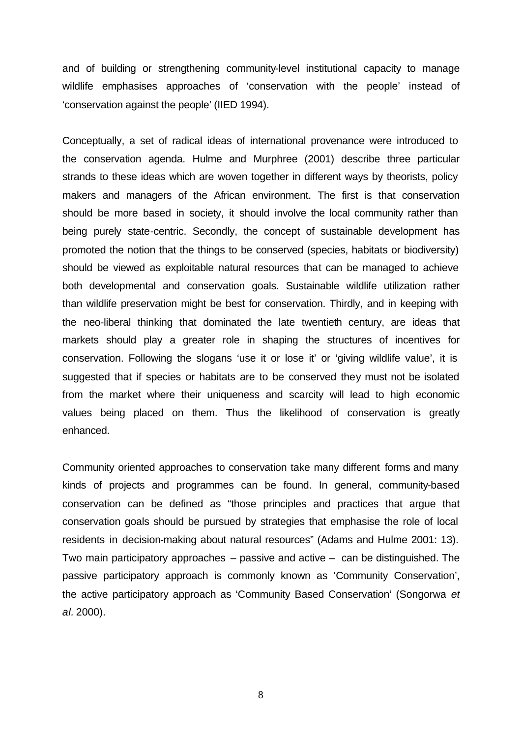and of building or strengthening community-level institutional capacity to manage wildlife emphasises approaches of 'conservation with the people' instead of 'conservation against the people' (IIED 1994).

Conceptually, a set of radical ideas of international provenance were introduced to the conservation agenda. Hulme and Murphree (2001) describe three particular strands to these ideas which are woven together in different ways by theorists, policy makers and managers of the African environment. The first is that conservation should be more based in society, it should involve the local community rather than being purely state-centric. Secondly, the concept of sustainable development has promoted the notion that the things to be conserved (species, habitats or biodiversity) should be viewed as exploitable natural resources that can be managed to achieve both developmental and conservation goals. Sustainable wildlife utilization rather than wildlife preservation might be best for conservation. Thirdly, and in keeping with the neo-liberal thinking that dominated the late twentieth century, are ideas that markets should play a greater role in shaping the structures of incentives for conservation. Following the slogans 'use it or lose it' or 'giving wildlife value', it is suggested that if species or habitats are to be conserved they must not be isolated from the market where their uniqueness and scarcity will lead to high economic values being placed on them. Thus the likelihood of conservation is greatly enhanced.

Community oriented approaches to conservation take many different forms and many kinds of projects and programmes can be found. In general, community-based conservation can be defined as "those principles and practices that argue that conservation goals should be pursued by strategies that emphasise the role of local residents in decision-making about natural resources" (Adams and Hulme 2001: 13). Two main participatory approaches – passive and active – can be distinguished. The passive participatory approach is commonly known as 'Community Conservation', the active participatory approach as 'Community Based Conservation' (Songorwa *et al.* 2000).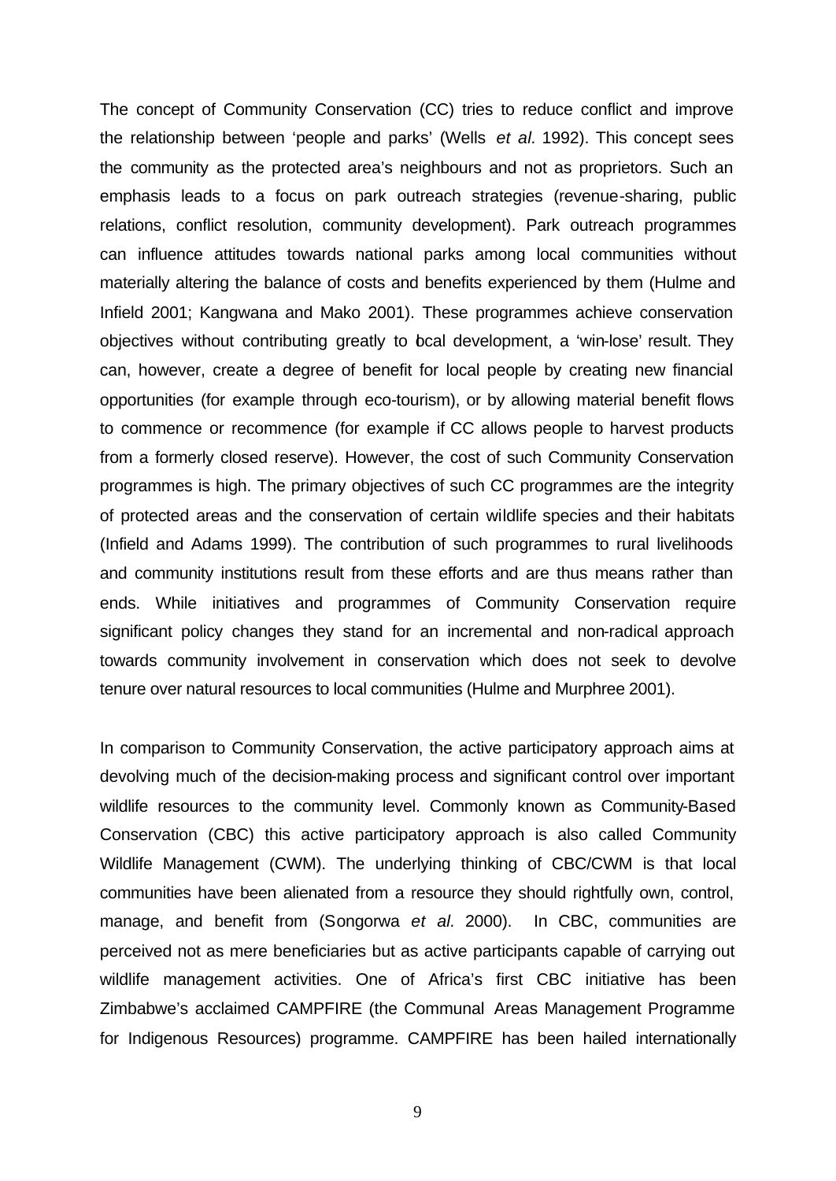The concept of Community Conservation (CC) tries to reduce conflict and improve the relationship between 'people and parks' (Wells *et al.* 1992). This concept sees the community as the protected area's neighbours and not as proprietors. Such an emphasis leads to a focus on park outreach strategies (revenue-sharing, public relations, conflict resolution, community development). Park outreach programmes can influence attitudes towards national parks among local communities without materially altering the balance of costs and benefits experienced by them (Hulme and Infield 2001; Kangwana and Mako 2001). These programmes achieve conservation objectives without contributing greatly to local development, a 'win-lose' result. They can, however, create a degree of benefit for local people by creating new financial opportunities (for example through eco-tourism), or by allowing material benefit flows to commence or recommence (for example if CC allows people to harvest products from a formerly closed reserve). However, the cost of such Community Conservation programmes is high. The primary objectives of such CC programmes are the integrity of protected areas and the conservation of certain wildlife species and their habitats (Infield and Adams 1999). The contribution of such programmes to rural livelihoods and community institutions result from these efforts and are thus means rather than ends. While initiatives and programmes of Community Conservation require significant policy changes they stand for an incremental and non-radical approach towards community involvement in conservation which does not seek to devolve tenure over natural resources to local communities (Hulme and Murphree 2001).

In comparison to Community Conservation, the active participatory approach aims at devolving much of the decision-making process and significant control over important wildlife resources to the community level. Commonly known as Community-Based Conservation (CBC) this active participatory approach is also called Community Wildlife Management (CWM). The underlying thinking of CBC/CWM is that local communities have been alienated from a resource they should rightfully own, control, manage, and benefit from (Songorwa *et al.* 2000). In CBC, communities are perceived not as mere beneficiaries but as active participants capable of carrying out wildlife management activities. One of Africa's first CBC initiative has been Zimbabwe's acclaimed CAMPFIRE (the Communal Areas Management Programme for Indigenous Resources) programme. CAMPFIRE has been hailed internationally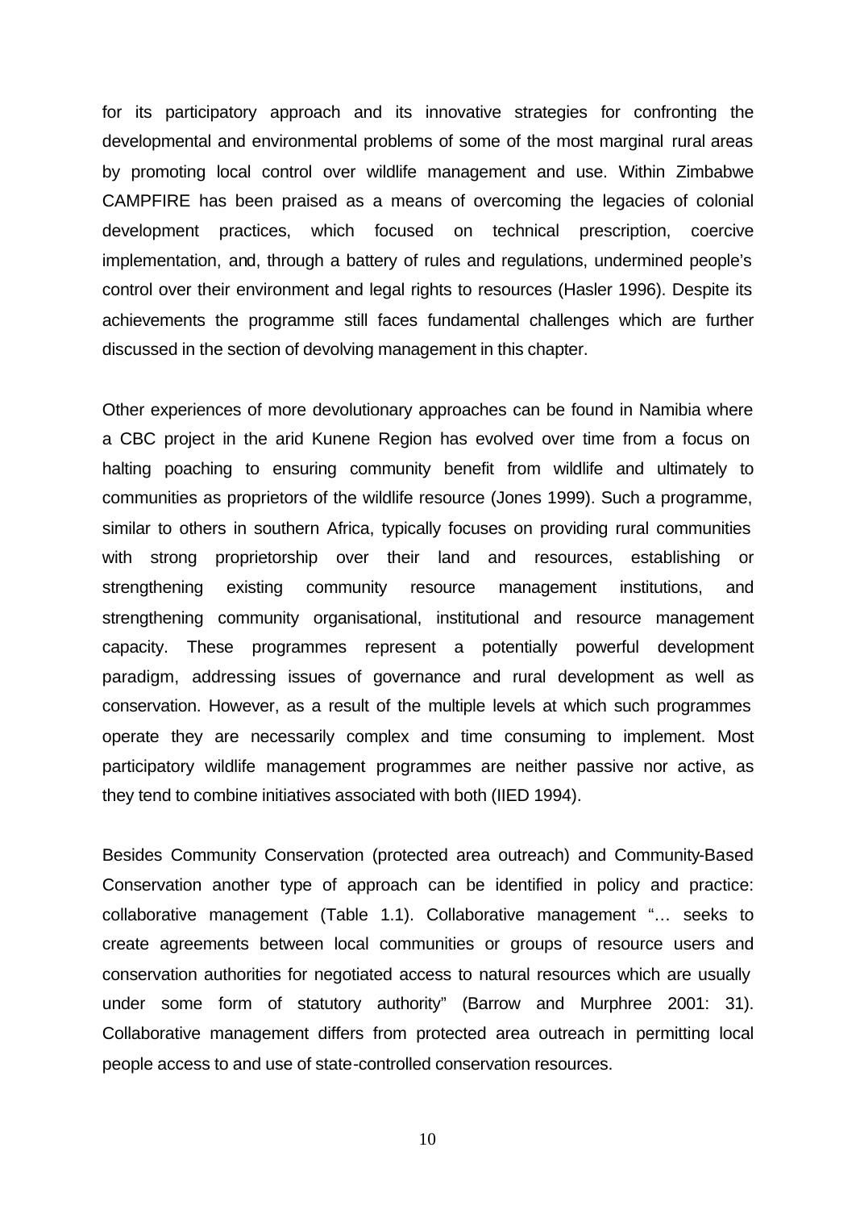for its participatory approach and its innovative strategies for confronting the developmental and environmental problems of some of the most marginal rural areas by promoting local control over wildlife management and use. Within Zimbabwe CAMPFIRE has been praised as a means of overcoming the legacies of colonial development practices, which focused on technical prescription, coercive implementation, and, through a battery of rules and regulations, undermined people's control over their environment and legal rights to resources (Hasler 1996). Despite its achievements the programme still faces fundamental challenges which are further discussed in the section of devolving management in this chapter.

Other experiences of more devolutionary approaches can be found in Namibia where a CBC project in the arid Kunene Region has evolved over time from a focus on halting poaching to ensuring community benefit from wildlife and ultimately to communities as proprietors of the wildlife resource (Jones 1999). Such a programme, similar to others in southern Africa, typically focuses on providing rural communities with strong proprietorship over their land and resources, establishing or strengthening existing community resource management institutions, and strengthening community organisational, institutional and resource management capacity. These programmes represent a potentially powerful development paradigm, addressing issues of governance and rural development as well as conservation. However, as a result of the multiple levels at which such programmes operate they are necessarily complex and time consuming to implement. Most participatory wildlife management programmes are neither passive nor active, as they tend to combine initiatives associated with both (IIED 1994).

Besides Community Conservation (protected area outreach) and Community-Based Conservation another type of approach can be identified in policy and practice: collaborative management (Table 1.1). Collaborative management "… seeks to create agreements between local communities or groups of resource users and conservation authorities for negotiated access to natural resources which are usually under some form of statutory authority" (Barrow and Murphree 2001: 31). Collaborative management differs from protected area outreach in permitting local people access to and use of state-controlled conservation resources.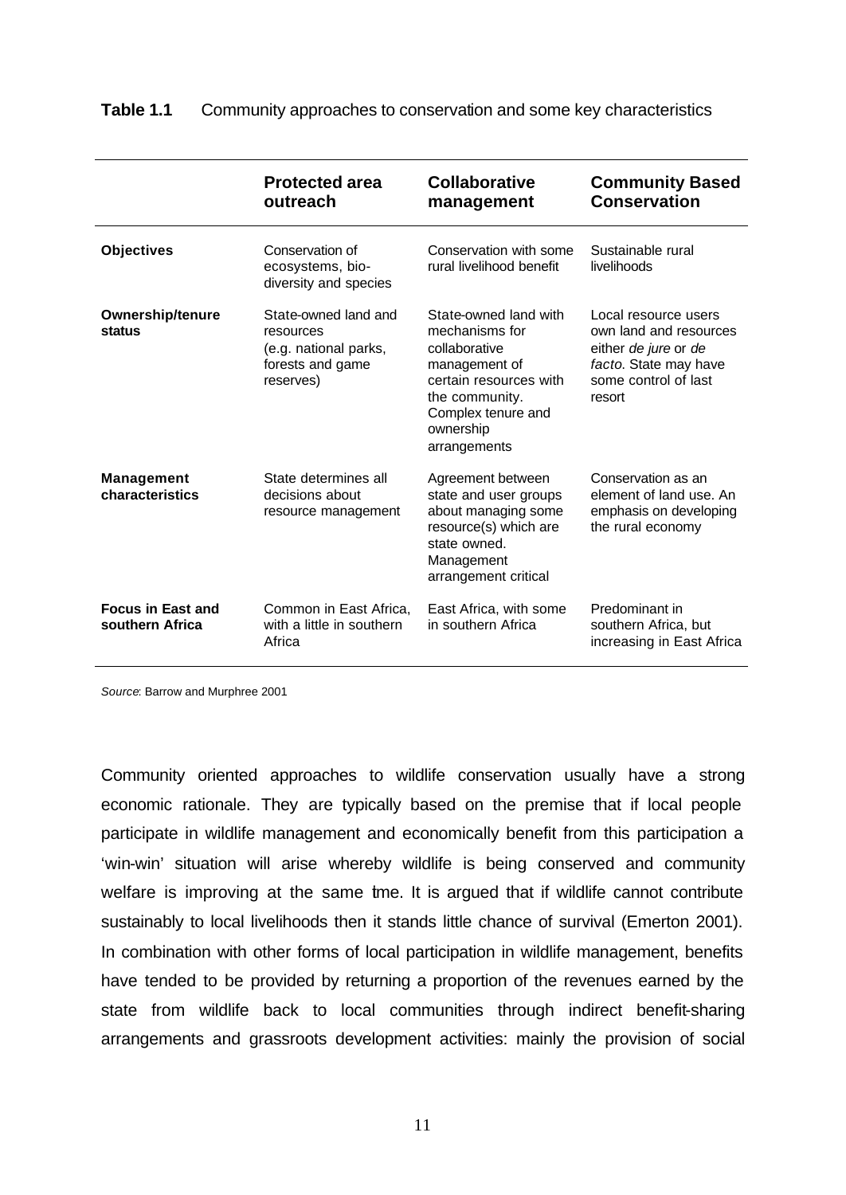**Table 1.1** Community approaches to conservation and some key characteristics

| | **Protected area outreach** | **Collaborative management** | **Community Based Conservation** |
|---|---|---|---|
| **Objectives** | Conservation of ecosystems, bio-diversity and species | Conservation with some rural livelihood benefit | Sustainable rural livelihoods |
| **Ownership/tenure status** | State-owned land and resources (e.g. national parks, forests and game reserves) | State-owned land with mechanisms for collaborative management of certain resources with the community. Complex tenure and ownership arrangements | Local resource users own land and resources either *de jure* or *de facto*. State may have some control of last resort |
| **Management characteristics** | State determines all decisions about resource management | Agreement between state and user groups about managing some resource(s) which are state owned. Management arrangement critical | Conservation as an element of land use. An emphasis on developing the rural economy |
| **Focus in East and southern Africa** | Common in East Africa, with a little in southern Africa | East Africa, with some in southern Africa | Predominant in southern Africa, but increasing in East Africa |

*Source*: Barrow and Murphree 2001

Community oriented approaches to wildlife conservation usually have a strong economic rationale. They are typically based on the premise that if local people participate in wildlife management and economically benefit from this participation a 'win-win' situation will arise whereby wildlife is being conserved and community welfare is improving at the same time. It is argued that if wildlife cannot contribute sustainably to local livelihoods then it stands little chance of survival (Emerton 2001). In combination with other forms of local participation in wildlife management, benefits have tended to be provided by returning a proportion of the revenues earned by the state from wildlife back to local communities through indirect benefit-sharing arrangements and grassroots development activities: mainly the provision of social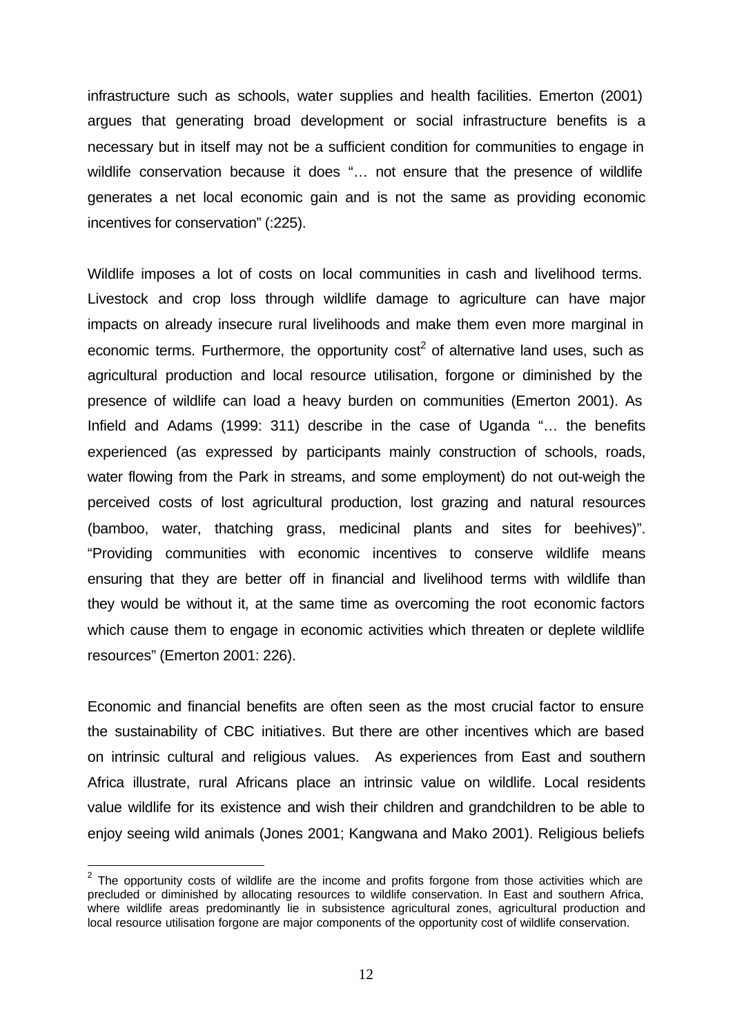infrastructure such as schools, water supplies and health facilities. Emerton (2001) argues that generating broad development or social infrastructure benefits is a necessary but in itself may not be a sufficient condition for communities to engage in wildlife conservation because it does "… not ensure that the presence of wildlife generates a net local economic gain and is not the same as providing economic incentives for conservation" (:225).

Wildlife imposes a lot of costs on local communities in cash and livelihood terms. Livestock and crop loss through wildlife damage to agriculture can have major impacts on already insecure rural livelihoods and make them even more marginal in economic terms. Furthermore, the opportunity cost[2] of alternative land uses, such as agricultural production and local resource utilisation, forgone or diminished by the presence of wildlife can load a heavy burden on communities (Emerton 2001). As Infield and Adams (1999: 311) describe in the case of Uganda "… the benefits experienced (as expressed by participants mainly construction of schools, roads, water flowing from the Park in streams, and some employment) do not out-weigh the perceived costs of lost agricultural production, lost grazing and natural resources (bamboo, water, thatching grass, medicinal plants and sites for beehives)". "Providing communities with economic incentives to conserve wildlife means ensuring that they are better off in financial and livelihood terms with wildlife than they would be without it, at the same time as overcoming the root economic factors which cause them to engage in economic activities which threaten or deplete wildlife resources" (Emerton 2001: 226).

Economic and financial benefits are often seen as the most crucial factor to ensure the sustainability of CBC initiatives. But there are other incentives which are based on intrinsic cultural and religious values. As experiences from East and southern Africa illustrate, rural Africans place an intrinsic value on wildlife. Local residents value wildlife for its existence and wish their children and grandchildren to be able to enjoy seeing wild animals (Jones 2001; Kangwana and Mako 2001). Religious beliefs

[2] The opportunity costs of wildlife are the income and profits forgone from those activities which are precluded or diminished by allocating resources to wildlife conservation. In East and southern Africa, where wildlife areas predominantly lie in subsistence agricultural zones, agricultural production and local resource utilisation forgone are major components of the opportunity cost of wildlife conservation.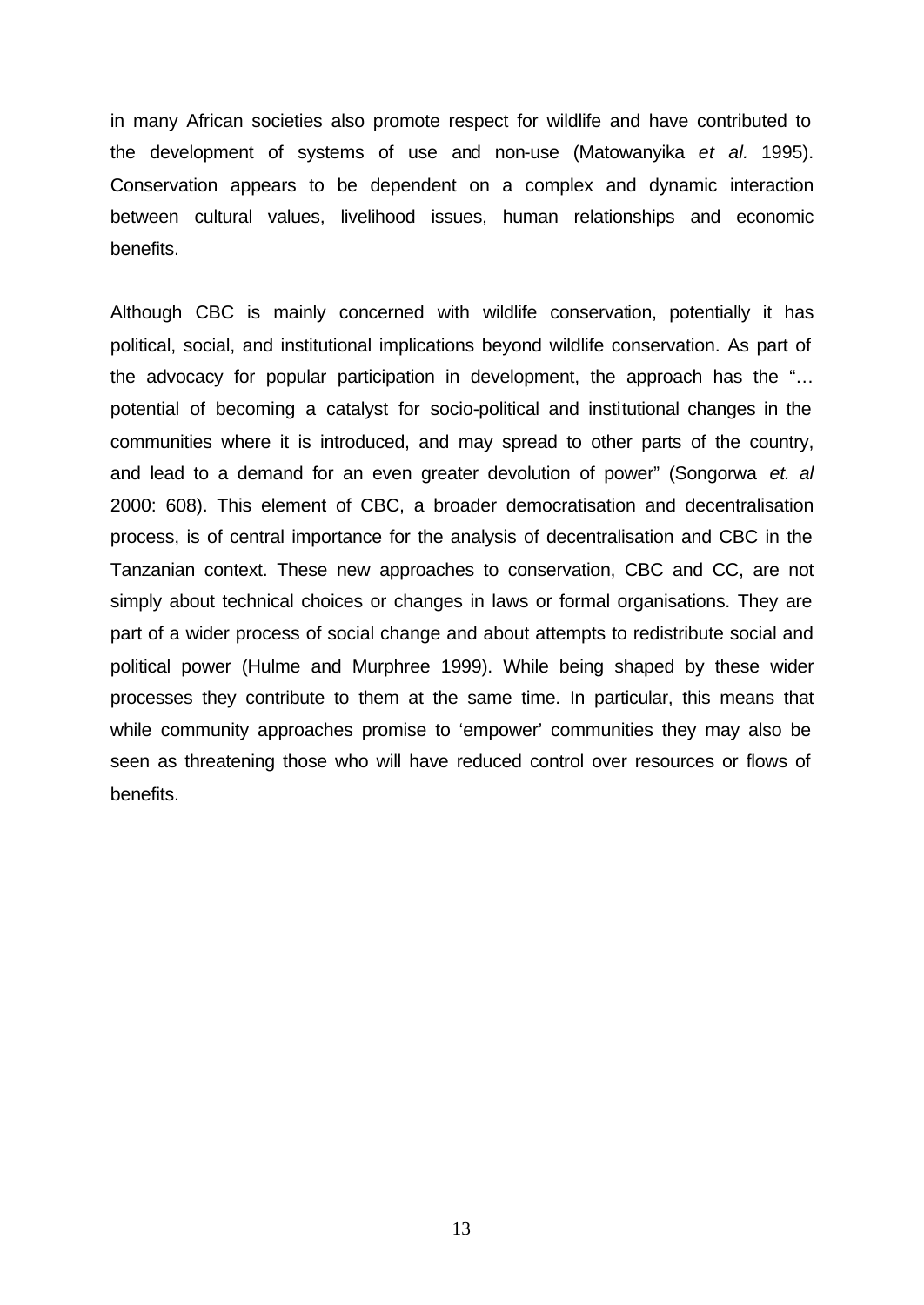in many African societies also promote respect for wildlife and have contributed to the development of systems of use and non-use (Matowanyika *et al.* 1995). Conservation appears to be dependent on a complex and dynamic interaction between cultural values, livelihood issues, human relationships and economic benefits.

Although CBC is mainly concerned with wildlife conservation, potentially it has political, social, and institutional implications beyond wildlife conservation. As part of the advocacy for popular participation in development, the approach has the "… potential of becoming a catalyst for socio-political and institutional changes in the communities where it is introduced, and may spread to other parts of the country, and lead to a demand for an even greater devolution of power" (Songorwa *et. al* 2000: 608). This element of CBC, a broader democratisation and decentralisation process, is of central importance for the analysis of decentralisation and CBC in the Tanzanian context. These new approaches to conservation, CBC and CC, are not simply about technical choices or changes in laws or formal organisations. They are part of a wider process of social change and about attempts to redistribute social and political power (Hulme and Murphree 1999). While being shaped by these wider processes they contribute to them at the same time. In particular, this means that while community approaches promise to 'empower' communities they may also be seen as threatening those who will have reduced control over resources or flows of benefits.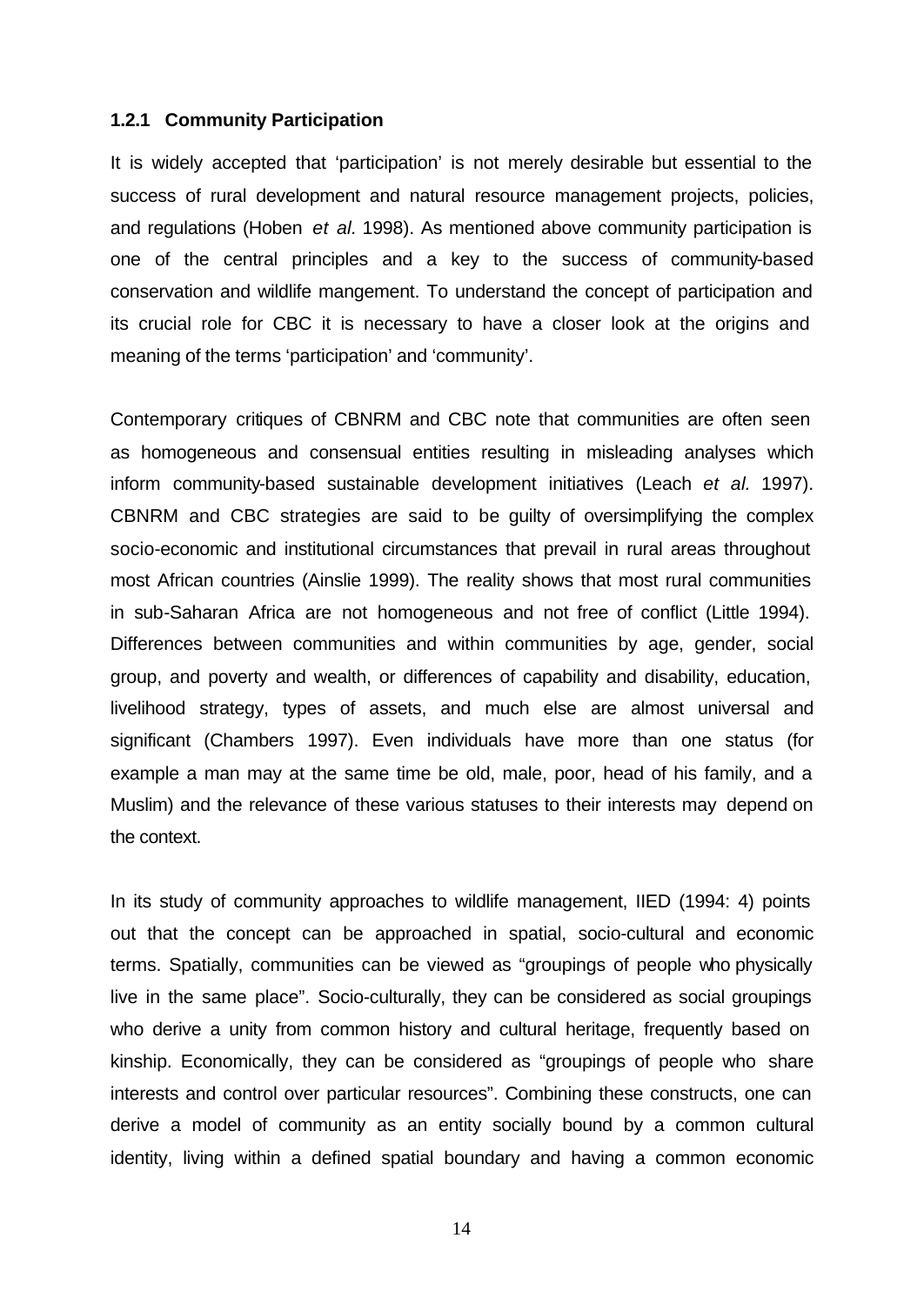### 1.2.1 Community Participation

It is widely accepted that 'participation' is not merely desirable but essential to the success of rural development and natural resource management projects, policies, and regulations (Hoben *et al.* 1998). As mentioned above community participation is one of the central principles and a key to the success of community-based conservation and wildlife mangement. To understand the concept of participation and its crucial role for CBC it is necessary to have a closer look at the origins and meaning of the terms 'participation' and 'community'.

Contemporary critiques of CBNRM and CBC note that communities are often seen as homogeneous and consensual entities resulting in misleading analyses which inform community-based sustainable development initiatives (Leach *et al.* 1997). CBNRM and CBC strategies are said to be guilty of oversimplifying the complex socio-economic and institutional circumstances that prevail in rural areas throughout most African countries (Ainslie 1999). The reality shows that most rural communities in sub-Saharan Africa are not homogeneous and not free of conflict (Little 1994). Differences between communities and within communities by age, gender, social group, and poverty and wealth, or differences of capability and disability, education, livelihood strategy, types of assets, and much else are almost universal and significant (Chambers 1997). Even individuals have more than one status (for example a man may at the same time be old, male, poor, head of his family, and a Muslim) and the relevance of these various statuses to their interests may depend on the context.

In its study of community approaches to wildlife management, IIED (1994: 4) points out that the concept can be approached in spatial, socio-cultural and economic terms. Spatially, communities can be viewed as "groupings of people who physically live in the same place". Socio-culturally, they can be considered as social groupings who derive a unity from common history and cultural heritage, frequently based on kinship. Economically, they can be considered as "groupings of people who share interests and control over particular resources". Combining these constructs, one can derive a model of community as an entity socially bound by a common cultural identity, living within a defined spatial boundary and having a common economic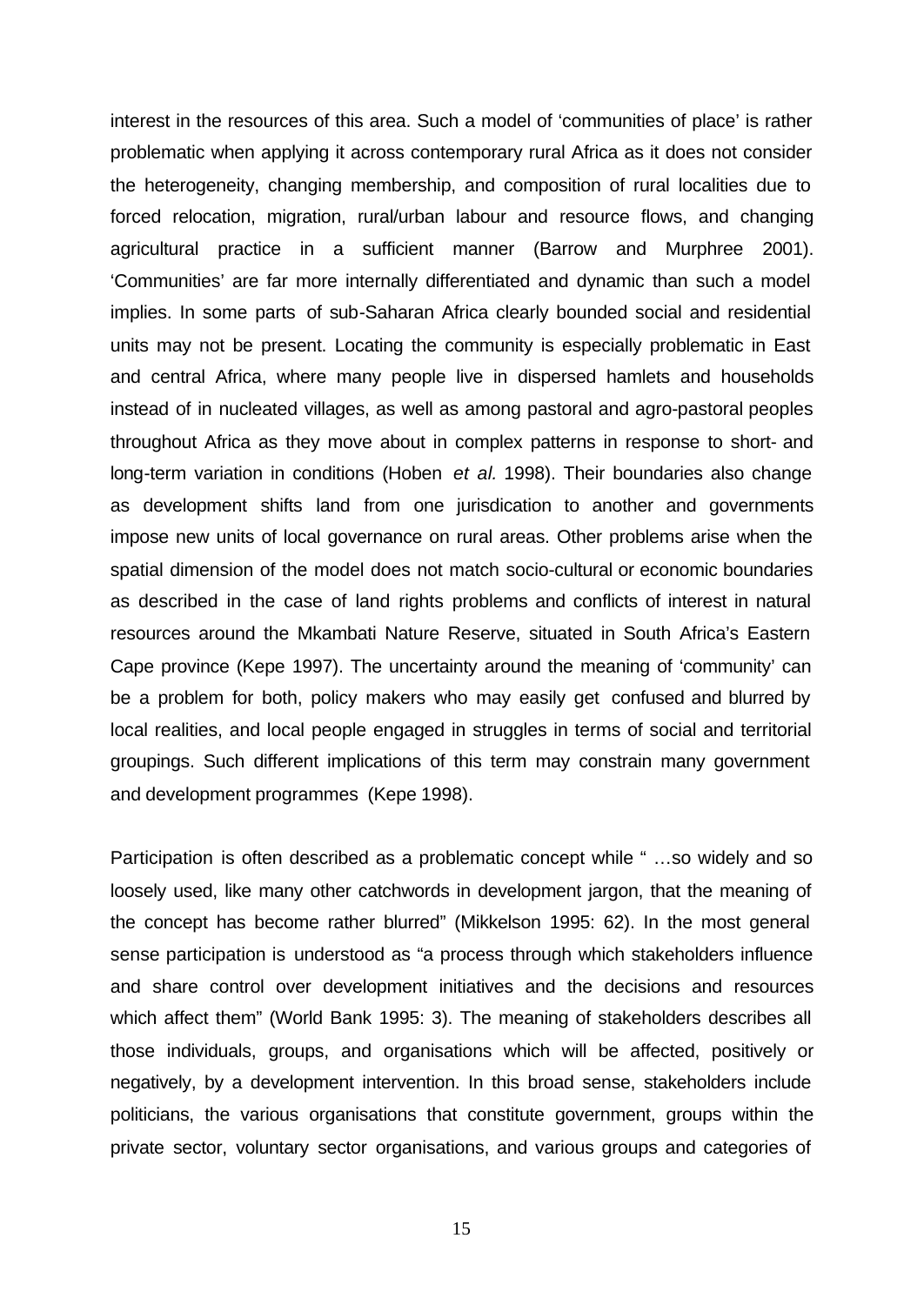interest in the resources of this area. Such a model of 'communities of place' is rather problematic when applying it across contemporary rural Africa as it does not consider the heterogeneity, changing membership, and composition of rural localities due to forced relocation, migration, rural/urban labour and resource flows, and changing agricultural practice in a sufficient manner (Barrow and Murphree 2001). 'Communities' are far more internally differentiated and dynamic than such a model implies. In some parts of sub-Saharan Africa clearly bounded social and residential units may not be present. Locating the community is especially problematic in East and central Africa, where many people live in dispersed hamlets and households instead of in nucleated villages, as well as among pastoral and agro-pastoral peoples throughout Africa as they move about in complex patterns in response to short- and long-term variation in conditions (Hoben *et al.* 1998). Their boundaries also change as development shifts land from one jurisdication to another and governments impose new units of local governance on rural areas. Other problems arise when the spatial dimension of the model does not match socio-cultural or economic boundaries as described in the case of land rights problems and conflicts of interest in natural resources around the Mkambati Nature Reserve, situated in South Africa's Eastern Cape province (Kepe 1997). The uncertainty around the meaning of 'community' can be a problem for both, policy makers who may easily get confused and blurred by local realities, and local people engaged in struggles in terms of social and territorial groupings. Such different implications of this term may constrain many government and development programmes (Kepe 1998).

Participation is often described as a problematic concept while " …so widely and so loosely used, like many other catchwords in development jargon, that the meaning of the concept has become rather blurred" (Mikkelson 1995: 62). In the most general sense participation is understood as "a process through which stakeholders influence and share control over development initiatives and the decisions and resources which affect them" (World Bank 1995: 3). The meaning of stakeholders describes all those individuals, groups, and organisations which will be affected, positively or negatively, by a development intervention. In this broad sense, stakeholders include politicians, the various organisations that constitute government, groups within the private sector, voluntary sector organisations, and various groups and categories of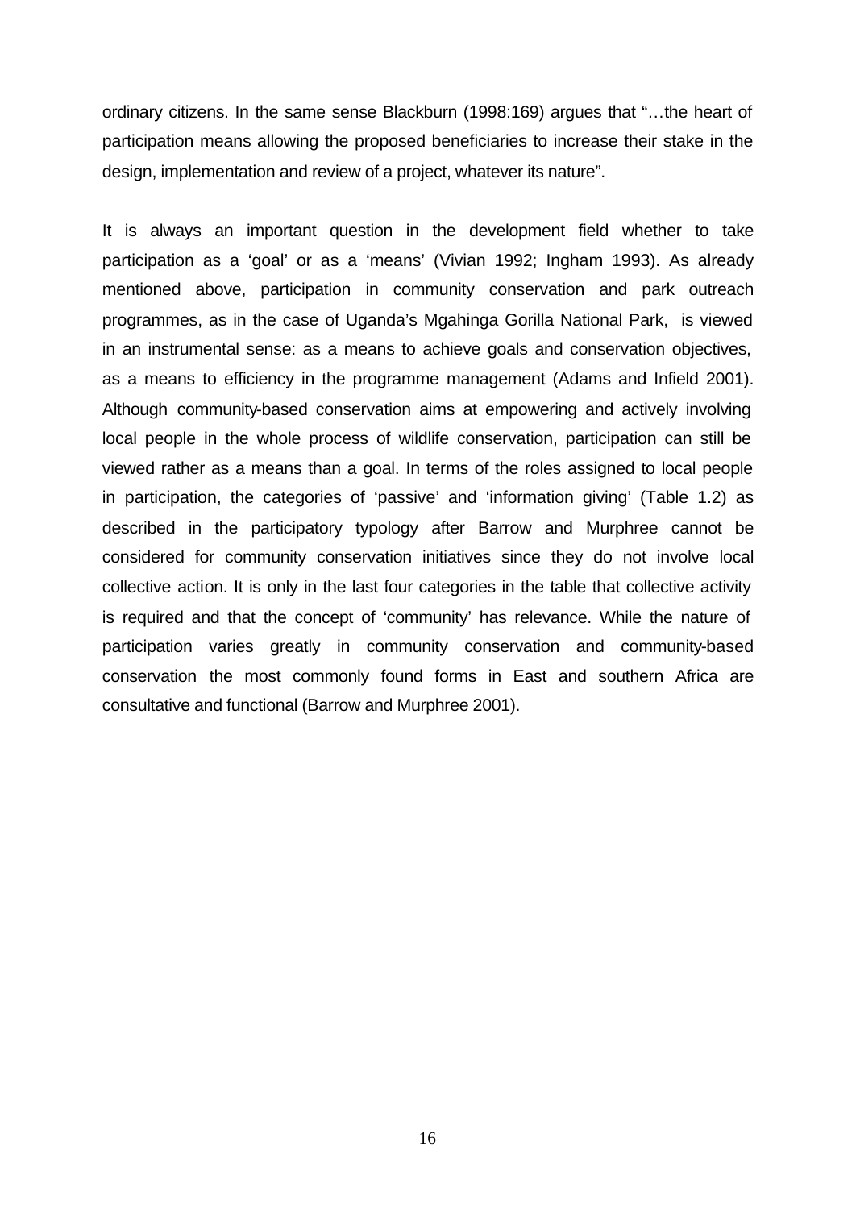ordinary citizens. In the same sense Blackburn (1998:169) argues that "…the heart of participation means allowing the proposed beneficiaries to increase their stake in the design, implementation and review of a project, whatever its nature".

It is always an important question in the development field whether to take participation as a 'goal' or as a 'means' (Vivian 1992; Ingham 1993). As already mentioned above, participation in community conservation and park outreach programmes, as in the case of Uganda's Mgahinga Gorilla National Park, is viewed in an instrumental sense: as a means to achieve goals and conservation objectives, as a means to efficiency in the programme management (Adams and Infield 2001). Although community-based conservation aims at empowering and actively involving local people in the whole process of wildlife conservation, participation can still be viewed rather as a means than a goal. In terms of the roles assigned to local people in participation, the categories of 'passive' and 'information giving' (Table 1.2) as described in the participatory typology after Barrow and Murphree cannot be considered for community conservation initiatives since they do not involve local collective action. It is only in the last four categories in the table that collective activity is required and that the concept of 'community' has relevance. While the nature of participation varies greatly in community conservation and community-based conservation the most commonly found forms in East and southern Africa are consultative and functional (Barrow and Murphree 2001).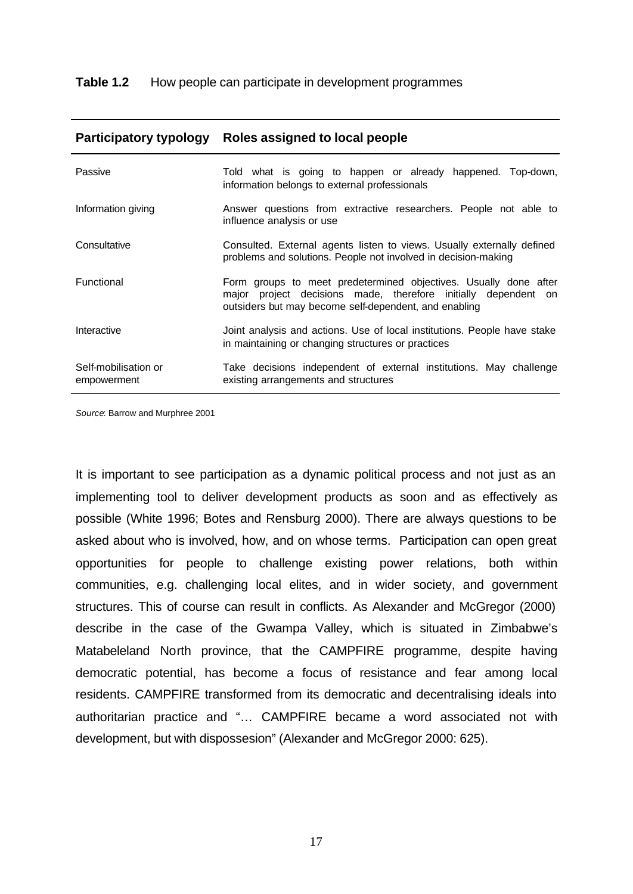**Table 1.2** How people can participate in development programmes

| Participatory typology | Roles assigned to local people |
|---|---|
| Passive | Told what is going to happen or already happened. Top-down, information belongs to external professionals |
| Information giving | Answer questions from extractive researchers. People not able to influence analysis or use |
| Consultative | Consulted. External agents listen to views. Usually externally defined problems and solutions. People not involved in decision-making |
| Functional | Form groups to meet predetermined objectives. Usually done after major project decisions made, therefore initially dependent on outsiders but may become self-dependent, and enabling |
| Interactive | Joint analysis and actions. Use of local institutions. People have stake in maintaining or changing structures or practices |
| Self-mobilisation or empowerment | Take decisions independent of external institutions. May challenge existing arrangements and structures |

*Source*: Barrow and Murphree 2001

It is important to see participation as a dynamic political process and not just as an implementing tool to deliver development products as soon and as effectively as possible (White 1996; Botes and Rensburg 2000). There are always questions to be asked about who is involved, how, and on whose terms. Participation can open great opportunities for people to challenge existing power relations, both within communities, e.g. challenging local elites, and in wider society, and government structures. This of course can result in conflicts. As Alexander and McGregor (2000) describe in the case of the Gwampa Valley, which is situated in Zimbabwe's Matabeleland North province, that the CAMPFIRE programme, despite having democratic potential, has become a focus of resistance and fear among local residents. CAMPFIRE transformed from its democratic and decentralising ideals into authoritarian practice and "… CAMPFIRE became a word associated not with development, but with dispossesion" (Alexander and McGregor 2000: 625).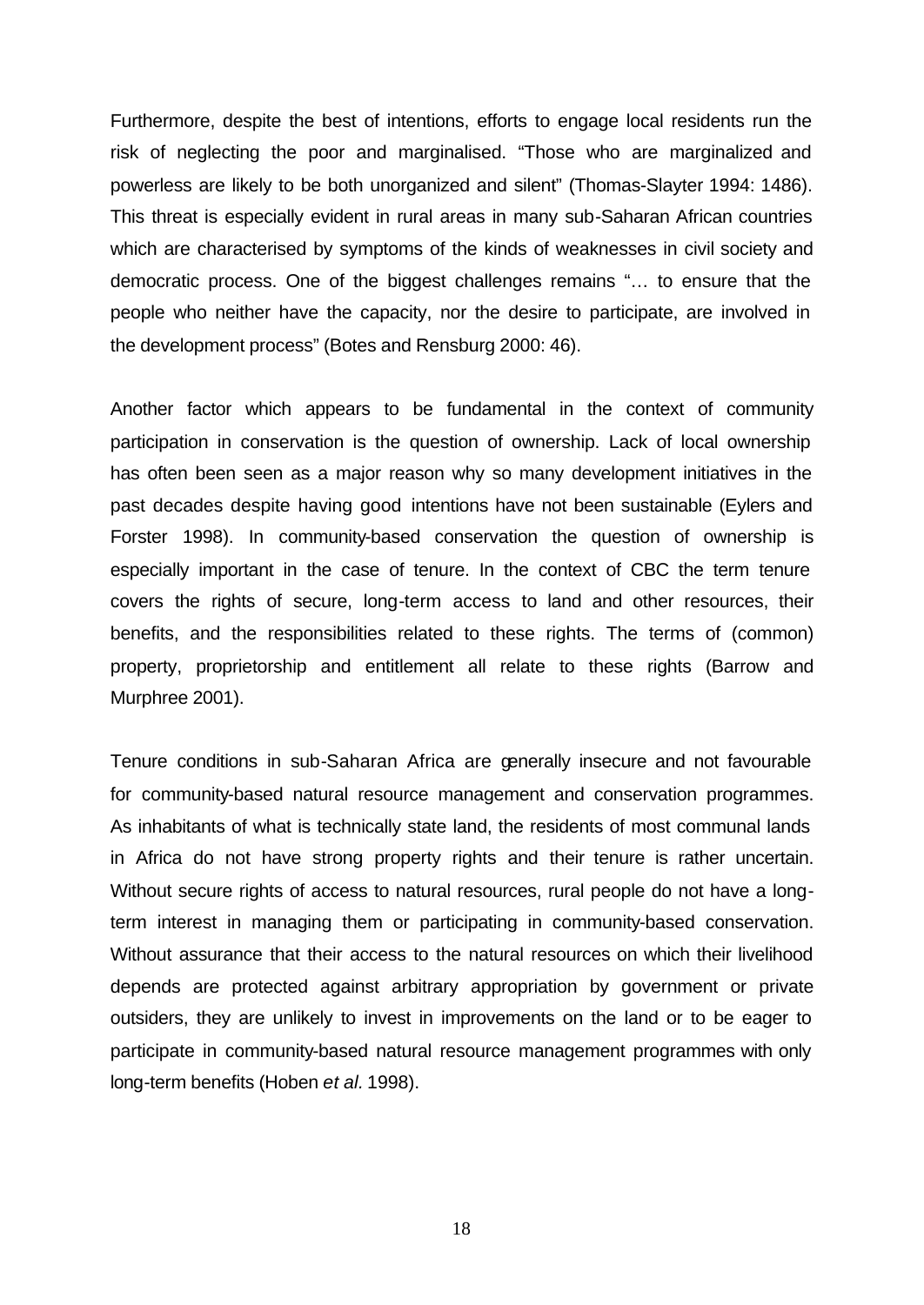Furthermore, despite the best of intentions, efforts to engage local residents run the risk of neglecting the poor and marginalised. "Those who are marginalized and powerless are likely to be both unorganized and silent" (Thomas-Slayter 1994: 1486). This threat is especially evident in rural areas in many sub-Saharan African countries which are characterised by symptoms of the kinds of weaknesses in civil society and democratic process. One of the biggest challenges remains "… to ensure that the people who neither have the capacity, nor the desire to participate, are involved in the development process" (Botes and Rensburg 2000: 46).

Another factor which appears to be fundamental in the context of community participation in conservation is the question of ownership. Lack of local ownership has often been seen as a major reason why so many development initiatives in the past decades despite having good intentions have not been sustainable (Eylers and Forster 1998). In community-based conservation the question of ownership is especially important in the case of tenure. In the context of CBC the term tenure covers the rights of secure, long-term access to land and other resources, their benefits, and the responsibilities related to these rights. The terms of (common) property, proprietorship and entitlement all relate to these rights (Barrow and Murphree 2001).

Tenure conditions in sub-Saharan Africa are generally insecure and not favourable for community-based natural resource management and conservation programmes. As inhabitants of what is technically state land, the residents of most communal lands in Africa do not have strong property rights and their tenure is rather uncertain. Without secure rights of access to natural resources, rural people do not have a long-term interest in managing them or participating in community-based conservation. Without assurance that their access to the natural resources on which their livelihood depends are protected against arbitrary appropriation by government or private outsiders, they are unlikely to invest in improvements on the land or to be eager to participate in community-based natural resource management programmes with only long-term benefits (Hoben *et al.* 1998).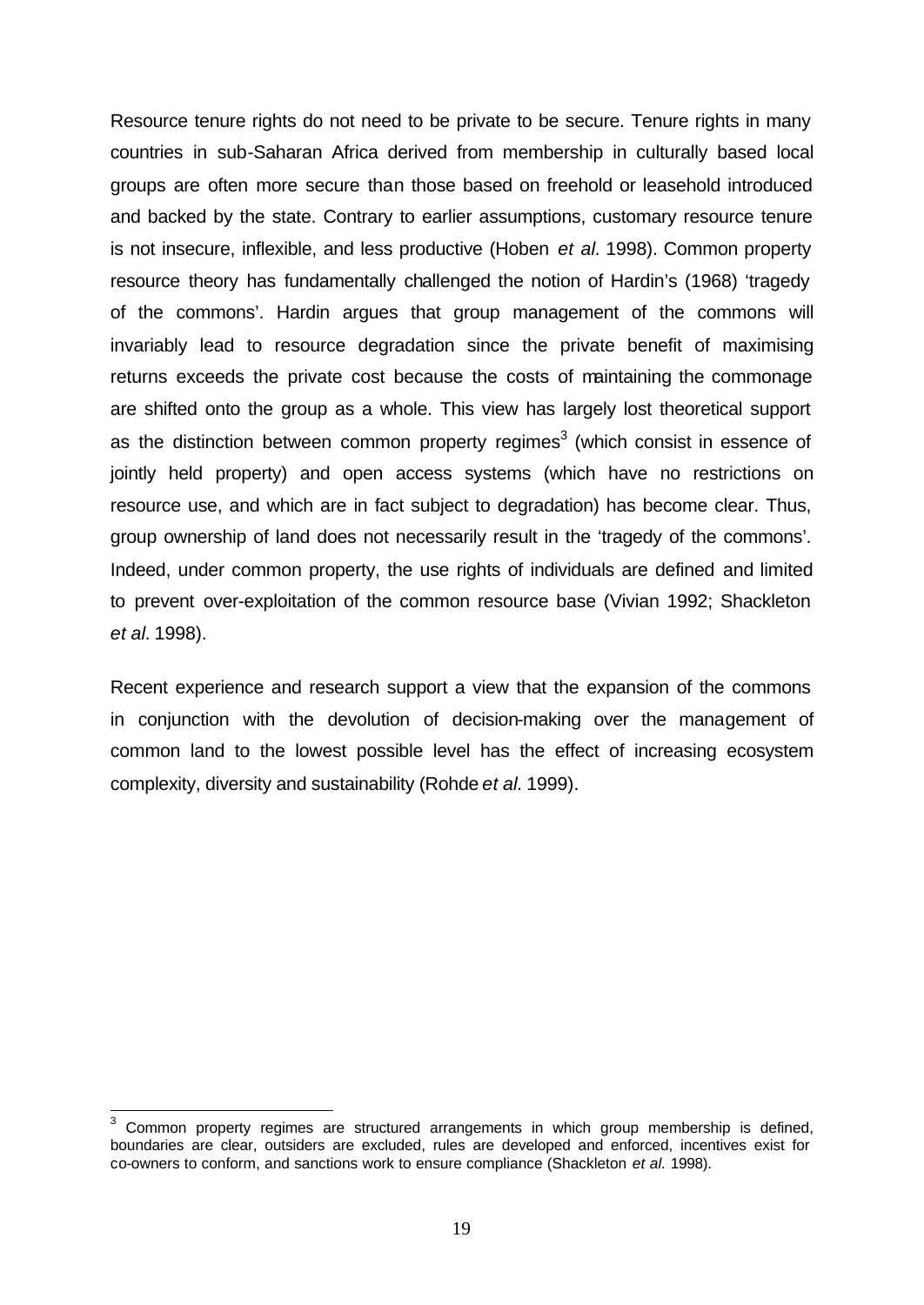Resource tenure rights do not need to be private to be secure. Tenure rights in many countries in sub-Saharan Africa derived from membership in culturally based local groups are often more secure than those based on freehold or leasehold introduced and backed by the state. Contrary to earlier assumptions, customary resource tenure is not insecure, inflexible, and less productive (Hoben *et al.* 1998). Common property resource theory has fundamentally challenged the notion of Hardin's (1968) 'tragedy of the commons'. Hardin argues that group management of the commons will invariably lead to resource degradation since the private benefit of maximising returns exceeds the private cost because the costs of maintaining the commonage are shifted onto the group as a whole. This view has largely lost theoretical support as the distinction between common property regimes[3] (which consist in essence of jointly held property) and open access systems (which have no restrictions on resource use, and which are in fact subject to degradation) has become clear. Thus, group ownership of land does not necessarily result in the 'tragedy of the commons'. Indeed, under common property, the use rights of individuals are defined and limited to prevent over-exploitation of the common resource base (Vivian 1992; Shackleton *et al.* 1998).

Recent experience and research support a view that the expansion of the commons in conjunction with the devolution of decision-making over the management of common land to the lowest possible level has the effect of increasing ecosystem complexity, diversity and sustainability (Rohde *et al.* 1999).

[3] Common property regimes are structured arrangements in which group membership is defined, boundaries are clear, outsiders are excluded, rules are developed and enforced, incentives exist for co-owners to conform, and sanctions work to ensure compliance (Shackleton *et al.* 1998).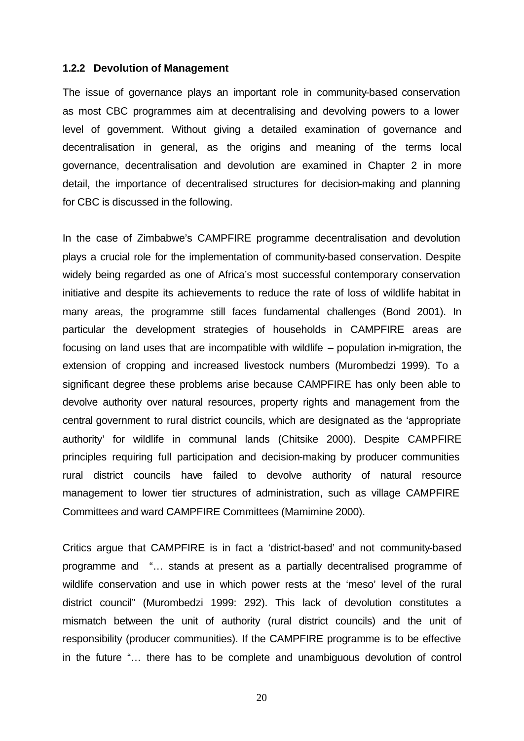### 1.2.2 Devolution of Management

The issue of governance plays an important role in community-based conservation as most CBC programmes aim at decentralising and devolving powers to a lower level of government. Without giving a detailed examination of governance and decentralisation in general, as the origins and meaning of the terms local governance, decentralisation and devolution are examined in Chapter 2 in more detail, the importance of decentralised structures for decision-making and planning for CBC is discussed in the following.

In the case of Zimbabwe's CAMPFIRE programme decentralisation and devolution plays a crucial role for the implementation of community-based conservation. Despite widely being regarded as one of Africa's most successful contemporary conservation initiative and despite its achievements to reduce the rate of loss of wildlife habitat in many areas, the programme still faces fundamental challenges (Bond 2001). In particular the development strategies of households in CAMPFIRE areas are focusing on land uses that are incompatible with wildlife – population in-migration, the extension of cropping and increased livestock numbers (Murombedzi 1999). To a significant degree these problems arise because CAMPFIRE has only been able to devolve authority over natural resources, property rights and management from the central government to rural district councils, which are designated as the 'appropriate authority' for wildlife in communal lands (Chitsike 2000). Despite CAMPFIRE principles requiring full participation and decision-making by producer communities rural district councils have failed to devolve authority of natural resource management to lower tier structures of administration, such as village CAMPFIRE Committees and ward CAMPFIRE Committees (Mamimine 2000).

Critics argue that CAMPFIRE is in fact a 'district-based' and not community-based programme and "… stands at present as a partially decentralised programme of wildlife conservation and use in which power rests at the 'meso' level of the rural district council" (Murombedzi 1999: 292). This lack of devolution constitutes a mismatch between the unit of authority (rural district councils) and the unit of responsibility (producer communities). If the CAMPFIRE programme is to be effective in the future "… there has to be complete and unambiguous devolution of control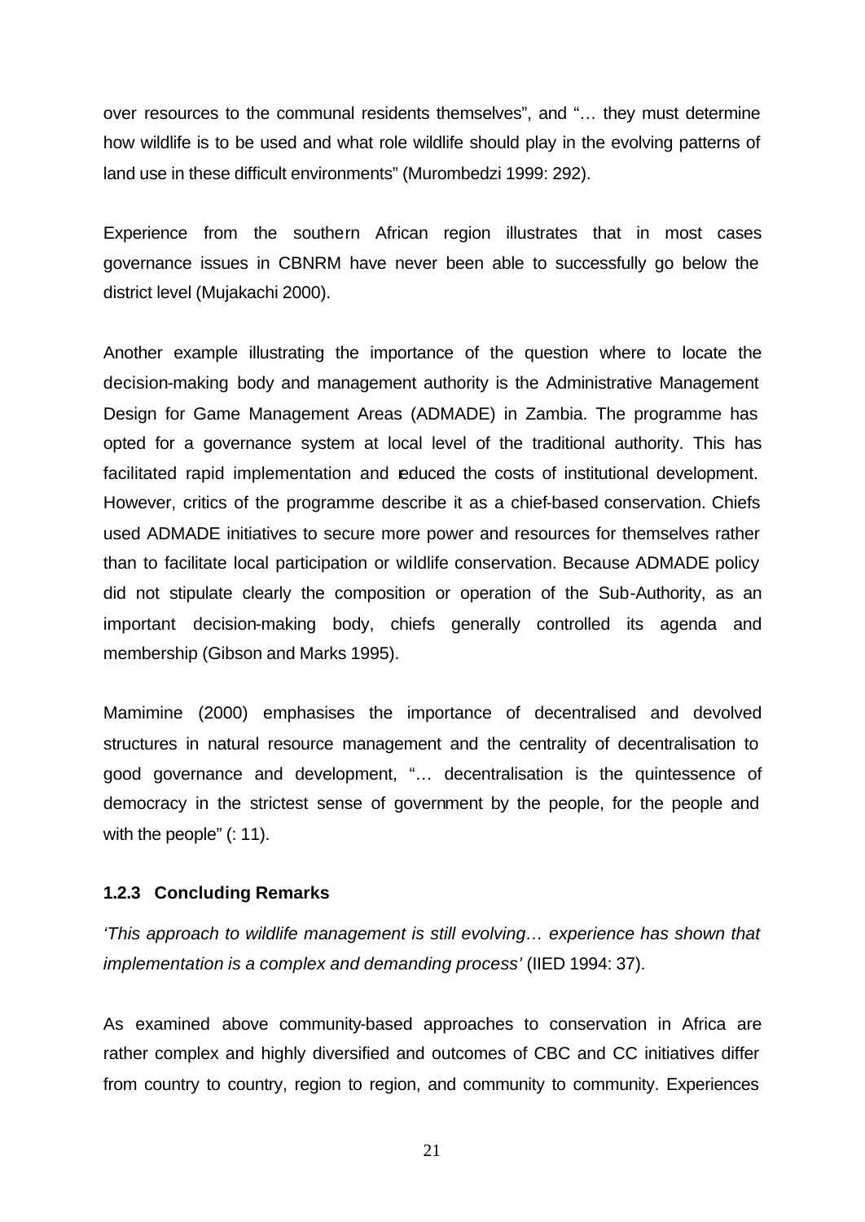over resources to the communal residents themselves", and "… they must determine how wildlife is to be used and what role wildlife should play in the evolving patterns of land use in these difficult environments" (Murombedzi 1999: 292).

Experience from the southern African region illustrates that in most cases governance issues in CBNRM have never been able to successfully go below the district level (Mujakachi 2000).

Another example illustrating the importance of the question where to locate the decision-making body and management authority is the Administrative Management Design for Game Management Areas (ADMADE) in Zambia. The programme has opted for a governance system at local level of the traditional authority. This has facilitated rapid implementation and reduced the costs of institutional development. However, critics of the programme describe it as a chief-based conservation. Chiefs used ADMADE initiatives to secure more power and resources for themselves rather than to facilitate local participation or wildlife conservation. Because ADMADE policy did not stipulate clearly the composition or operation of the Sub-Authority, as an important decision-making body, chiefs generally controlled its agenda and membership (Gibson and Marks 1995).

Mamimine (2000) emphasises the importance of decentralised and devolved structures in natural resource management and the centrality of decentralisation to good governance and development, "… decentralisation is the quintessence of democracy in the strictest sense of government by the people, for the people and with the people" (: 11).

### 1.2.3 Concluding Remarks

*'This approach to wildlife management is still evolving… experience has shown that implementation is a complex and demanding process'* (IIED 1994: 37).

As examined above community-based approaches to conservation in Africa are rather complex and highly diversified and outcomes of CBC and CC initiatives differ from country to country, region to region, and community to community. Experiences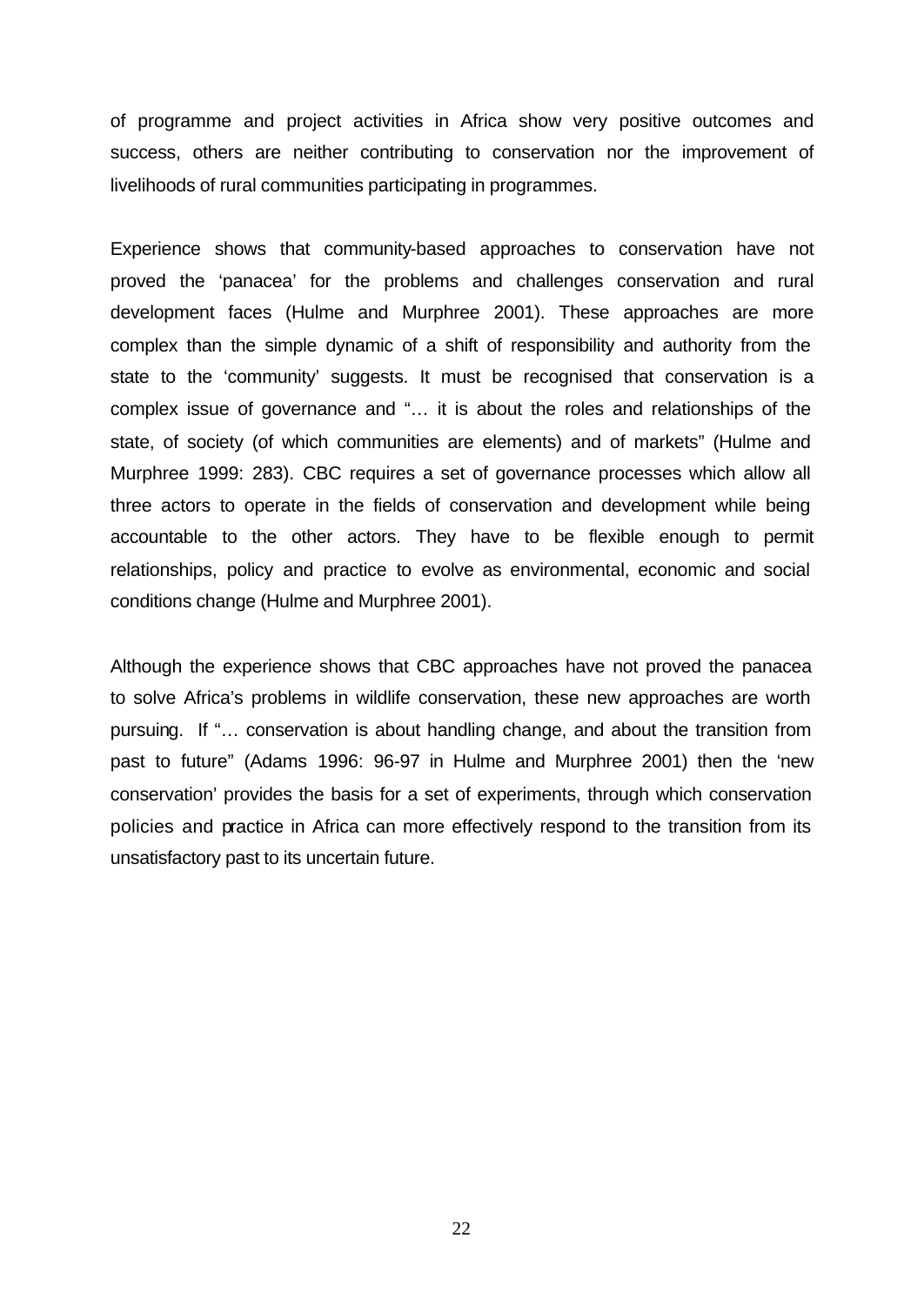of programme and project activities in Africa show very positive outcomes and success, others are neither contributing to conservation nor the improvement of livelihoods of rural communities participating in programmes.

Experience shows that community-based approaches to conservation have not proved the 'panacea' for the problems and challenges conservation and rural development faces (Hulme and Murphree 2001). These approaches are more complex than the simple dynamic of a shift of responsibility and authority from the state to the 'community' suggests. It must be recognised that conservation is a complex issue of governance and "… it is about the roles and relationships of the state, of society (of which communities are elements) and of markets" (Hulme and Murphree 1999: 283). CBC requires a set of governance processes which allow all three actors to operate in the fields of conservation and development while being accountable to the other actors. They have to be flexible enough to permit relationships, policy and practice to evolve as environmental, economic and social conditions change (Hulme and Murphree 2001).

Although the experience shows that CBC approaches have not proved the panacea to solve Africa's problems in wildlife conservation, these new approaches are worth pursuing. If "… conservation is about handling change, and about the transition from past to future" (Adams 1996: 96-97 in Hulme and Murphree 2001) then the 'new conservation' provides the basis for a set of experiments, through which conservation policies and practice in Africa can more effectively respond to the transition from its unsatisfactory past to its uncertain future.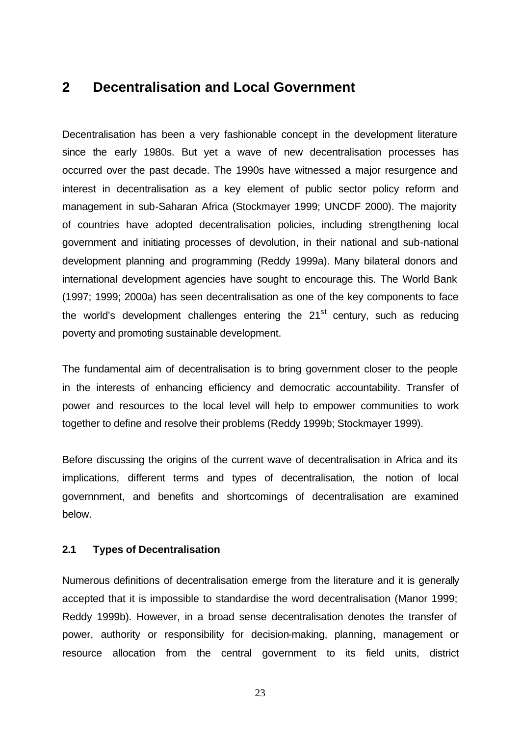# 2 Decentralisation and Local Government

Decentralisation has been a very fashionable concept in the development literature since the early 1980s. But yet a wave of new decentralisation processes has occurred over the past decade. The 1990s have witnessed a major resurgence and interest in decentralisation as a key element of public sector policy reform and management in sub-Saharan Africa (Stockmayer 1999; UNCDF 2000). The majority of countries have adopted decentralisation policies, including strengthening local government and initiating processes of devolution, in their national and sub-national development planning and programming (Reddy 1999a). Many bilateral donors and international development agencies have sought to encourage this. The World Bank (1997; 1999; 2000a) has seen decentralisation as one of the key components to face the world's development challenges entering the 21st century, such as reducing poverty and promoting sustainable development.

The fundamental aim of decentralisation is to bring government closer to the people in the interests of enhancing efficiency and democratic accountability. Transfer of power and resources to the local level will help to empower communities to work together to define and resolve their problems (Reddy 1999b; Stockmayer 1999).

Before discussing the origins of the current wave of decentralisation in Africa and its implications, different terms and types of decentralisation, the notion of local governnment, and benefits and shortcomings of decentralisation are examined below.

## 2.1 Types of Decentralisation

Numerous definitions of decentralisation emerge from the literature and it is generally accepted that it is impossible to standardise the word decentralisation (Manor 1999; Reddy 1999b). However, in a broad sense decentralisation denotes the transfer of power, authority or responsibility for decision-making, planning, management or resource allocation from the central government to its field units, district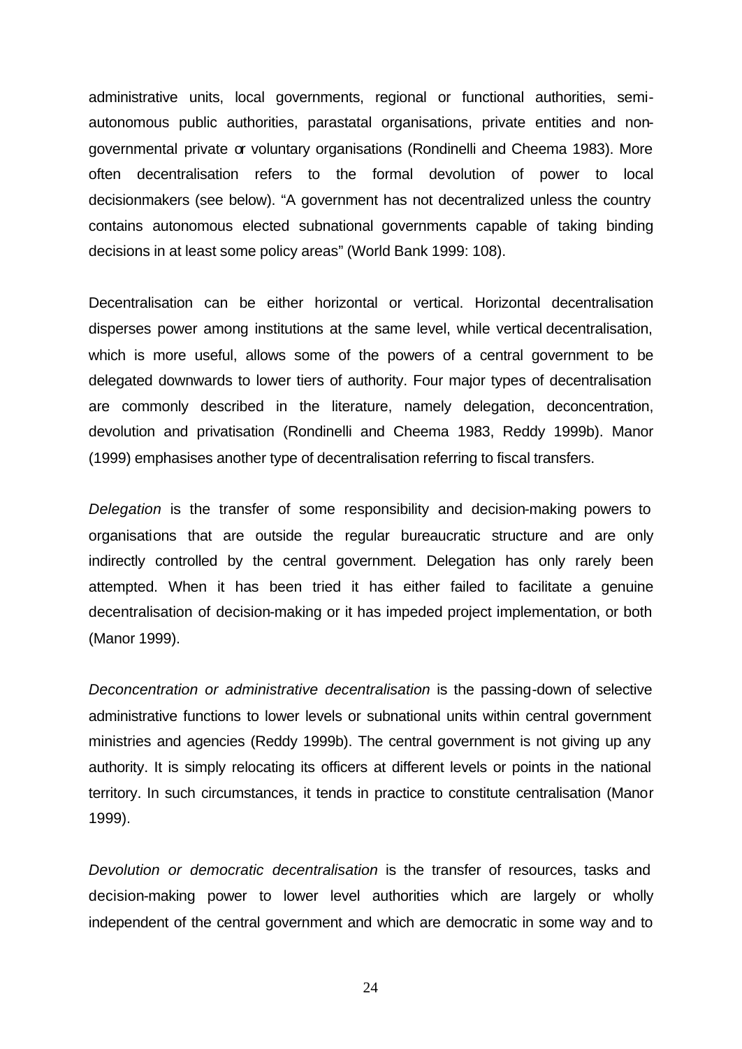administrative units, local governments, regional or functional authorities, semi-autonomous public authorities, parastatal organisations, private entities and non-governmental private or voluntary organisations (Rondinelli and Cheema 1983). More often decentralisation refers to the formal devolution of power to local decisionmakers (see below). "A government has not decentralized unless the country contains autonomous elected subnational governments capable of taking binding decisions in at least some policy areas" (World Bank 1999: 108).

Decentralisation can be either horizontal or vertical. Horizontal decentralisation disperses power among institutions at the same level, while vertical decentralisation, which is more useful, allows some of the powers of a central government to be delegated downwards to lower tiers of authority. Four major types of decentralisation are commonly described in the literature, namely delegation, deconcentration, devolution and privatisation (Rondinelli and Cheema 1983, Reddy 1999b). Manor (1999) emphasises another type of decentralisation referring to fiscal transfers.

*Delegation* is the transfer of some responsibility and decision-making powers to organisations that are outside the regular bureaucratic structure and are only indirectly controlled by the central government. Delegation has only rarely been attempted. When it has been tried it has either failed to facilitate a genuine decentralisation of decision-making or it has impeded project implementation, or both (Manor 1999).

*Deconcentration or administrative decentralisation* is the passing-down of selective administrative functions to lower levels or subnational units within central government ministries and agencies (Reddy 1999b). The central government is not giving up any authority. It is simply relocating its officers at different levels or points in the national territory. In such circumstances, it tends in practice to constitute centralisation (Manor 1999).

*Devolution or democratic decentralisation* is the transfer of resources, tasks and decision-making power to lower level authorities which are largely or wholly independent of the central government and which are democratic in some way and to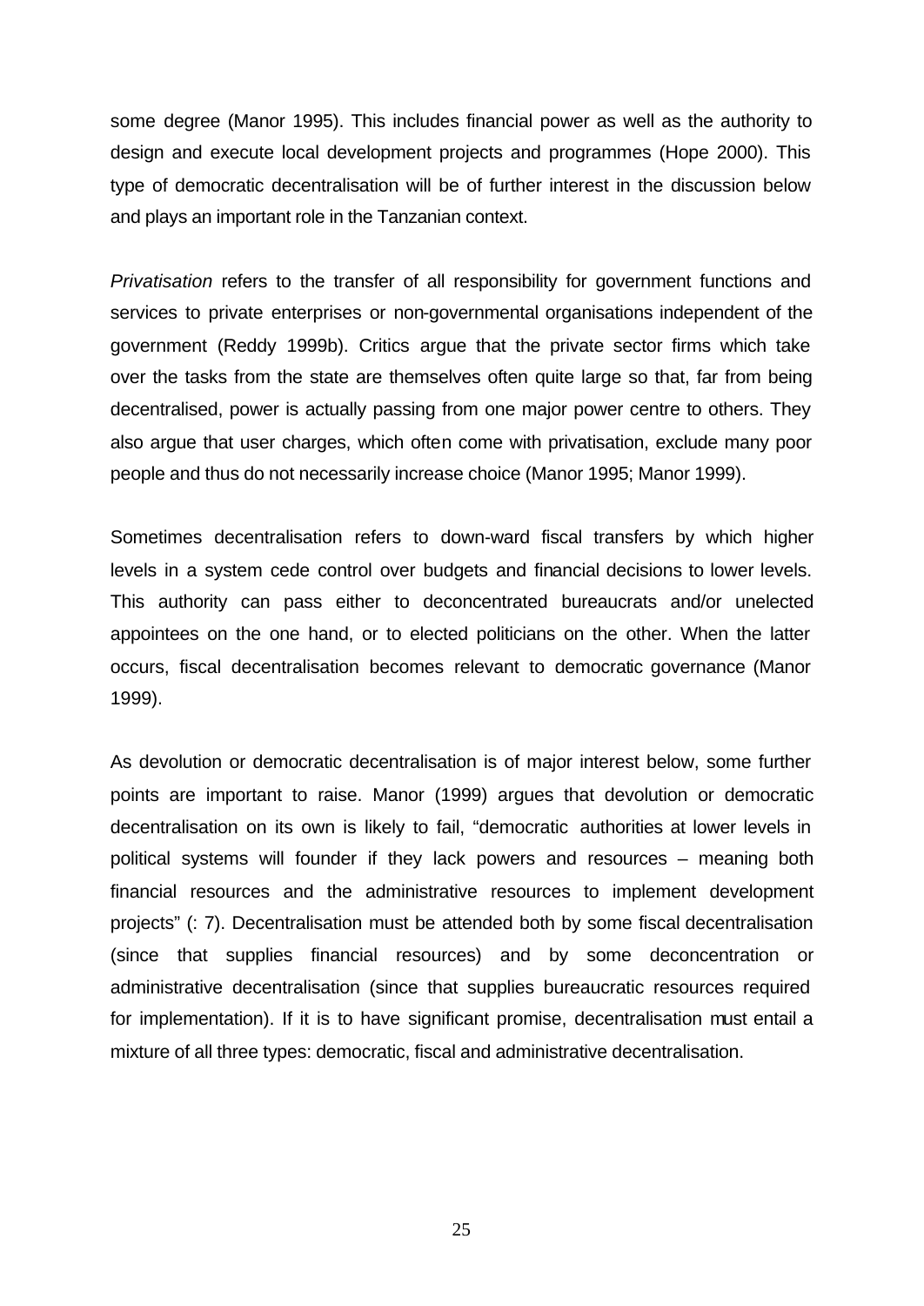some degree (Manor 1995). This includes financial power as well as the authority to design and execute local development projects and programmes (Hope 2000). This type of democratic decentralisation will be of further interest in the discussion below and plays an important role in the Tanzanian context.

*Privatisation* refers to the transfer of all responsibility for government functions and services to private enterprises or non-governmental organisations independent of the government (Reddy 1999b). Critics argue that the private sector firms which take over the tasks from the state are themselves often quite large so that, far from being decentralised, power is actually passing from one major power centre to others. They also argue that user charges, which often come with privatisation, exclude many poor people and thus do not necessarily increase choice (Manor 1995; Manor 1999).

Sometimes decentralisation refers to down-ward fiscal transfers by which higher levels in a system cede control over budgets and financial decisions to lower levels. This authority can pass either to deconcentrated bureaucrats and/or unelected appointees on the one hand, or to elected politicians on the other. When the latter occurs, fiscal decentralisation becomes relevant to democratic governance (Manor 1999).

As devolution or democratic decentralisation is of major interest below, some further points are important to raise. Manor (1999) argues that devolution or democratic decentralisation on its own is likely to fail, "democratic authorities at lower levels in political systems will founder if they lack powers and resources – meaning both financial resources and the administrative resources to implement development projects" (: 7). Decentralisation must be attended both by some fiscal decentralisation (since that supplies financial resources) and by some deconcentration or administrative decentralisation (since that supplies bureaucratic resources required for implementation). If it is to have significant promise, decentralisation must entail a mixture of all three types: democratic, fiscal and administrative decentralisation.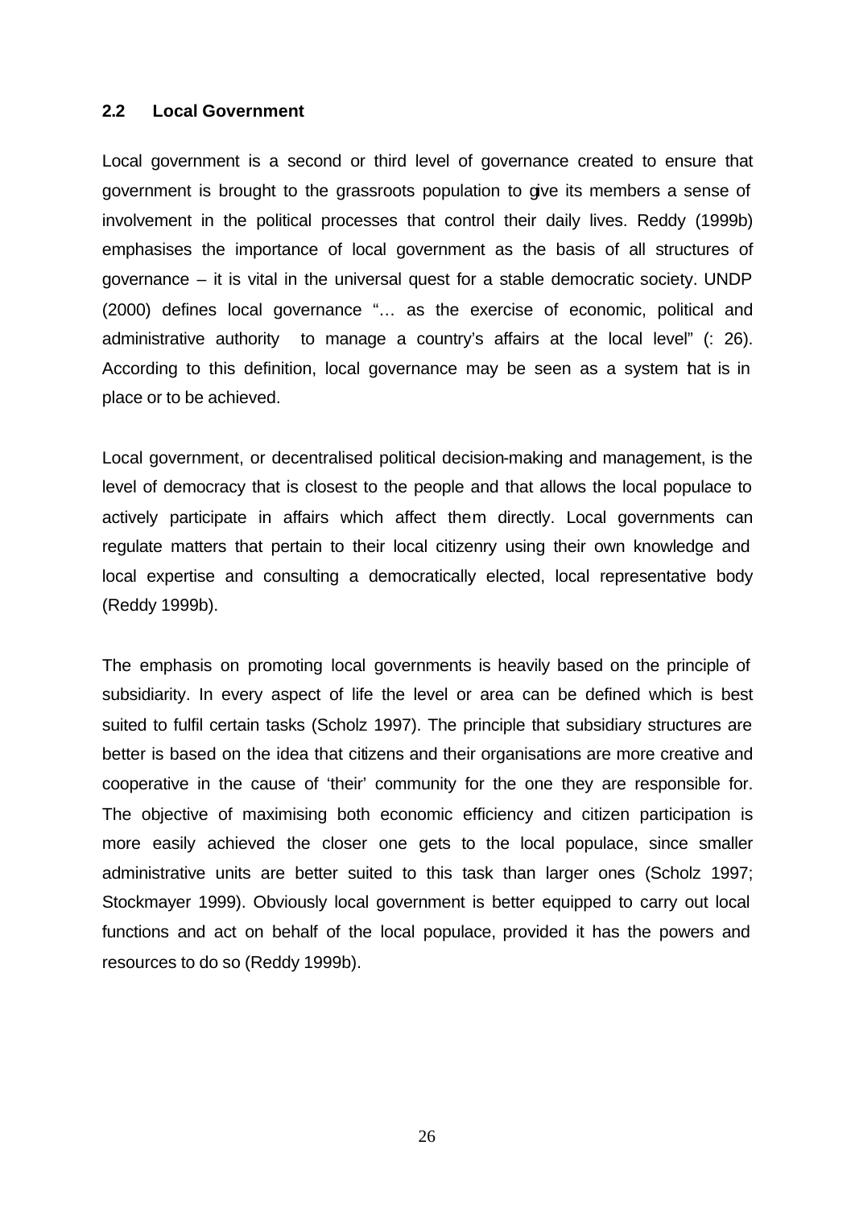## 2.2 Local Government

Local government is a second or third level of governance created to ensure that government is brought to the grassroots population to give its members a sense of involvement in the political processes that control their daily lives. Reddy (1999b) emphasises the importance of local government as the basis of all structures of governance – it is vital in the universal quest for a stable democratic society. UNDP (2000) defines local governance "… as the exercise of economic, political and administrative authority to manage a country's affairs at the local level" (: 26). According to this definition, local governance may be seen as a system that is in place or to be achieved.

Local government, or decentralised political decision-making and management, is the level of democracy that is closest to the people and that allows the local populace to actively participate in affairs which affect them directly. Local governments can regulate matters that pertain to their local citizenry using their own knowledge and local expertise and consulting a democratically elected, local representative body (Reddy 1999b).

The emphasis on promoting local governments is heavily based on the principle of subsidiarity. In every aspect of life the level or area can be defined which is best suited to fulfil certain tasks (Scholz 1997). The principle that subsidiary structures are better is based on the idea that citizens and their organisations are more creative and cooperative in the cause of 'their' community for the one they are responsible for. The objective of maximising both economic efficiency and citizen participation is more easily achieved the closer one gets to the local populace, since smaller administrative units are better suited to this task than larger ones (Scholz 1997; Stockmayer 1999). Obviously local government is better equipped to carry out local functions and act on behalf of the local populace, provided it has the powers and resources to do so (Reddy 1999b).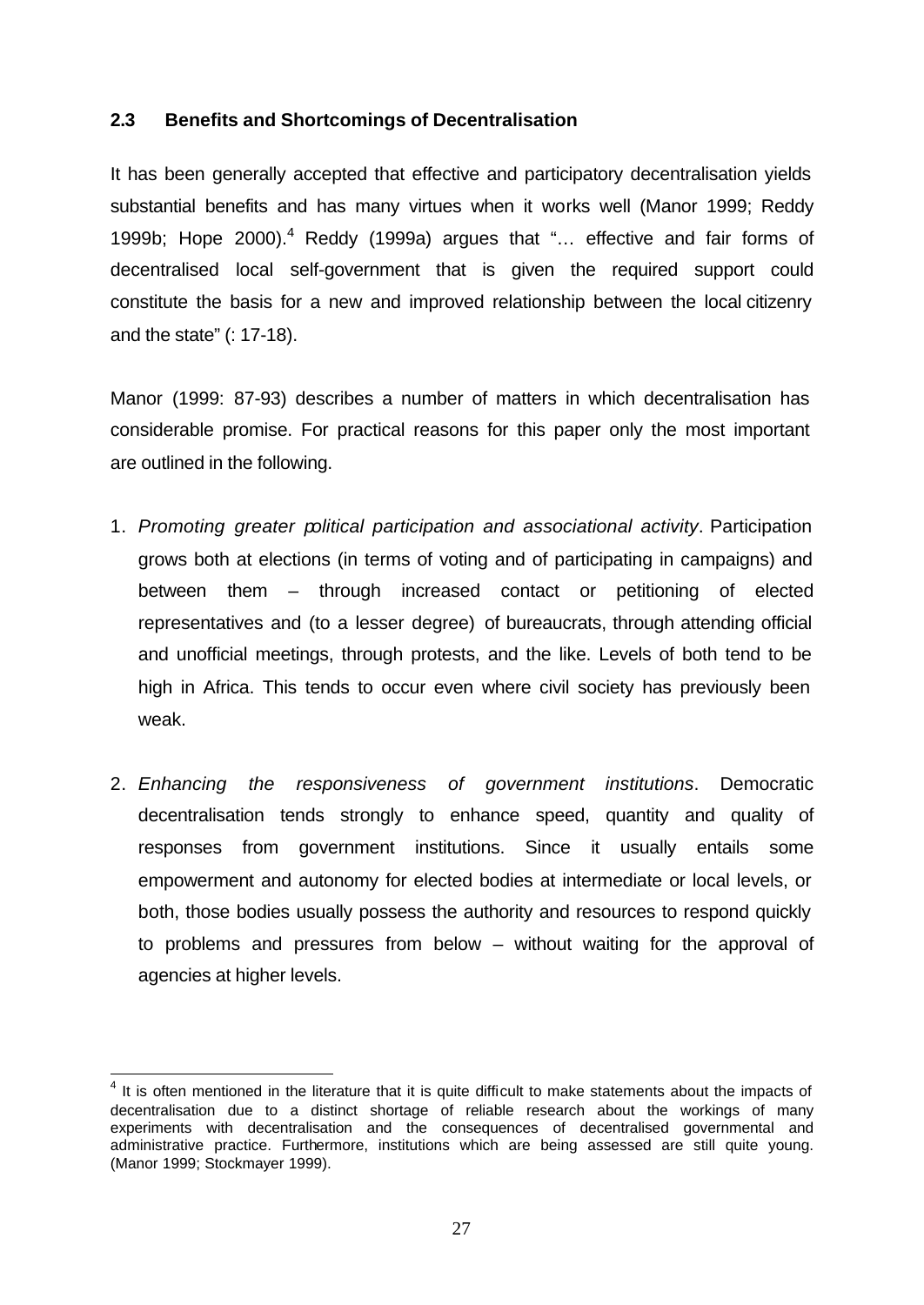### 2.3 Benefits and Shortcomings of Decentralisation

It has been generally accepted that effective and participatory decentralisation yields substantial benefits and has many virtues when it works well (Manor 1999; Reddy 1999b; Hope 2000).[4] Reddy (1999a) argues that "… effective and fair forms of decentralised local self-government that is given the required support could constitute the basis for a new and improved relationship between the local citizenry and the state" (: 17-18).

Manor (1999: 87-93) describes a number of matters in which decentralisation has considerable promise. For practical reasons for this paper only the most important are outlined in the following.

1. *Promoting greater political participation and associational activity*. Participation grows both at elections (in terms of voting and of participating in campaigns) and between them – through increased contact or petitioning of elected representatives and (to a lesser degree) of bureaucrats, through attending official and unofficial meetings, through protests, and the like. Levels of both tend to be high in Africa. This tends to occur even where civil society has previously been weak.

2. *Enhancing the responsiveness of government institutions*. Democratic decentralisation tends strongly to enhance speed, quantity and quality of responses from government institutions. Since it usually entails some empowerment and autonomy for elected bodies at intermediate or local levels, or both, those bodies usually possess the authority and resources to respond quickly to problems and pressures from below – without waiting for the approval of agencies at higher levels.

---

[4] It is often mentioned in the literature that it is quite difficult to make statements about the impacts of decentralisation due to a distinct shortage of reliable research about the workings of many experiments with decentralisation and the consequences of decentralised governmental and administrative practice. Furthermore, institutions which are being assessed are still quite young. (Manor 1999; Stockmayer 1999).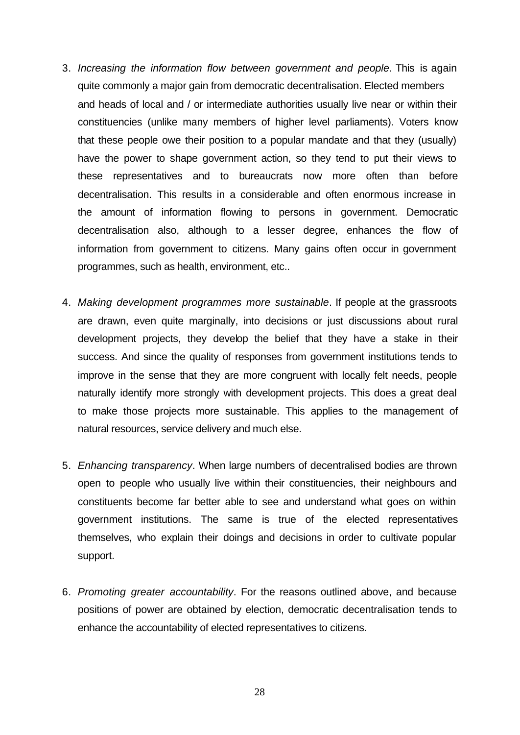3. *Increasing the information flow between government and people*. This is again quite commonly a major gain from democratic decentralisation. Elected members and heads of local and / or intermediate authorities usually live near or within their constituencies (unlike many members of higher level parliaments). Voters know that these people owe their position to a popular mandate and that they (usually) have the power to shape government action, so they tend to put their views to these representatives and to bureaucrats now more often than before decentralisation. This results in a considerable and often enormous increase in the amount of information flowing to persons in government. Democratic decentralisation also, although to a lesser degree, enhances the flow of information from government to citizens. Many gains often occur in government programmes, such as health, environment, etc..

4. *Making development programmes more sustainable*. If people at the grassroots are drawn, even quite marginally, into decisions or just discussions about rural development projects, they develop the belief that they have a stake in their success. And since the quality of responses from government institutions tends to improve in the sense that they are more congruent with locally felt needs, people naturally identify more strongly with development projects. This does a great deal to make those projects more sustainable. This applies to the management of natural resources, service delivery and much else.

5. *Enhancing transparency*. When large numbers of decentralised bodies are thrown open to people who usually live within their constituencies, their neighbours and constituents become far better able to see and understand what goes on within government institutions. The same is true of the elected representatives themselves, who explain their doings and decisions in order to cultivate popular support.

6. *Promoting greater accountability*. For the reasons outlined above, and because positions of power are obtained by election, democratic decentralisation tends to enhance the accountability of elected representatives to citizens.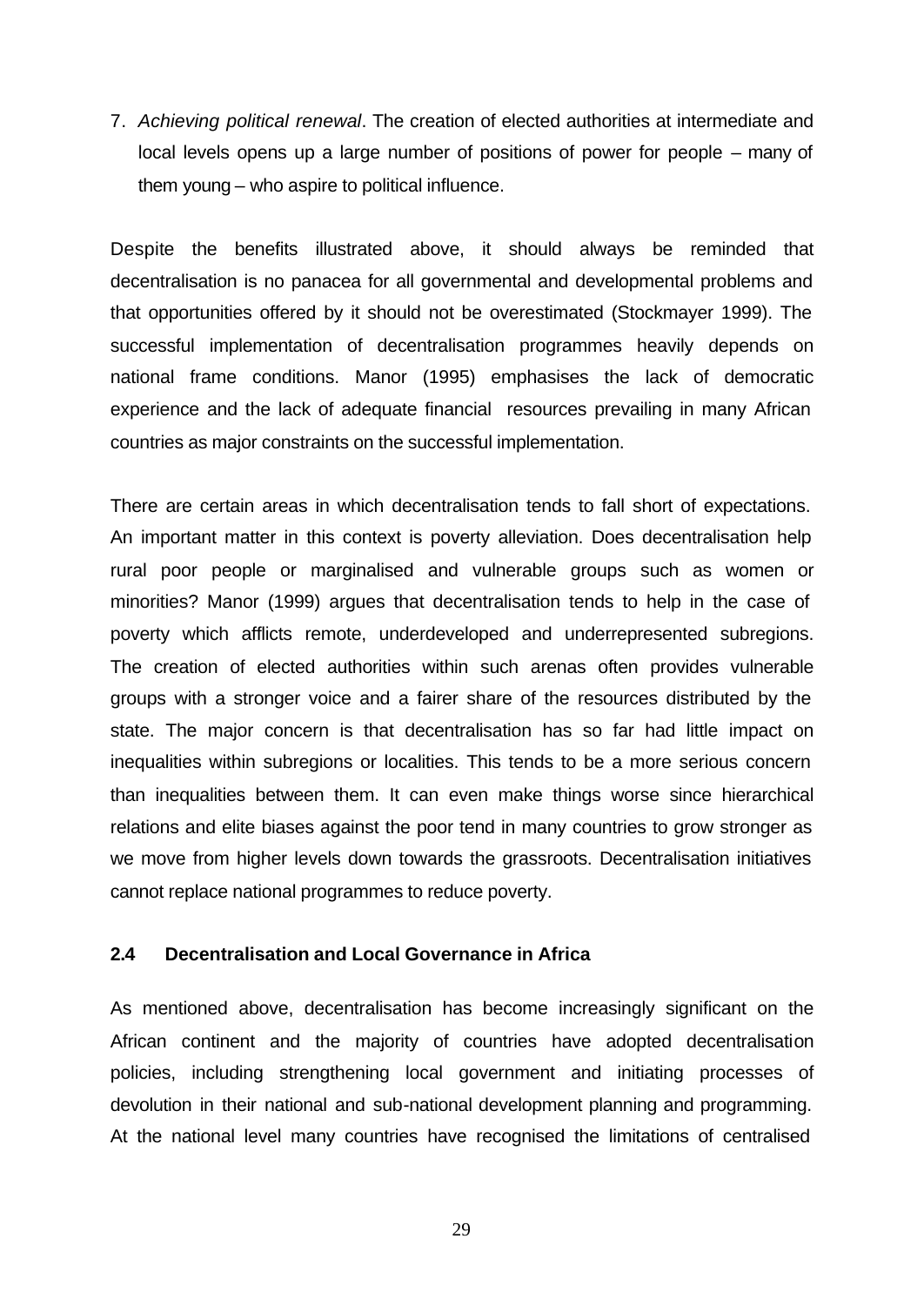7. *Achieving political renewal*. The creation of elected authorities at intermediate and local levels opens up a large number of positions of power for people – many of them young – who aspire to political influence.

Despite the benefits illustrated above, it should always be reminded that decentralisation is no panacea for all governmental and developmental problems and that opportunities offered by it should not be overestimated (Stockmayer 1999). The successful implementation of decentralisation programmes heavily depends on national frame conditions. Manor (1995) emphasises the lack of democratic experience and the lack of adequate financial resources prevailing in many African countries as major constraints on the successful implementation.

There are certain areas in which decentralisation tends to fall short of expectations. An important matter in this context is poverty alleviation. Does decentralisation help rural poor people or marginalised and vulnerable groups such as women or minorities? Manor (1999) argues that decentralisation tends to help in the case of poverty which afflicts remote, underdeveloped and underrepresented subregions. The creation of elected authorities within such arenas often provides vulnerable groups with a stronger voice and a fairer share of the resources distributed by the state. The major concern is that decentralisation has so far had little impact on inequalities within subregions or localities. This tends to be a more serious concern than inequalities between them. It can even make things worse since hierarchical relations and elite biases against the poor tend in many countries to grow stronger as we move from higher levels down towards the grassroots. Decentralisation initiatives cannot replace national programmes to reduce poverty.

### 2.4 Decentralisation and Local Governance in Africa

As mentioned above, decentralisation has become increasingly significant on the African continent and the majority of countries have adopted decentralisation policies, including strengthening local government and initiating processes of devolution in their national and sub-national development planning and programming. At the national level many countries have recognised the limitations of centralised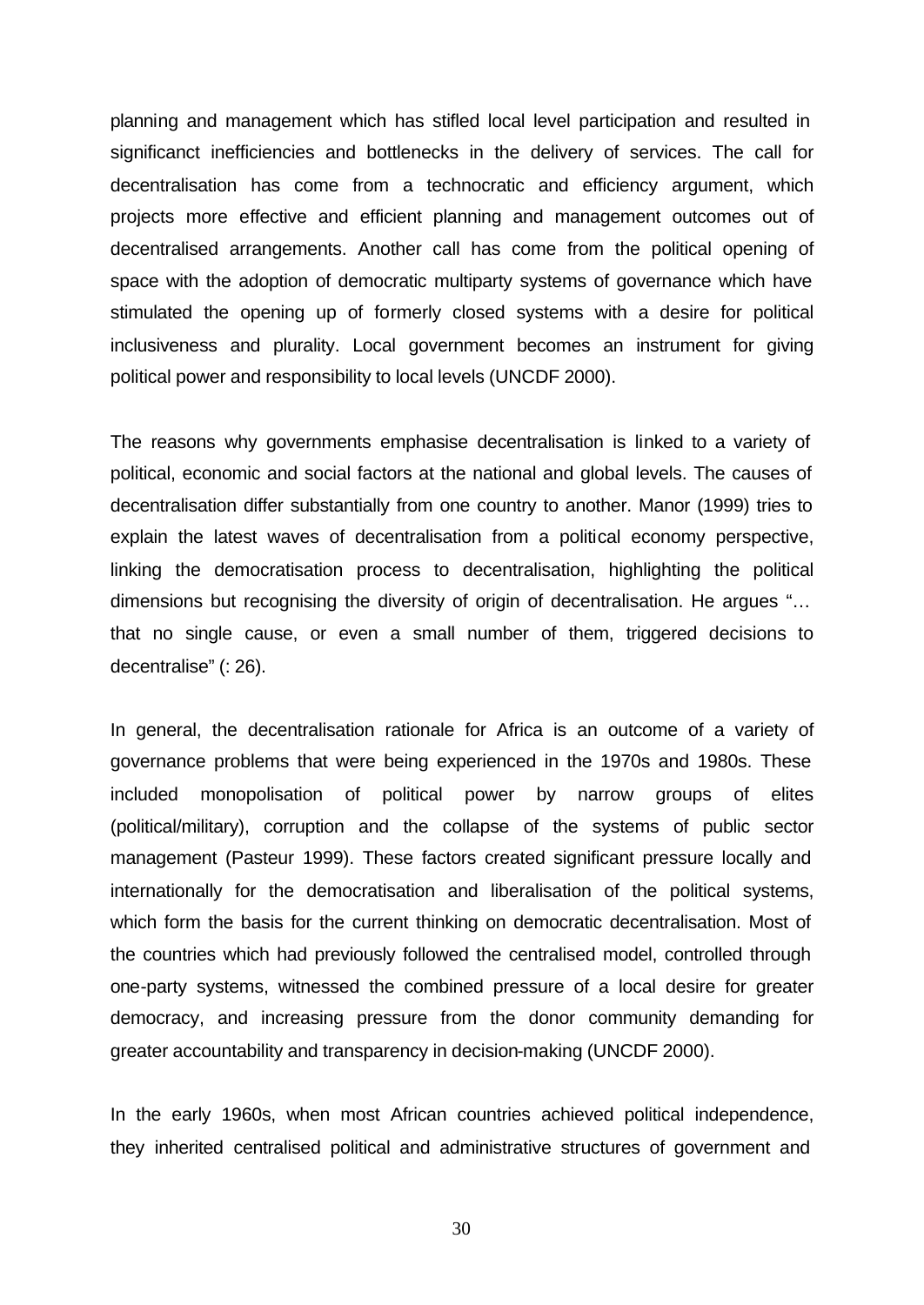planning and management which has stifled local level participation and resulted in significanct inefficiencies and bottlenecks in the delivery of services. The call for decentralisation has come from a technocratic and efficiency argument, which projects more effective and efficient planning and management outcomes out of decentralised arrangements. Another call has come from the political opening of space with the adoption of democratic multiparty systems of governance which have stimulated the opening up of formerly closed systems with a desire for political inclusiveness and plurality. Local government becomes an instrument for giving political power and responsibility to local levels (UNCDF 2000).

The reasons why governments emphasise decentralisation is linked to a variety of political, economic and social factors at the national and global levels. The causes of decentralisation differ substantially from one country to another. Manor (1999) tries to explain the latest waves of decentralisation from a political economy perspective, linking the democratisation process to decentralisation, highlighting the political dimensions but recognising the diversity of origin of decentralisation. He argues "… that no single cause, or even a small number of them, triggered decisions to decentralise" (: 26).

In general, the decentralisation rationale for Africa is an outcome of a variety of governance problems that were being experienced in the 1970s and 1980s. These included monopolisation of political power by narrow groups of elites (political/military), corruption and the collapse of the systems of public sector management (Pasteur 1999). These factors created significant pressure locally and internationally for the democratisation and liberalisation of the political systems, which form the basis for the current thinking on democratic decentralisation. Most of the countries which had previously followed the centralised model, controlled through one-party systems, witnessed the combined pressure of a local desire for greater democracy, and increasing pressure from the donor community demanding for greater accountability and transparency in decision-making (UNCDF 2000).

In the early 1960s, when most African countries achieved political independence, they inherited centralised political and administrative structures of government and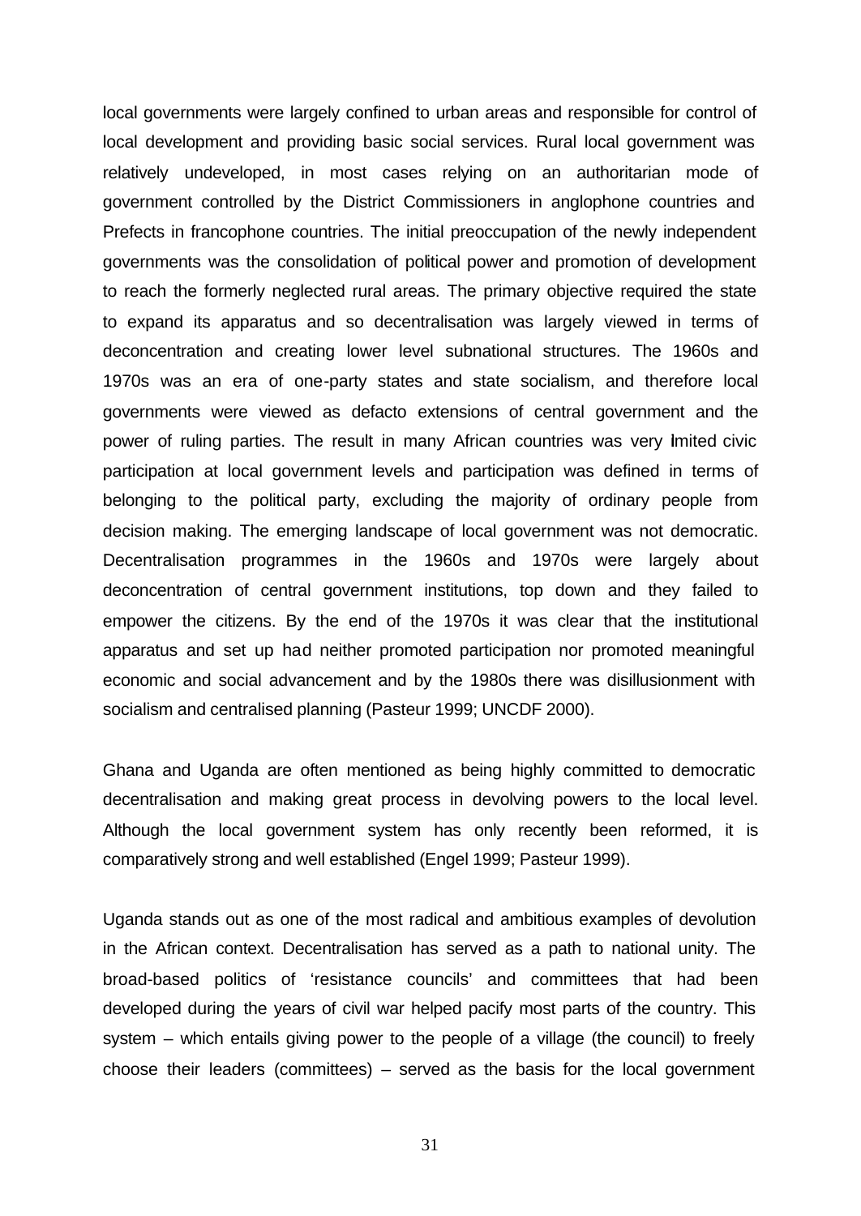local governments were largely confined to urban areas and responsible for control of local development and providing basic social services. Rural local government was relatively undeveloped, in most cases relying on an authoritarian mode of government controlled by the District Commissioners in anglophone countries and Prefects in francophone countries. The initial preoccupation of the newly independent governments was the consolidation of political power and promotion of development to reach the formerly neglected rural areas. The primary objective required the state to expand its apparatus and so decentralisation was largely viewed in terms of deconcentration and creating lower level subnational structures. The 1960s and 1970s was an era of one-party states and state socialism, and therefore local governments were viewed as defacto extensions of central government and the power of ruling parties. The result in many African countries was very limited civic participation at local government levels and participation was defined in terms of belonging to the political party, excluding the majority of ordinary people from decision making. The emerging landscape of local government was not democratic. Decentralisation programmes in the 1960s and 1970s were largely about deconcentration of central government institutions, top down and they failed to empower the citizens. By the end of the 1970s it was clear that the institutional apparatus and set up had neither promoted participation nor promoted meaningful economic and social advancement and by the 1980s there was disillusionment with socialism and centralised planning (Pasteur 1999; UNCDF 2000).

Ghana and Uganda are often mentioned as being highly committed to democratic decentralisation and making great process in devolving powers to the local level. Although the local government system has only recently been reformed, it is comparatively strong and well established (Engel 1999; Pasteur 1999).

Uganda stands out as one of the most radical and ambitious examples of devolution in the African context. Decentralisation has served as a path to national unity. The broad-based politics of 'resistance councils' and committees that had been developed during the years of civil war helped pacify most parts of the country. This system – which entails giving power to the people of a village (the council) to freely choose their leaders (committees) – served as the basis for the local government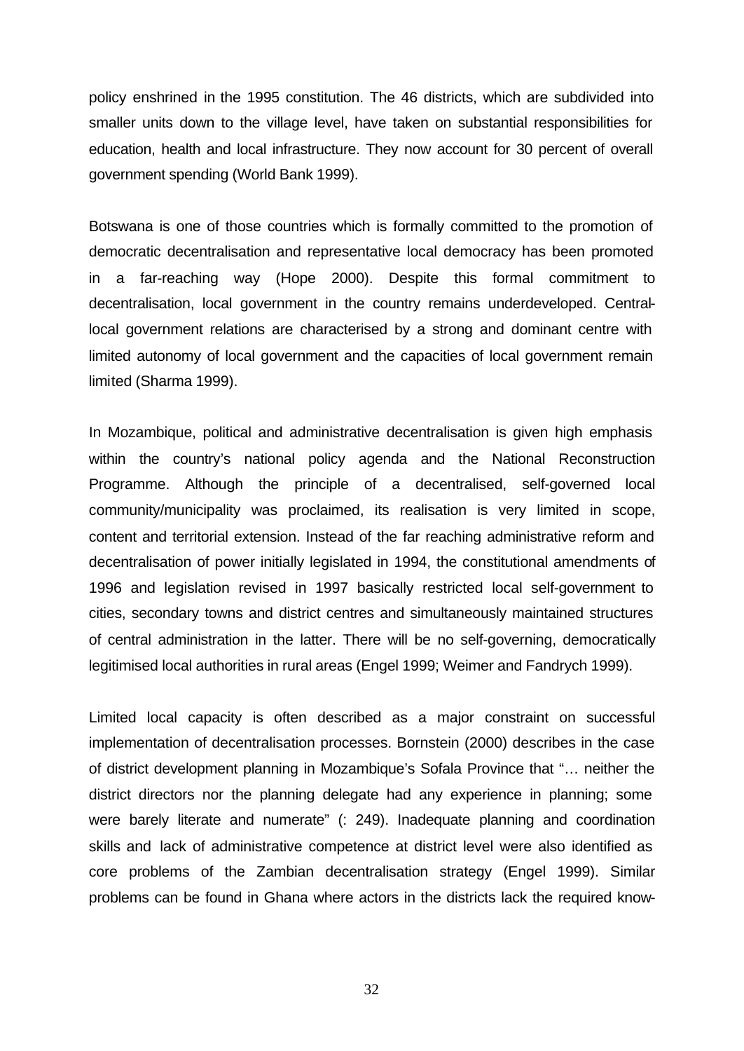policy enshrined in the 1995 constitution. The 46 districts, which are subdivided into smaller units down to the village level, have taken on substantial responsibilities for education, health and local infrastructure. They now account for 30 percent of overall government spending (World Bank 1999).

Botswana is one of those countries which is formally committed to the promotion of democratic decentralisation and representative local democracy has been promoted in a far-reaching way (Hope 2000). Despite this formal commitment to decentralisation, local government in the country remains underdeveloped. Central-local government relations are characterised by a strong and dominant centre with limited autonomy of local government and the capacities of local government remain limited (Sharma 1999).

In Mozambique, political and administrative decentralisation is given high emphasis within the country's national policy agenda and the National Reconstruction Programme. Although the principle of a decentralised, self-governed local community/municipality was proclaimed, its realisation is very limited in scope, content and territorial extension. Instead of the far reaching administrative reform and decentralisation of power initially legislated in 1994, the constitutional amendments of 1996 and legislation revised in 1997 basically restricted local self-government to cities, secondary towns and district centres and simultaneously maintained structures of central administration in the latter. There will be no self-governing, democratically legitimised local authorities in rural areas (Engel 1999; Weimer and Fandrych 1999).

Limited local capacity is often described as a major constraint on successful implementation of decentralisation processes. Bornstein (2000) describes in the case of district development planning in Mozambique's Sofala Province that "… neither the district directors nor the planning delegate had any experience in planning; some were barely literate and numerate" (: 249). Inadequate planning and coordination skills and lack of administrative competence at district level were also identified as core problems of the Zambian decentralisation strategy (Engel 1999). Similar problems can be found in Ghana where actors in the districts lack the required know-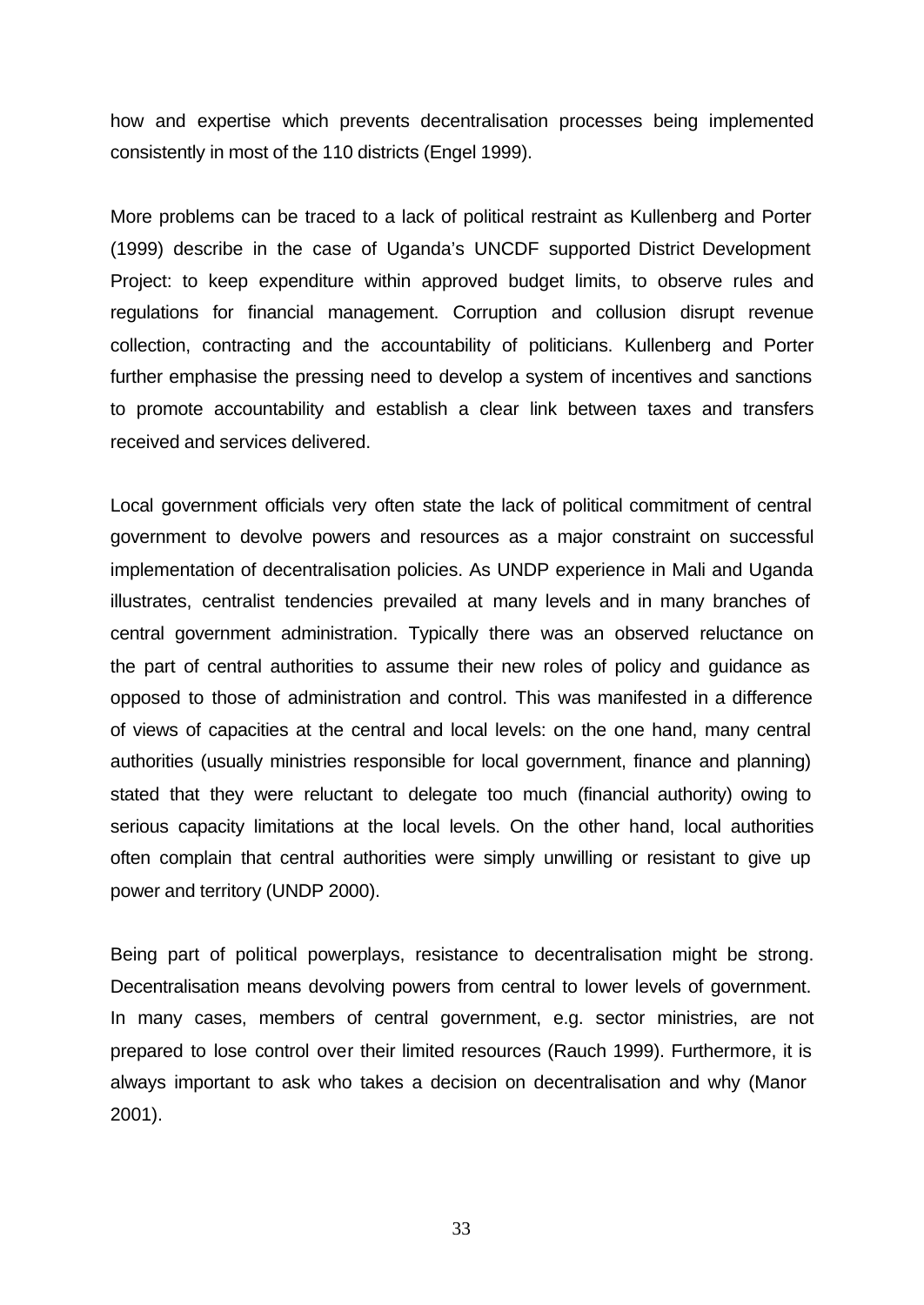how and expertise which prevents decentralisation processes being implemented consistently in most of the 110 districts (Engel 1999).

More problems can be traced to a lack of political restraint as Kullenberg and Porter (1999) describe in the case of Uganda's UNCDF supported District Development Project: to keep expenditure within approved budget limits, to observe rules and regulations for financial management. Corruption and collusion disrupt revenue collection, contracting and the accountability of politicians. Kullenberg and Porter further emphasise the pressing need to develop a system of incentives and sanctions to promote accountability and establish a clear link between taxes and transfers received and services delivered.

Local government officials very often state the lack of political commitment of central government to devolve powers and resources as a major constraint on successful implementation of decentralisation policies. As UNDP experience in Mali and Uganda illustrates, centralist tendencies prevailed at many levels and in many branches of central government administration. Typically there was an observed reluctance on the part of central authorities to assume their new roles of policy and guidance as opposed to those of administration and control. This was manifested in a difference of views of capacities at the central and local levels: on the one hand, many central authorities (usually ministries responsible for local government, finance and planning) stated that they were reluctant to delegate too much (financial authority) owing to serious capacity limitations at the local levels. On the other hand, local authorities often complain that central authorities were simply unwilling or resistant to give up power and territory (UNDP 2000).

Being part of political powerplays, resistance to decentralisation might be strong. Decentralisation means devolving powers from central to lower levels of government. In many cases, members of central government, e.g. sector ministries, are not prepared to lose control over their limited resources (Rauch 1999). Furthermore, it is always important to ask who takes a decision on decentralisation and why (Manor 2001).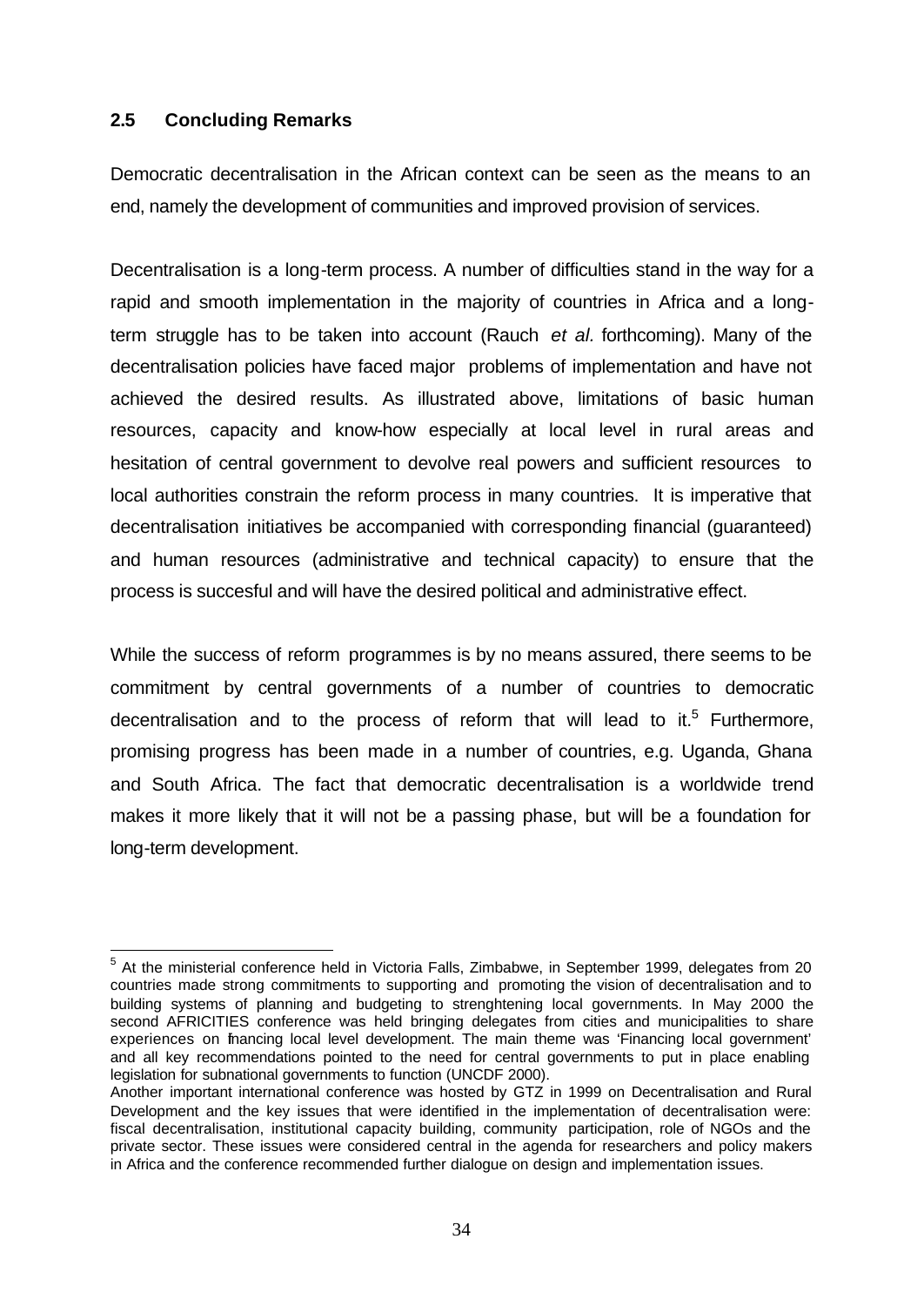### 2.5 Concluding Remarks

Democratic decentralisation in the African context can be seen as the means to an end, namely the development of communities and improved provision of services.

Decentralisation is a long-term process. A number of difficulties stand in the way for a rapid and smooth implementation in the majority of countries in Africa and a long-term struggle has to be taken into account (Rauch *et al.* forthcoming). Many of the decentralisation policies have faced major problems of implementation and have not achieved the desired results. As illustrated above, limitations of basic human resources, capacity and know-how especially at local level in rural areas and hesitation of central government to devolve real powers and sufficient resources to local authorities constrain the reform process in many countries. It is imperative that decentralisation initiatives be accompanied with corresponding financial (guaranteed) and human resources (administrative and technical capacity) to ensure that the process is succesful and will have the desired political and administrative effect.

While the success of reform programmes is by no means assured, there seems to be commitment by central governments of a number of countries to democratic decentralisation and to the process of reform that will lead to it.[5] Furthermore, promising progress has been made in a number of countries, e.g. Uganda, Ghana and South Africa. The fact that democratic decentralisation is a worldwide trend makes it more likely that it will not be a passing phase, but will be a foundation for long-term development.

---

[5] At the ministerial conference held in Victoria Falls, Zimbabwe, in September 1999, delegates from 20 countries made strong commitments to supporting and promoting the vision of decentralisation and to building systems of planning and budgeting to strenghtening local governments. In May 2000 the second AFRICITIES conference was held bringing delegates from cities and municipalities to share experiences on financing local level development. The main theme was 'Financing local government' and all key recommendations pointed to the need for central governments to put in place enabling legislation for subnational governments to function (UNCDF 2000).

Another important international conference was hosted by GTZ in 1999 on Decentralisation and Rural Development and the key issues that were identified in the implementation of decentralisation were: fiscal decentralisation, institutional capacity building, community participation, role of NGOs and the private sector. These issues were considered central in the agenda for researchers and policy makers in Africa and the conference recommended further dialogue on design and implementation issues.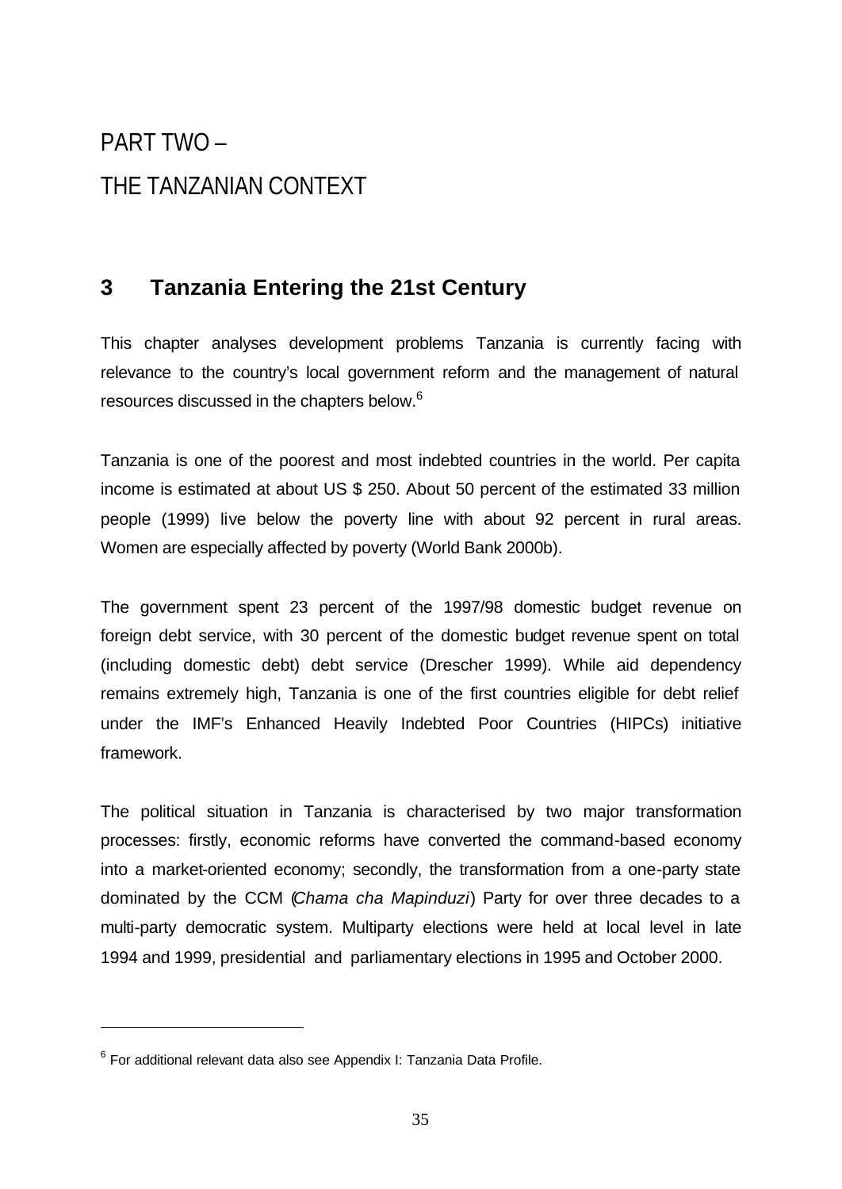# PART TWO –
# THE TANZANIAN CONTEXT

## 3 Tanzania Entering the 21st Century

This chapter analyses development problems Tanzania is currently facing with relevance to the country's local government reform and the management of natural resources discussed in the chapters below.[6]

Tanzania is one of the poorest and most indebted countries in the world. Per capita income is estimated at about US $ 250. About 50 percent of the estimated 33 million people (1999) live below the poverty line with about 92 percent in rural areas. Women are especially affected by poverty (World Bank 2000b).

The government spent 23 percent of the 1997/98 domestic budget revenue on foreign debt service, with 30 percent of the domestic budget revenue spent on total (including domestic debt) debt service (Drescher 1999). While aid dependency remains extremely high, Tanzania is one of the first countries eligible for debt relief under the IMF's Enhanced Heavily Indebted Poor Countries (HIPCs) initiative framework.

The political situation in Tanzania is characterised by two major transformation processes: firstly, economic reforms have converted the command-based economy into a market-oriented economy; secondly, the transformation from a one-party state dominated by the CCM (*Chama cha Mapinduzi*) Party for over three decades to a multi-party democratic system. Multiparty elections were held at local level in late 1994 and 1999, presidential and parliamentary elections in 1995 and October 2000.

---

[6] For additional relevant data also see Appendix I: Tanzania Data Profile.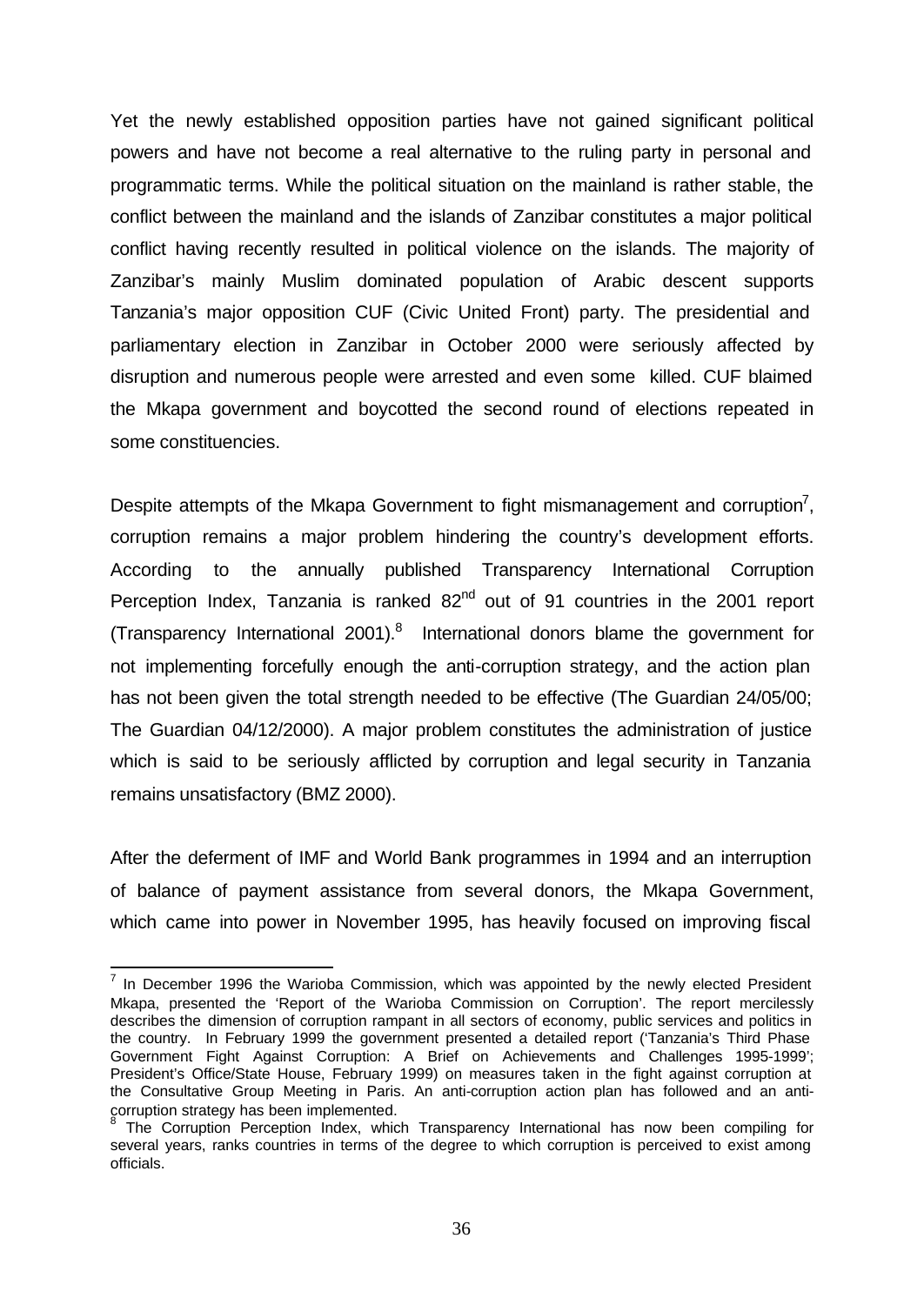Yet the newly established opposition parties have not gained significant political powers and have not become a real alternative to the ruling party in personal and programmatic terms. While the political situation on the mainland is rather stable, the conflict between the mainland and the islands of Zanzibar constitutes a major political conflict having recently resulted in political violence on the islands. The majority of Zanzibar's mainly Muslim dominated population of Arabic descent supports Tanzania's major opposition CUF (Civic United Front) party. The presidential and parliamentary election in Zanzibar in October 2000 were seriously affected by disruption and numerous people were arrested and even some killed. CUF blaimed the Mkapa government and boycotted the second round of elections repeated in some constituencies.

Despite attempts of the Mkapa Government to fight mismanagement and corruption[7], corruption remains a major problem hindering the country's development efforts. According to the annually published Transparency International Corruption Perception Index, Tanzania is ranked 82nd out of 91 countries in the 2001 report (Transparency International 2001).[8] International donors blame the government for not implementing forcefully enough the anti-corruption strategy, and the action plan has not been given the total strength needed to be effective (The Guardian 24/05/00; The Guardian 04/12/2000). A major problem constitutes the administration of justice which is said to be seriously afflicted by corruption and legal security in Tanzania remains unsatisfactory (BMZ 2000).

After the deferment of IMF and World Bank programmes in 1994 and an interruption of balance of payment assistance from several donors, the Mkapa Government, which came into power in November 1995, has heavily focused on improving fiscal

---

[7] In December 1996 the Warioba Commission, which was appointed by the newly elected President Mkapa, presented the 'Report of the Warioba Commission on Corruption'. The report mercilessly describes the dimension of corruption rampant in all sectors of economy, public services and politics in the country. In February 1999 the government presented a detailed report ('Tanzania's Third Phase Government Fight Against Corruption: A Brief on Achievements and Challenges 1995-1999'; President's Office/State House, February 1999) on measures taken in the fight against corruption at the Consultative Group Meeting in Paris. An anti-corruption action plan has followed and an anti-corruption strategy has been implemented.

[8] The Corruption Perception Index, which Transparency International has now been compiling for several years, ranks countries in terms of the degree to which corruption is perceived to exist among officials.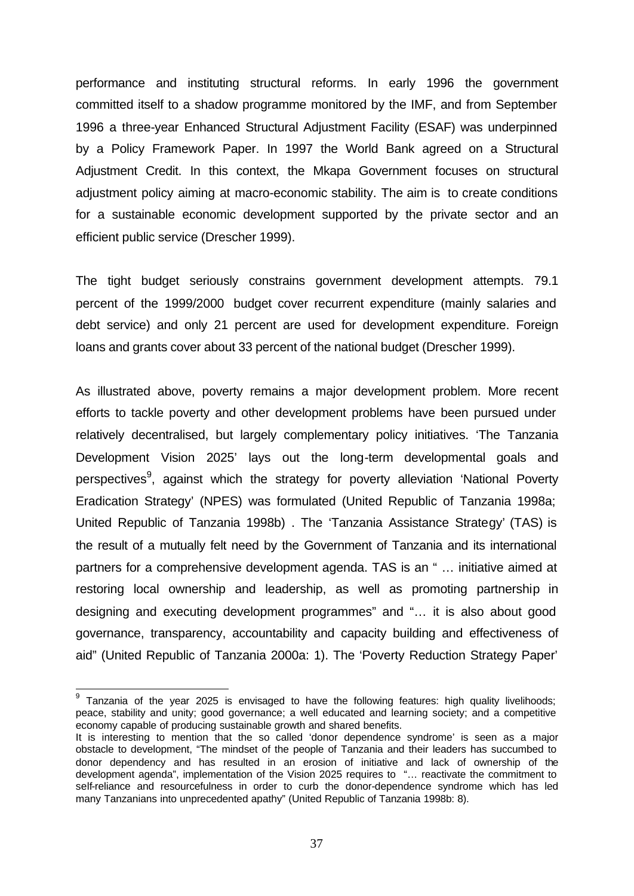performance and instituting structural reforms. In early 1996 the government committed itself to a shadow programme monitored by the IMF, and from September 1996 a three-year Enhanced Structural Adjustment Facility (ESAF) was underpinned by a Policy Framework Paper. In 1997 the World Bank agreed on a Structural Adjustment Credit. In this context, the Mkapa Government focuses on structural adjustment policy aiming at macro-economic stability. The aim is to create conditions for a sustainable economic development supported by the private sector and an efficient public service (Drescher 1999).

The tight budget seriously constrains government development attempts. 79.1 percent of the 1999/2000 budget cover recurrent expenditure (mainly salaries and debt service) and only 21 percent are used for development expenditure. Foreign loans and grants cover about 33 percent of the national budget (Drescher 1999).

As illustrated above, poverty remains a major development problem. More recent efforts to tackle poverty and other development problems have been pursued under relatively decentralised, but largely complementary policy initiatives. 'The Tanzania Development Vision 2025' lays out the long-term developmental goals and perspectives[9], against which the strategy for poverty alleviation 'National Poverty Eradication Strategy' (NPES) was formulated (United Republic of Tanzania 1998a; United Republic of Tanzania 1998b) . The 'Tanzania Assistance Strategy' (TAS) is the result of a mutually felt need by the Government of Tanzania and its international partners for a comprehensive development agenda. TAS is an " … initiative aimed at restoring local ownership and leadership, as well as promoting partnership in designing and executing development programmes" and "… it is also about good governance, transparency, accountability and capacity building and effectiveness of aid" (United Republic of Tanzania 2000a: 1). The 'Poverty Reduction Strategy Paper'

---

[9] Tanzania of the year 2025 is envisaged to have the following features: high quality livelihoods; peace, stability and unity; good governance; a well educated and learning society; and a competitive economy capable of producing sustainable growth and shared benefits.
It is interesting to mention that the so called 'donor dependence syndrome' is seen as a major obstacle to development, "The mindset of the people of Tanzania and their leaders has succumbed to donor dependency and has resulted in an erosion of initiative and lack of ownership of the development agenda", implementation of the Vision 2025 requires to "… reactivate the commitment to self-reliance and resourcefulness in order to curb the donor-dependence syndrome which has led many Tanzanians into unprecedented apathy" (United Republic of Tanzania 1998b: 8).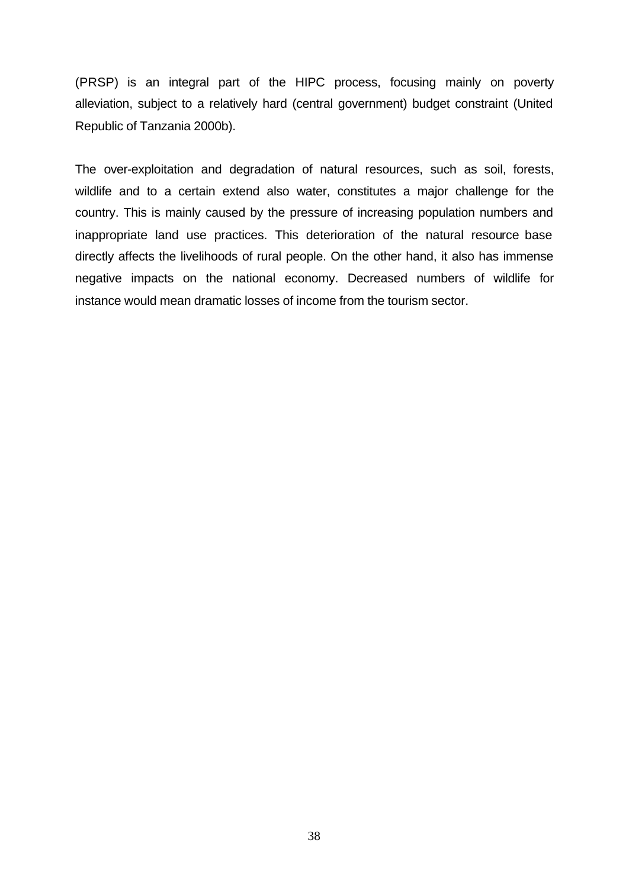(PRSP) is an integral part of the HIPC process, focusing mainly on poverty alleviation, subject to a relatively hard (central government) budget constraint (United Republic of Tanzania 2000b).

The over-exploitation and degradation of natural resources, such as soil, forests, wildlife and to a certain extend also water, constitutes a major challenge for the country. This is mainly caused by the pressure of increasing population numbers and inappropriate land use practices. This deterioration of the natural resource base directly affects the livelihoods of rural people. On the other hand, it also has immense negative impacts on the national economy. Decreased numbers of wildlife for instance would mean dramatic losses of income from the tourism sector.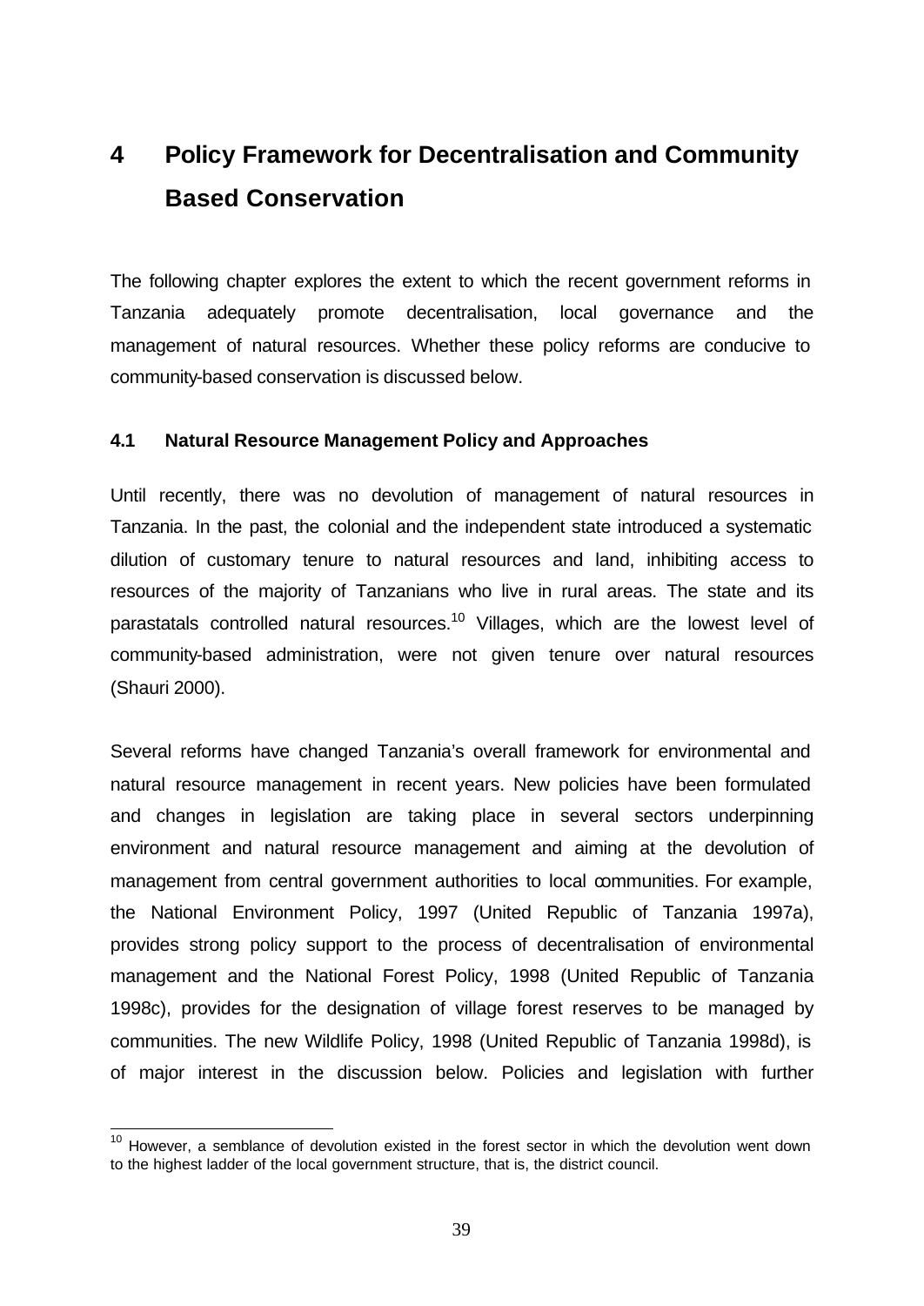# 4 Policy Framework for Decentralisation and Community Based Conservation

The following chapter explores the extent to which the recent government reforms in Tanzania adequately promote decentralisation, local governance and the management of natural resources. Whether these policy reforms are conducive to community-based conservation is discussed below.

## 4.1 Natural Resource Management Policy and Approaches

Until recently, there was no devolution of management of natural resources in Tanzania. In the past, the colonial and the independent state introduced a systematic dilution of customary tenure to natural resources and land, inhibiting access to resources of the majority of Tanzanians who live in rural areas. The state and its parastatals controlled natural resources.[10] Villages, which are the lowest level of community-based administration, were not given tenure over natural resources (Shauri 2000).

Several reforms have changed Tanzania's overall framework for environmental and natural resource management in recent years. New policies have been formulated and changes in legislation are taking place in several sectors underpinning environment and natural resource management and aiming at the devolution of management from central government authorities to local communities. For example, the National Environment Policy, 1997 (United Republic of Tanzania 1997a), provides strong policy support to the process of decentralisation of environmental management and the National Forest Policy, 1998 (United Republic of Tanzania 1998c), provides for the designation of village forest reserves to be managed by communities. The new Wildlife Policy, 1998 (United Republic of Tanzania 1998d), is of major interest in the discussion below. Policies and legislation with further

[10] However, a semblance of devolution existed in the forest sector in which the devolution went down to the highest ladder of the local government structure, that is, the district council.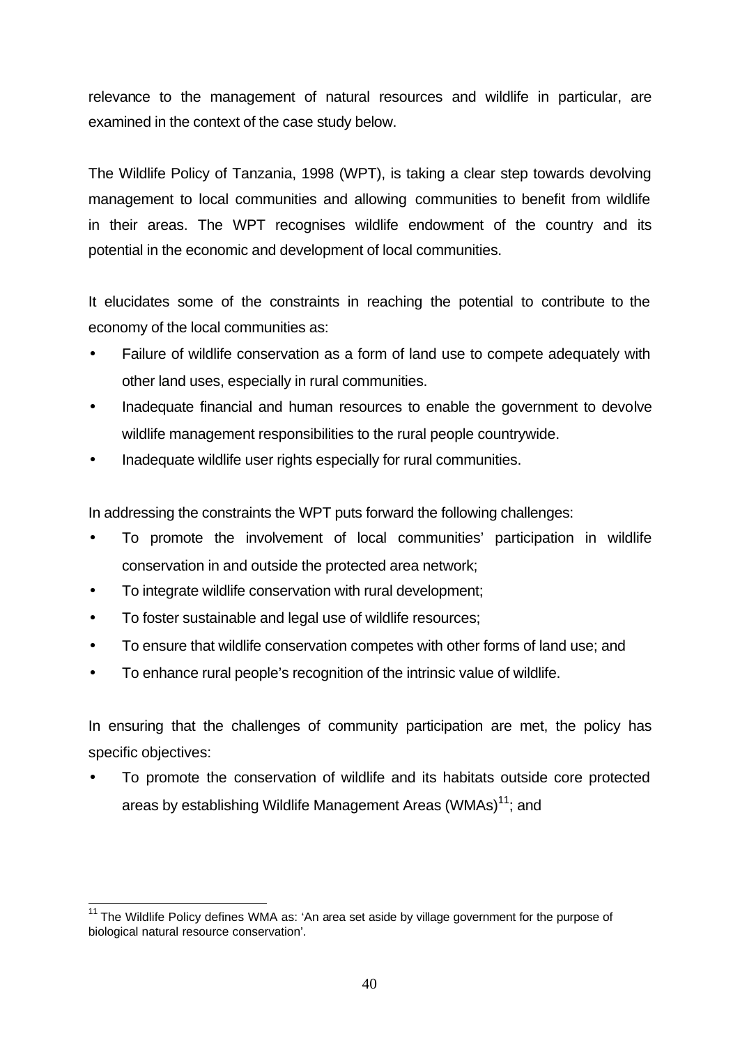relevance to the management of natural resources and wildlife in particular, are examined in the context of the case study below.

The Wildlife Policy of Tanzania, 1998 (WPT), is taking a clear step towards devolving management to local communities and allowing communities to benefit from wildlife in their areas. The WPT recognises wildlife endowment of the country and its potential in the economic and development of local communities.

It elucidates some of the constraints in reaching the potential to contribute to the economy of the local communities as:

- Failure of wildlife conservation as a form of land use to compete adequately with other land uses, especially in rural communities.
- Inadequate financial and human resources to enable the government to devolve wildlife management responsibilities to the rural people countrywide.
- Inadequate wildlife user rights especially for rural communities.

In addressing the constraints the WPT puts forward the following challenges:

- To promote the involvement of local communities' participation in wildlife conservation in and outside the protected area network;
- To integrate wildlife conservation with rural development;
- To foster sustainable and legal use of wildlife resources;
- To ensure that wildlife conservation competes with other forms of land use; and
- To enhance rural people's recognition of the intrinsic value of wildlife.

In ensuring that the challenges of community participation are met, the policy has specific objectives:

- To promote the conservation of wildlife and its habitats outside core protected areas by establishing Wildlife Management Areas (WMAs)[11]; and

[11] The Wildlife Policy defines WMA as: 'An area set aside by village government for the purpose of biological natural resource conservation'.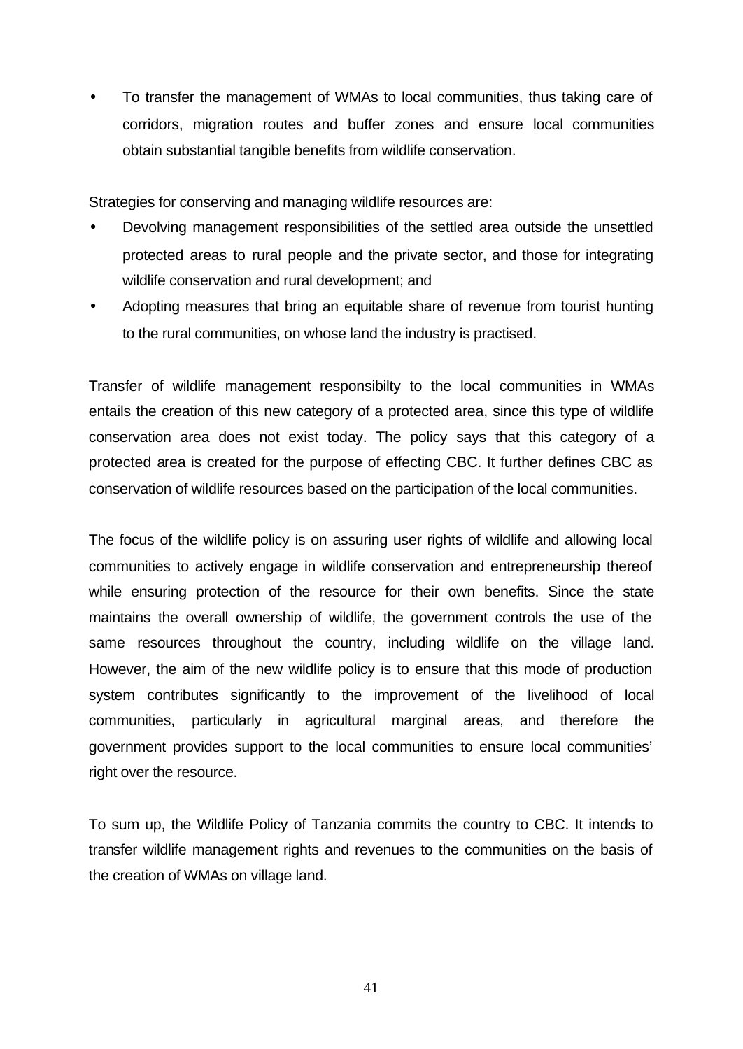- To transfer the management of WMAs to local communities, thus taking care of corridors, migration routes and buffer zones and ensure local communities obtain substantial tangible benefits from wildlife conservation.

Strategies for conserving and managing wildlife resources are:

- Devolving management responsibilities of the settled area outside the unsettled protected areas to rural people and the private sector, and those for integrating wildlife conservation and rural development; and
- Adopting measures that bring an equitable share of revenue from tourist hunting to the rural communities, on whose land the industry is practised.

Transfer of wildlife management responsibilty to the local communities in WMAs entails the creation of this new category of a protected area, since this type of wildlife conservation area does not exist today. The policy says that this category of a protected area is created for the purpose of effecting CBC. It further defines CBC as conservation of wildlife resources based on the participation of the local communities.

The focus of the wildlife policy is on assuring user rights of wildlife and allowing local communities to actively engage in wildlife conservation and entrepreneurship thereof while ensuring protection of the resource for their own benefits. Since the state maintains the overall ownership of wildlife, the government controls the use of the same resources throughout the country, including wildlife on the village land. However, the aim of the new wildlife policy is to ensure that this mode of production system contributes significantly to the improvement of the livelihood of local communities, particularly in agricultural marginal areas, and therefore the government provides support to the local communities to ensure local communities' right over the resource.

To sum up, the Wildlife Policy of Tanzania commits the country to CBC. It intends to transfer wildlife management rights and revenues to the communities on the basis of the creation of WMAs on village land.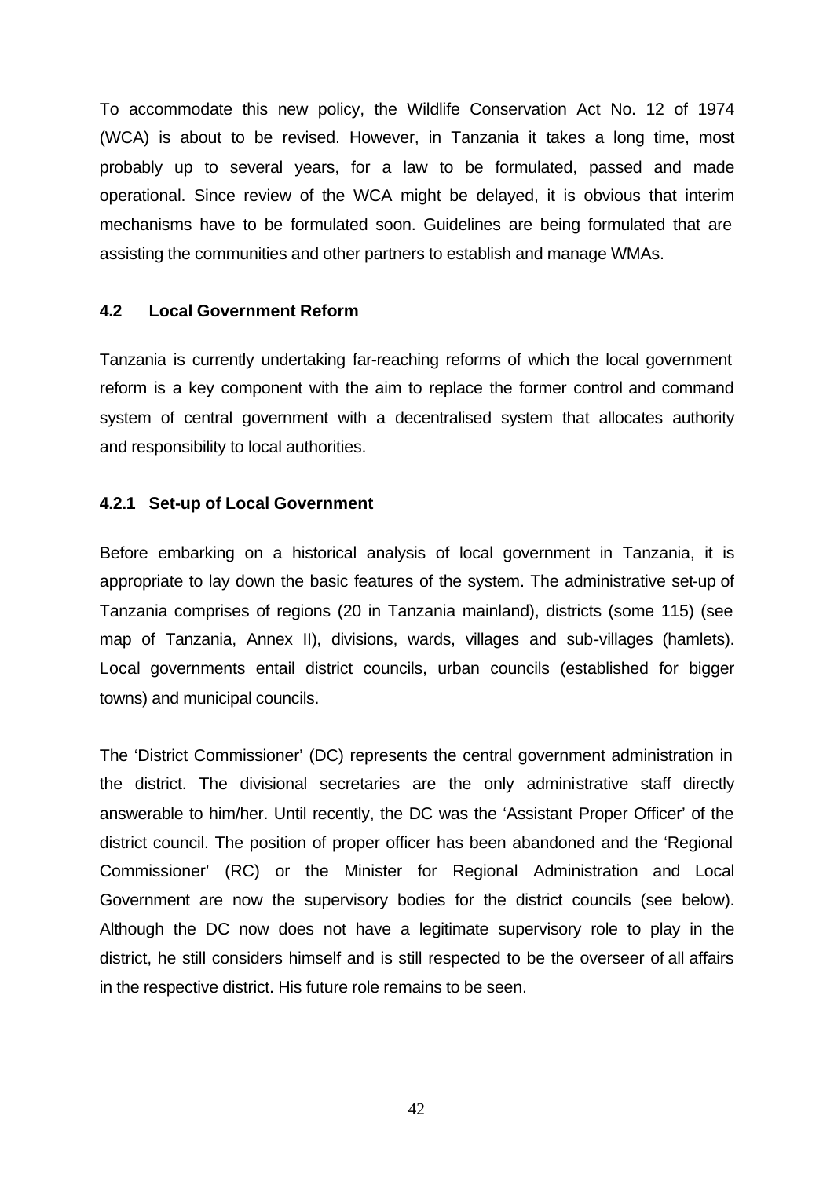To accommodate this new policy, the Wildlife Conservation Act No. 12 of 1974 (WCA) is about to be revised. However, in Tanzania it takes a long time, most probably up to several years, for a law to be formulated, passed and made operational. Since review of the WCA might be delayed, it is obvious that interim mechanisms have to be formulated soon. Guidelines are being formulated that are assisting the communities and other partners to establish and manage WMAs.

### 4.2 Local Government Reform

Tanzania is currently undertaking far-reaching reforms of which the local government reform is a key component with the aim to replace the former control and command system of central government with a decentralised system that allocates authority and responsibility to local authorities.

#### 4.2.1 Set-up of Local Government

Before embarking on a historical analysis of local government in Tanzania, it is appropriate to lay down the basic features of the system. The administrative set-up of Tanzania comprises of regions (20 in Tanzania mainland), districts (some 115) (see map of Tanzania, Annex II), divisions, wards, villages and sub-villages (hamlets). Local governments entail district councils, urban councils (established for bigger towns) and municipal councils.

The 'District Commissioner' (DC) represents the central government administration in the district. The divisional secretaries are the only administrative staff directly answerable to him/her. Until recently, the DC was the 'Assistant Proper Officer' of the district council. The position of proper officer has been abandoned and the 'Regional Commissioner' (RC) or the Minister for Regional Administration and Local Government are now the supervisory bodies for the district councils (see below). Although the DC now does not have a legitimate supervisory role to play in the district, he still considers himself and is still respected to be the overseer of all affairs in the respective district. His future role remains to be seen.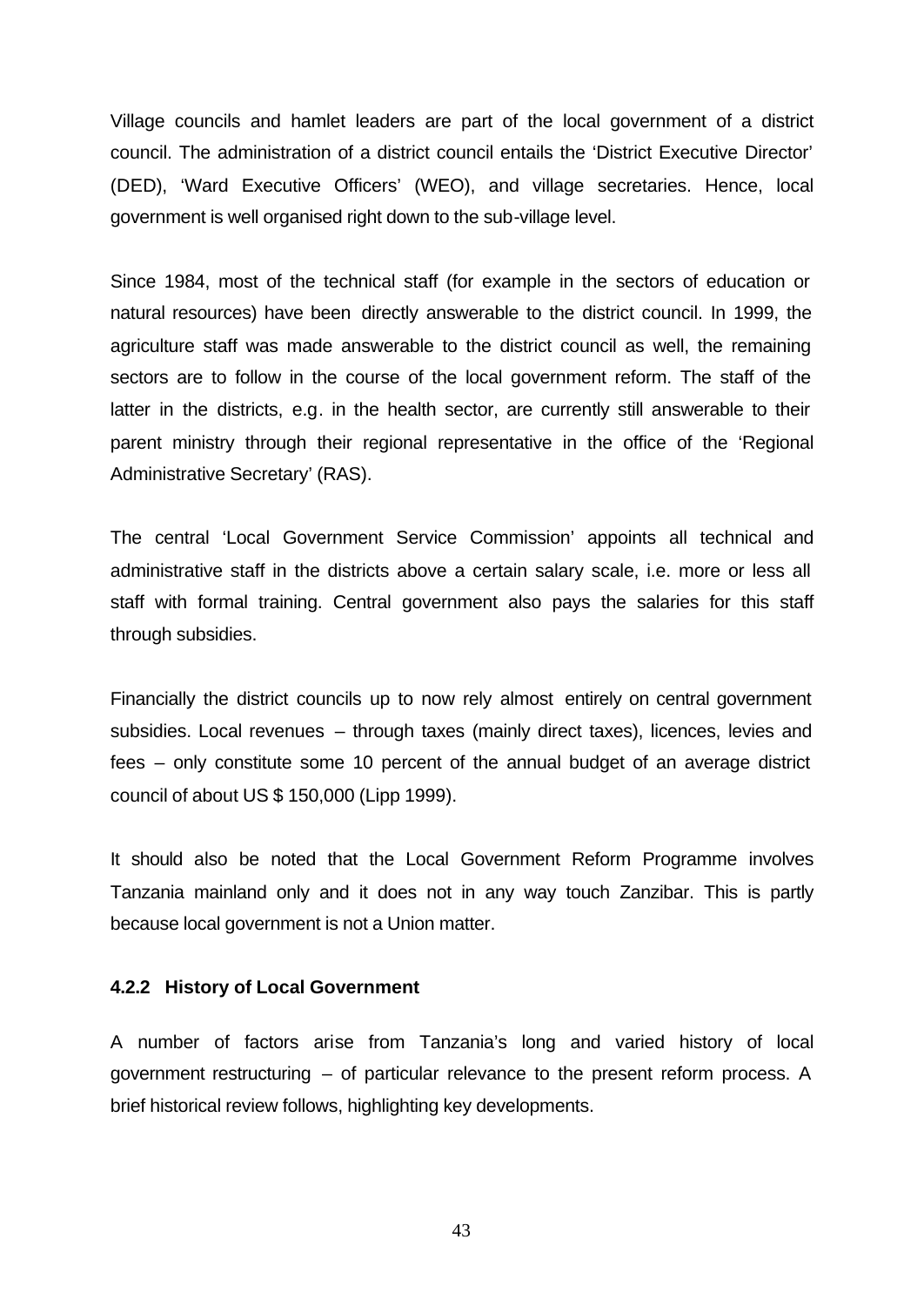Village councils and hamlet leaders are part of the local government of a district council. The administration of a district council entails the 'District Executive Director' (DED), 'Ward Executive Officers' (WEO), and village secretaries. Hence, local government is well organised right down to the sub-village level.

Since 1984, most of the technical staff (for example in the sectors of education or natural resources) have been directly answerable to the district council. In 1999, the agriculture staff was made answerable to the district council as well, the remaining sectors are to follow in the course of the local government reform. The staff of the latter in the districts, e.g. in the health sector, are currently still answerable to their parent ministry through their regional representative in the office of the 'Regional Administrative Secretary' (RAS).

The central 'Local Government Service Commission' appoints all technical and administrative staff in the districts above a certain salary scale, i.e. more or less all staff with formal training. Central government also pays the salaries for this staff through subsidies.

Financially the district councils up to now rely almost entirely on central government subsidies. Local revenues – through taxes (mainly direct taxes), licences, levies and fees – only constitute some 10 percent of the annual budget of an average district council of about US $ 150,000 (Lipp 1999).

It should also be noted that the Local Government Reform Programme involves Tanzania mainland only and it does not in any way touch Zanzibar. This is partly because local government is not a Union matter.

#### 4.2.2 History of Local Government

A number of factors arise from Tanzania's long and varied history of local government restructuring – of particular relevance to the present reform process. A brief historical review follows, highlighting key developments.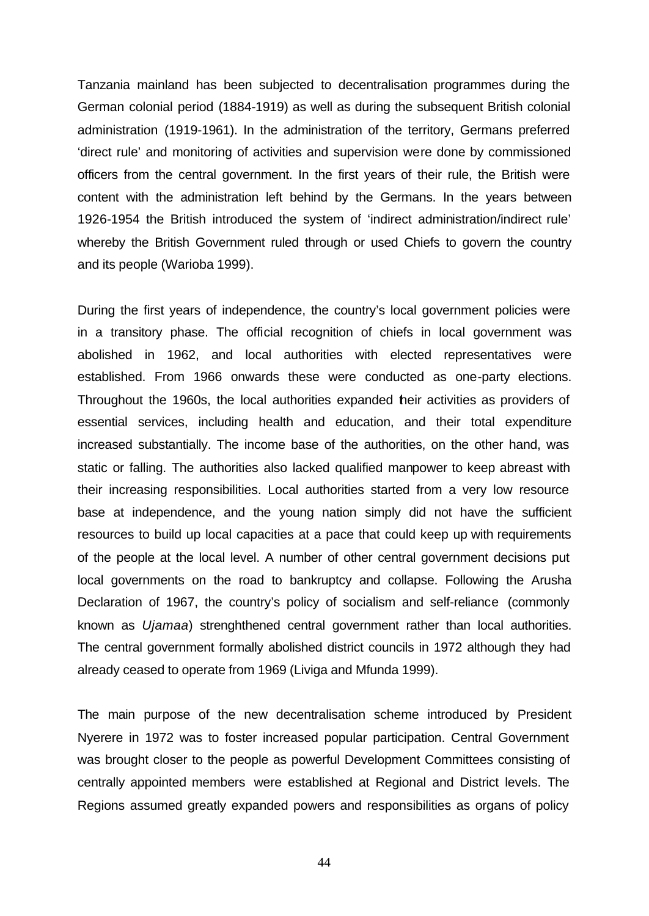Tanzania mainland has been subjected to decentralisation programmes during the German colonial period (1884-1919) as well as during the subsequent British colonial administration (1919-1961). In the administration of the territory, Germans preferred 'direct rule' and monitoring of activities and supervision were done by commissioned officers from the central government. In the first years of their rule, the British were content with the administration left behind by the Germans. In the years between 1926-1954 the British introduced the system of 'indirect administration/indirect rule' whereby the British Government ruled through or used Chiefs to govern the country and its people (Warioba 1999).

During the first years of independence, the country's local government policies were in a transitory phase. The official recognition of chiefs in local government was abolished in 1962, and local authorities with elected representatives were established. From 1966 onwards these were conducted as one-party elections. Throughout the 1960s, the local authorities expanded their activities as providers of essential services, including health and education, and their total expenditure increased substantially. The income base of the authorities, on the other hand, was static or falling. The authorities also lacked qualified manpower to keep abreast with their increasing responsibilities. Local authorities started from a very low resource base at independence, and the young nation simply did not have the sufficient resources to build up local capacities at a pace that could keep up with requirements of the people at the local level. A number of other central government decisions put local governments on the road to bankruptcy and collapse. Following the Arusha Declaration of 1967, the country's policy of socialism and self-reliance (commonly known as *Ujamaa*) strenghthened central government rather than local authorities. The central government formally abolished district councils in 1972 although they had already ceased to operate from 1969 (Liviga and Mfunda 1999).

The main purpose of the new decentralisation scheme introduced by President Nyerere in 1972 was to foster increased popular participation. Central Government was brought closer to the people as powerful Development Committees consisting of centrally appointed members were established at Regional and District levels. The Regions assumed greatly expanded powers and responsibilities as organs of policy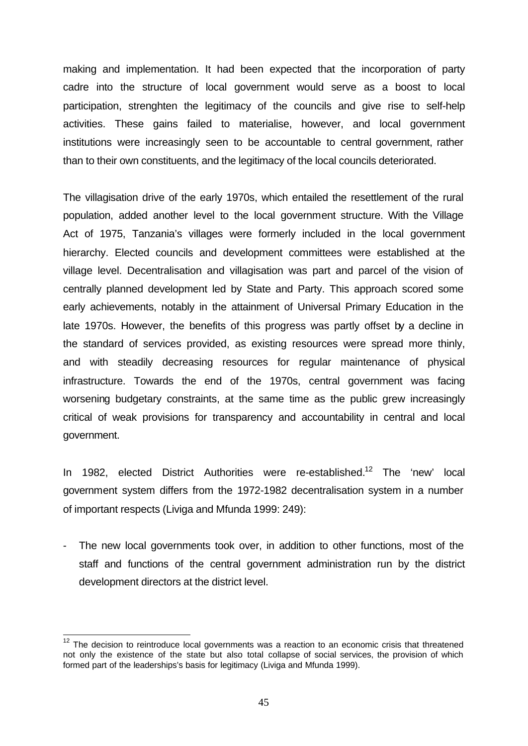making and implementation. It had been expected that the incorporation of party cadre into the structure of local government would serve as a boost to local participation, strenghten the legitimacy of the councils and give rise to self-help activities. These gains failed to materialise, however, and local government institutions were increasingly seen to be accountable to central government, rather than to their own constituents, and the legitimacy of the local councils deteriorated.

The villagisation drive of the early 1970s, which entailed the resettlement of the rural population, added another level to the local government structure. With the Village Act of 1975, Tanzania's villages were formerly included in the local government hierarchy. Elected councils and development committees were established at the village level. Decentralisation and villagisation was part and parcel of the vision of centrally planned development led by State and Party. This approach scored some early achievements, notably in the attainment of Universal Primary Education in the late 1970s. However, the benefits of this progress was partly offset by a decline in the standard of services provided, as existing resources were spread more thinly, and with steadily decreasing resources for regular maintenance of physical infrastructure. Towards the end of the 1970s, central government was facing worsening budgetary constraints, at the same time as the public grew increasingly critical of weak provisions for transparency and accountability in central and local government.

In 1982, elected District Authorities were re-established.[12] The 'new' local government system differs from the 1972-1982 decentralisation system in a number of important respects (Liviga and Mfunda 1999: 249):

- The new local governments took over, in addition to other functions, most of the staff and functions of the central government administration run by the district development directors at the district level.

[12] The decision to reintroduce local governments was a reaction to an economic crisis that threatened not only the existence of the state but also total collapse of social services, the provision of which formed part of the leaderships's basis for legitimacy (Liviga and Mfunda 1999).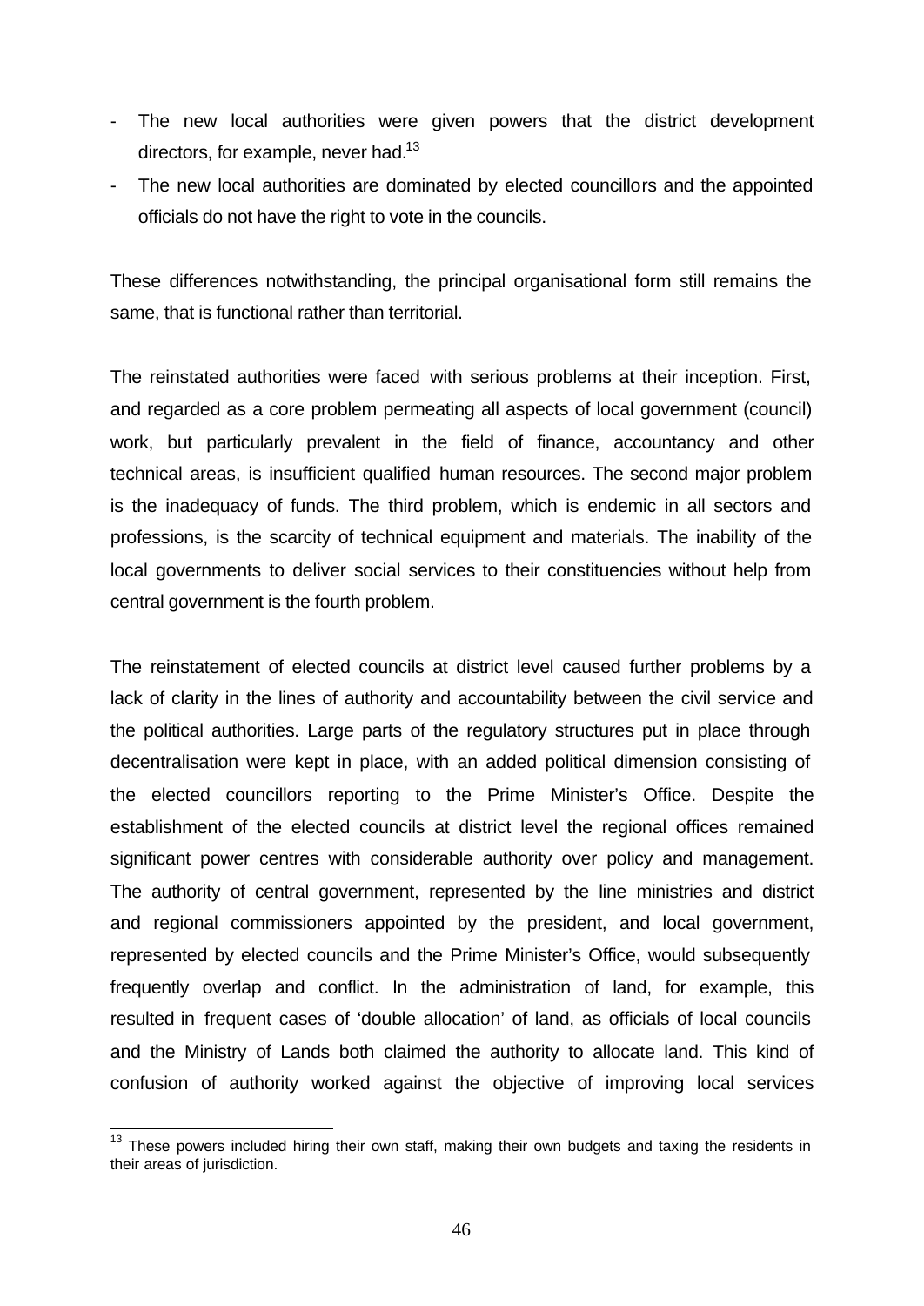- The new local authorities were given powers that the district development directors, for example, never had.[13]
- The new local authorities are dominated by elected councillors and the appointed officials do not have the right to vote in the councils.

These differences notwithstanding, the principal organisational form still remains the same, that is functional rather than territorial.

The reinstated authorities were faced with serious problems at their inception. First, and regarded as a core problem permeating all aspects of local government (council) work, but particularly prevalent in the field of finance, accountancy and other technical areas, is insufficient qualified human resources. The second major problem is the inadequacy of funds. The third problem, which is endemic in all sectors and professions, is the scarcity of technical equipment and materials. The inability of the local governments to deliver social services to their constituencies without help from central government is the fourth problem.

The reinstatement of elected councils at district level caused further problems by a lack of clarity in the lines of authority and accountability between the civil service and the political authorities. Large parts of the regulatory structures put in place through decentralisation were kept in place, with an added political dimension consisting of the elected councillors reporting to the Prime Minister's Office. Despite the establishment of the elected councils at district level the regional offices remained significant power centres with considerable authority over policy and management. The authority of central government, represented by the line ministries and district and regional commissioners appointed by the president, and local government, represented by elected councils and the Prime Minister's Office, would subsequently frequently overlap and conflict. In the administration of land, for example, this resulted in frequent cases of 'double allocation' of land, as officials of local councils and the Ministry of Lands both claimed the authority to allocate land. This kind of confusion of authority worked against the objective of improving local services

[13] These powers included hiring their own staff, making their own budgets and taxing the residents in their areas of jurisdiction.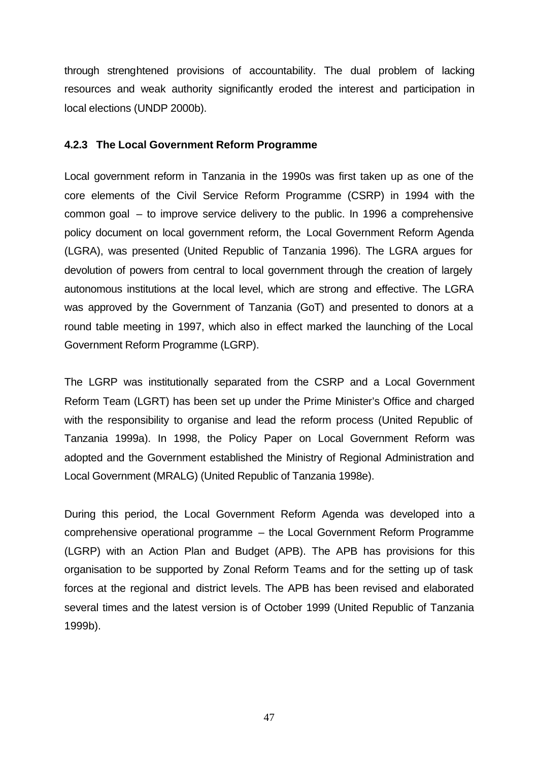through strenghtened provisions of accountability. The dual problem of lacking resources and weak authority significantly eroded the interest and participation in local elections (UNDP 2000b).

### 4.2.3 The Local Government Reform Programme

Local government reform in Tanzania in the 1990s was first taken up as one of the core elements of the Civil Service Reform Programme (CSRP) in 1994 with the common goal – to improve service delivery to the public. In 1996 a comprehensive policy document on local government reform, the Local Government Reform Agenda (LGRA), was presented (United Republic of Tanzania 1996). The LGRA argues for devolution of powers from central to local government through the creation of largely autonomous institutions at the local level, which are strong and effective. The LGRA was approved by the Government of Tanzania (GoT) and presented to donors at a round table meeting in 1997, which also in effect marked the launching of the Local Government Reform Programme (LGRP).

The LGRP was institutionally separated from the CSRP and a Local Government Reform Team (LGRT) has been set up under the Prime Minister's Office and charged with the responsibility to organise and lead the reform process (United Republic of Tanzania 1999a). In 1998, the Policy Paper on Local Government Reform was adopted and the Government established the Ministry of Regional Administration and Local Government (MRALG) (United Republic of Tanzania 1998e).

During this period, the Local Government Reform Agenda was developed into a comprehensive operational programme – the Local Government Reform Programme (LGRP) with an Action Plan and Budget (APB). The APB has provisions for this organisation to be supported by Zonal Reform Teams and for the setting up of task forces at the regional and district levels. The APB has been revised and elaborated several times and the latest version is of October 1999 (United Republic of Tanzania 1999b).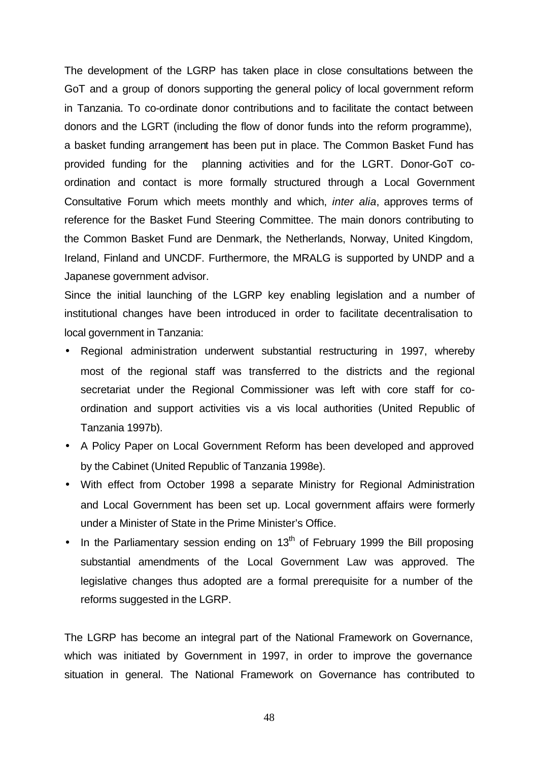The development of the LGRP has taken place in close consultations between the GoT and a group of donors supporting the general policy of local government reform in Tanzania. To co-ordinate donor contributions and to facilitate the contact between donors and the LGRT (including the flow of donor funds into the reform programme), a basket funding arrangement has been put in place. The Common Basket Fund has provided funding for the planning activities and for the LGRT. Donor-GoT co-ordination and contact is more formally structured through a Local Government Consultative Forum which meets monthly and which, *inter alia*, approves terms of reference for the Basket Fund Steering Committee. The main donors contributing to the Common Basket Fund are Denmark, the Netherlands, Norway, United Kingdom, Ireland, Finland and UNCDF. Furthermore, the MRALG is supported by UNDP and a Japanese government advisor.

Since the initial launching of the LGRP key enabling legislation and a number of institutional changes have been introduced in order to facilitate decentralisation to local government in Tanzania:

- Regional administration underwent substantial restructuring in 1997, whereby most of the regional staff was transferred to the districts and the regional secretariat under the Regional Commissioner was left with core staff for co-ordination and support activities vis a vis local authorities (United Republic of Tanzania 1997b).
- A Policy Paper on Local Government Reform has been developed and approved by the Cabinet (United Republic of Tanzania 1998e).
- With effect from October 1998 a separate Ministry for Regional Administration and Local Government has been set up. Local government affairs were formerly under a Minister of State in the Prime Minister's Office.
- In the Parliamentary session ending on 13th of February 1999 the Bill proposing substantial amendments of the Local Government Law was approved. The legislative changes thus adopted are a formal prerequisite for a number of the reforms suggested in the LGRP.

The LGRP has become an integral part of the National Framework on Governance, which was initiated by Government in 1997, in order to improve the governance situation in general. The National Framework on Governance has contributed to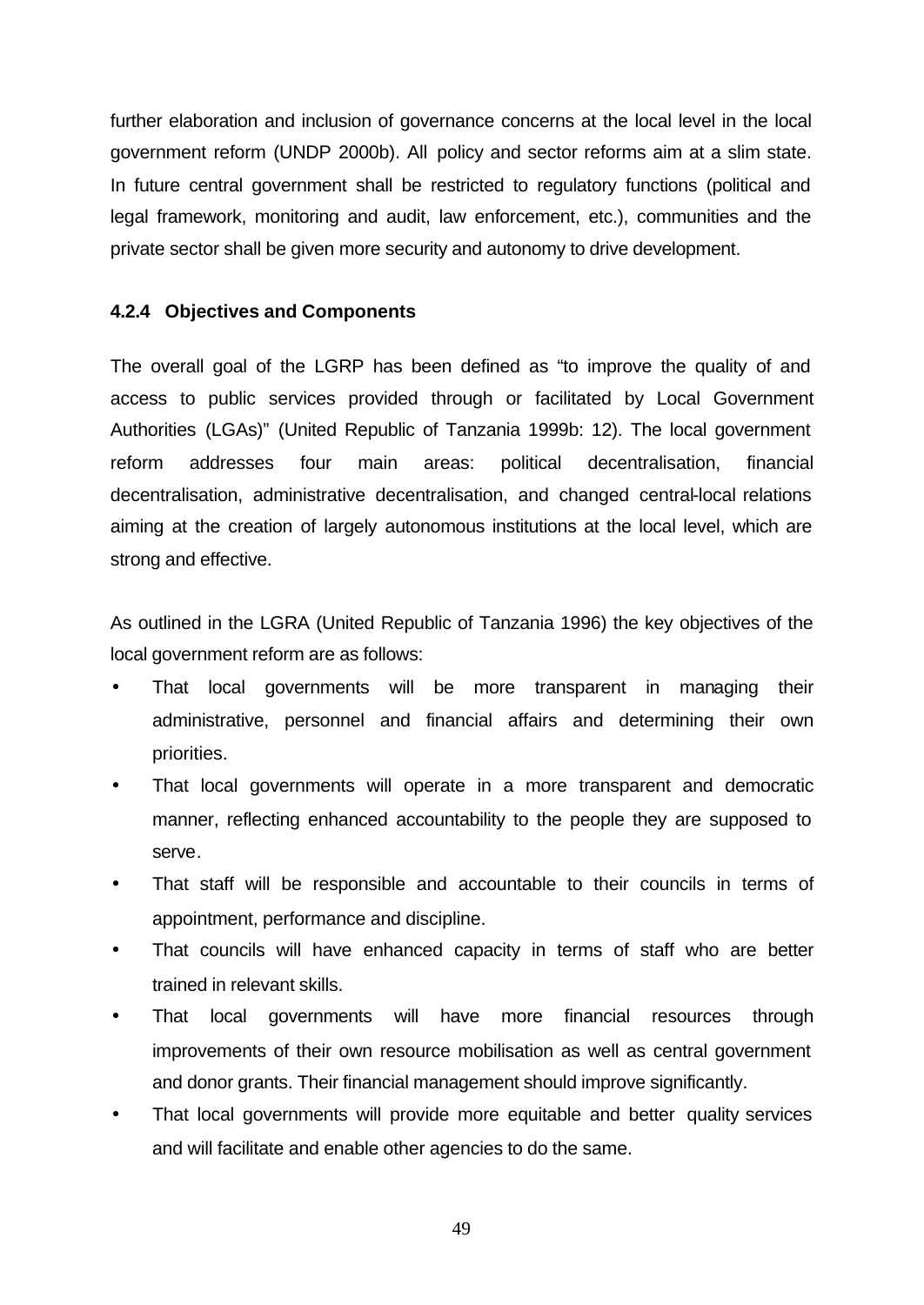further elaboration and inclusion of governance concerns at the local level in the local government reform (UNDP 2000b). All policy and sector reforms aim at a slim state. In future central government shall be restricted to regulatory functions (political and legal framework, monitoring and audit, law enforcement, etc.), communities and the private sector shall be given more security and autonomy to drive development.

### 4.2.4 Objectives and Components

The overall goal of the LGRP has been defined as "to improve the quality of and access to public services provided through or facilitated by Local Government Authorities (LGAs)" (United Republic of Tanzania 1999b: 12). The local government reform addresses four main areas: political decentralisation, financial decentralisation, administrative decentralisation, and changed central-local relations aiming at the creation of largely autonomous institutions at the local level, which are strong and effective.

As outlined in the LGRA (United Republic of Tanzania 1996) the key objectives of the local government reform are as follows:

- That local governments will be more transparent in managing their administrative, personnel and financial affairs and determining their own priorities.
- That local governments will operate in a more transparent and democratic manner, reflecting enhanced accountability to the people they are supposed to serve.
- That staff will be responsible and accountable to their councils in terms of appointment, performance and discipline.
- That councils will have enhanced capacity in terms of staff who are better trained in relevant skills.
- That local governments will have more financial resources through improvements of their own resource mobilisation as well as central government and donor grants. Their financial management should improve significantly.
- That local governments will provide more equitable and better quality services and will facilitate and enable other agencies to do the same.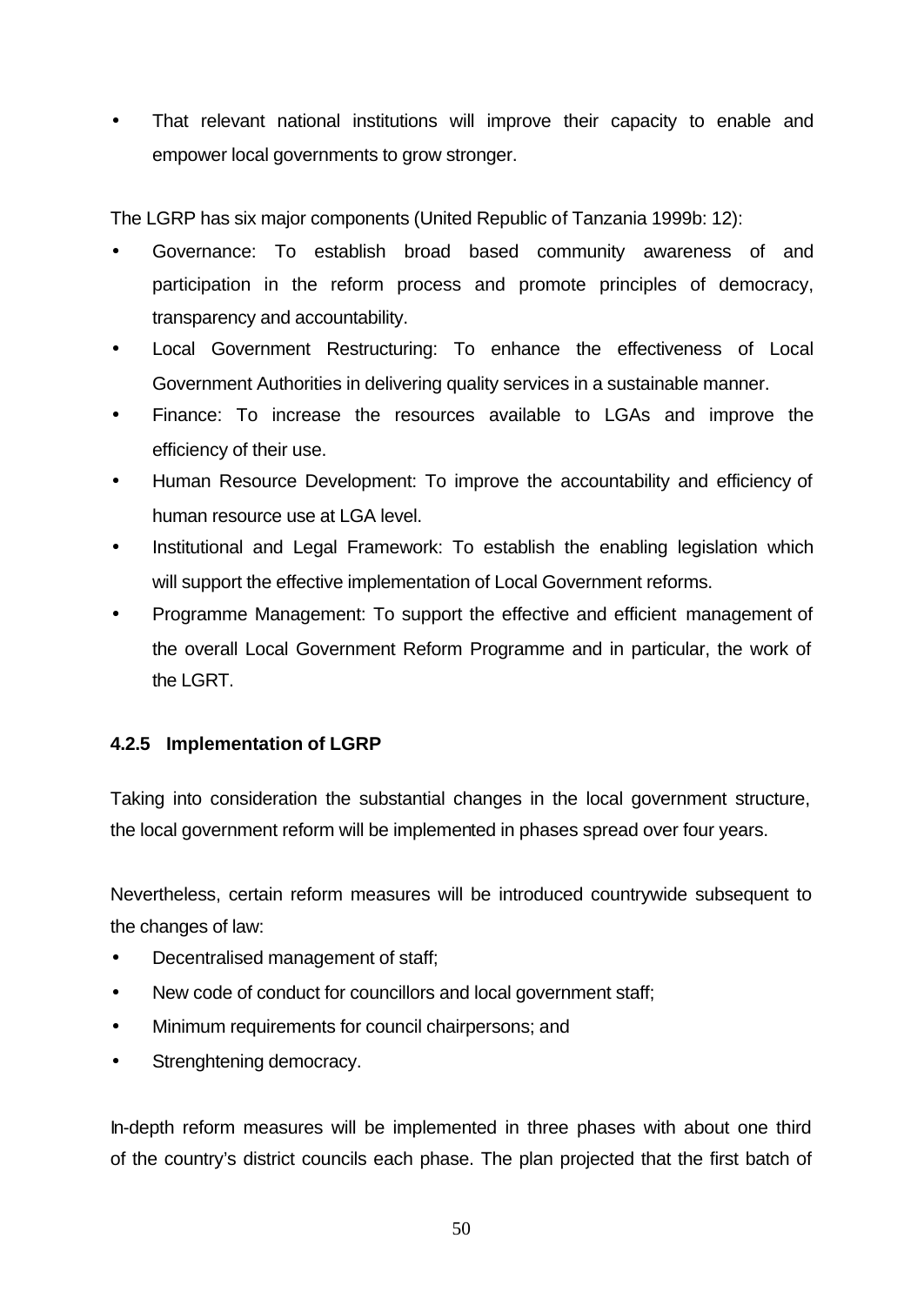- That relevant national institutions will improve their capacity to enable and empower local governments to grow stronger.

The LGRP has six major components (United Republic of Tanzania 1999b: 12):

- Governance: To establish broad based community awareness of and participation in the reform process and promote principles of democracy, transparency and accountability.
- Local Government Restructuring: To enhance the effectiveness of Local Government Authorities in delivering quality services in a sustainable manner.
- Finance: To increase the resources available to LGAs and improve the efficiency of their use.
- Human Resource Development: To improve the accountability and efficiency of human resource use at LGA level.
- Institutional and Legal Framework: To establish the enabling legislation which will support the effective implementation of Local Government reforms.
- Programme Management: To support the effective and efficient management of the overall Local Government Reform Programme and in particular, the work of the LGRT.

### 4.2.5 Implementation of LGRP

Taking into consideration the substantial changes in the local government structure, the local government reform will be implemented in phases spread over four years.

Nevertheless, certain reform measures will be introduced countrywide subsequent to the changes of law:

- Decentralised management of staff;
- New code of conduct for councillors and local government staff;
- Minimum requirements for council chairpersons; and
- Strenghtening democracy.

In-depth reform measures will be implemented in three phases with about one third of the country's district councils each phase. The plan projected that the first batch of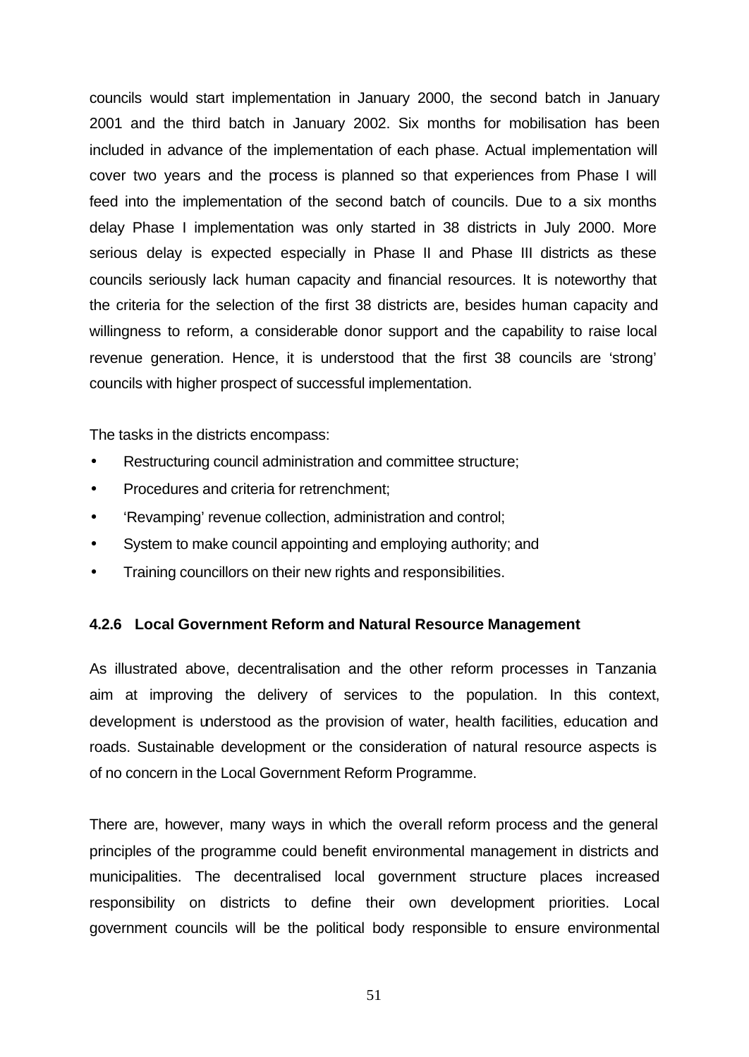councils would start implementation in January 2000, the second batch in January 2001 and the third batch in January 2002. Six months for mobilisation has been included in advance of the implementation of each phase. Actual implementation will cover two years and the process is planned so that experiences from Phase I will feed into the implementation of the second batch of councils. Due to a six months delay Phase I implementation was only started in 38 districts in July 2000. More serious delay is expected especially in Phase II and Phase III districts as these councils seriously lack human capacity and financial resources. It is noteworthy that the criteria for the selection of the first 38 districts are, besides human capacity and willingness to reform, a considerable donor support and the capability to raise local revenue generation. Hence, it is understood that the first 38 councils are 'strong' councils with higher prospect of successful implementation.

The tasks in the districts encompass:

- Restructuring council administration and committee structure;
- Procedures and criteria for retrenchment;
- 'Revamping' revenue collection, administration and control;
- System to make council appointing and employing authority; and
- Training councillors on their new rights and responsibilities.

#### 4.2.6 Local Government Reform and Natural Resource Management

As illustrated above, decentralisation and the other reform processes in Tanzania aim at improving the delivery of services to the population. In this context, development is understood as the provision of water, health facilities, education and roads. Sustainable development or the consideration of natural resource aspects is of no concern in the Local Government Reform Programme.

There are, however, many ways in which the overall reform process and the general principles of the programme could benefit environmental management in districts and municipalities. The decentralised local government structure places increased responsibility on districts to define their own development priorities. Local government councils will be the political body responsible to ensure environmental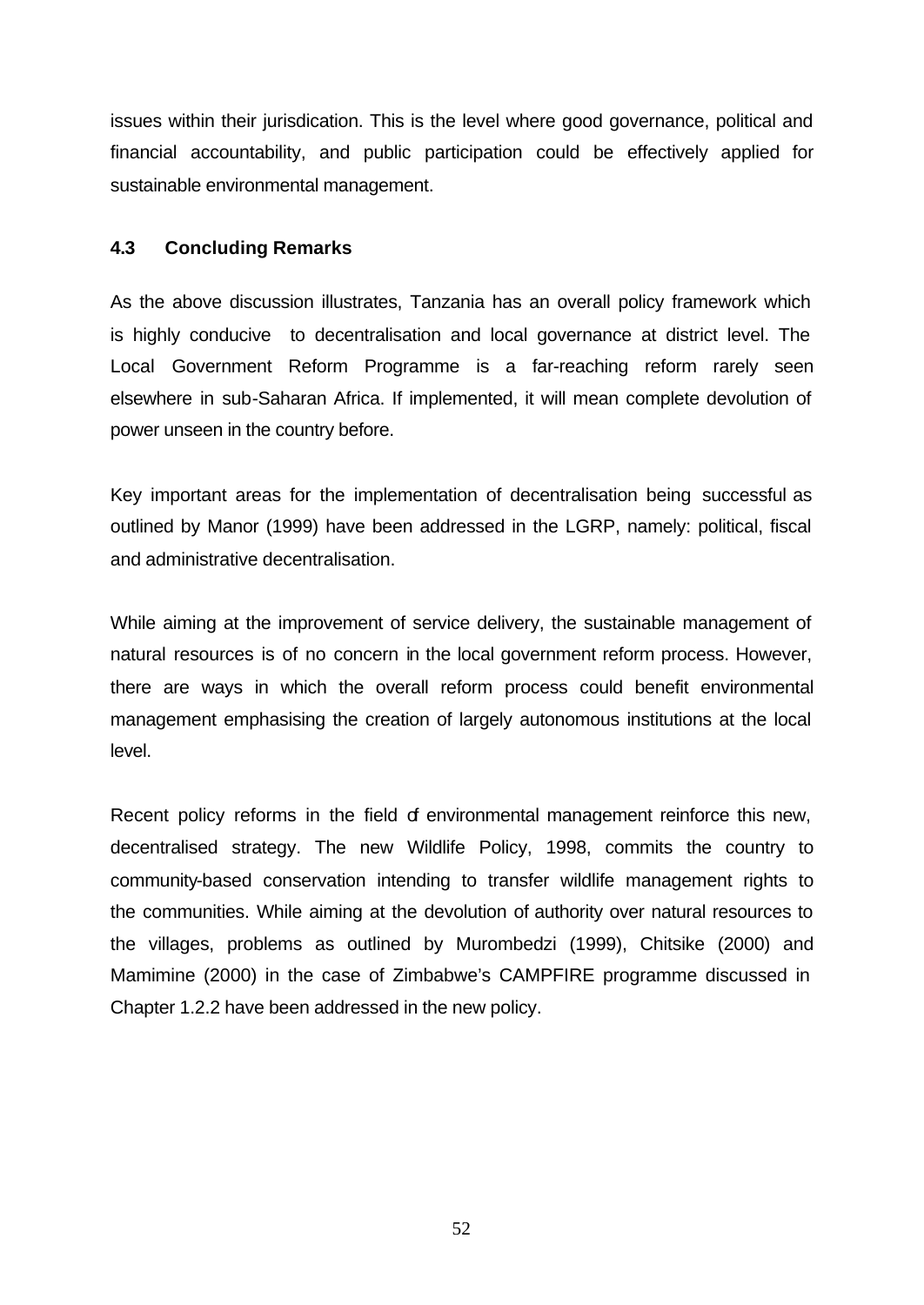issues within their jurisdication. This is the level where good governance, political and financial accountability, and public participation could be effectively applied for sustainable environmental management.

### 4.3 Concluding Remarks

As the above discussion illustrates, Tanzania has an overall policy framework which is highly conducive to decentralisation and local governance at district level. The Local Government Reform Programme is a far-reaching reform rarely seen elsewhere in sub-Saharan Africa. If implemented, it will mean complete devolution of power unseen in the country before.

Key important areas for the implementation of decentralisation being successful as outlined by Manor (1999) have been addressed in the LGRP, namely: political, fiscal and administrative decentralisation.

While aiming at the improvement of service delivery, the sustainable management of natural resources is of no concern in the local government reform process. However, there are ways in which the overall reform process could benefit environmental management emphasising the creation of largely autonomous institutions at the local level.

Recent policy reforms in the field of environmental management reinforce this new, decentralised strategy. The new Wildlife Policy, 1998, commits the country to community-based conservation intending to transfer wildlife management rights to the communities. While aiming at the devolution of authority over natural resources to the villages, problems as outlined by Murombedzi (1999), Chitsike (2000) and Mamimine (2000) in the case of Zimbabwe's CAMPFIRE programme discussed in Chapter 1.2.2 have been addressed in the new policy.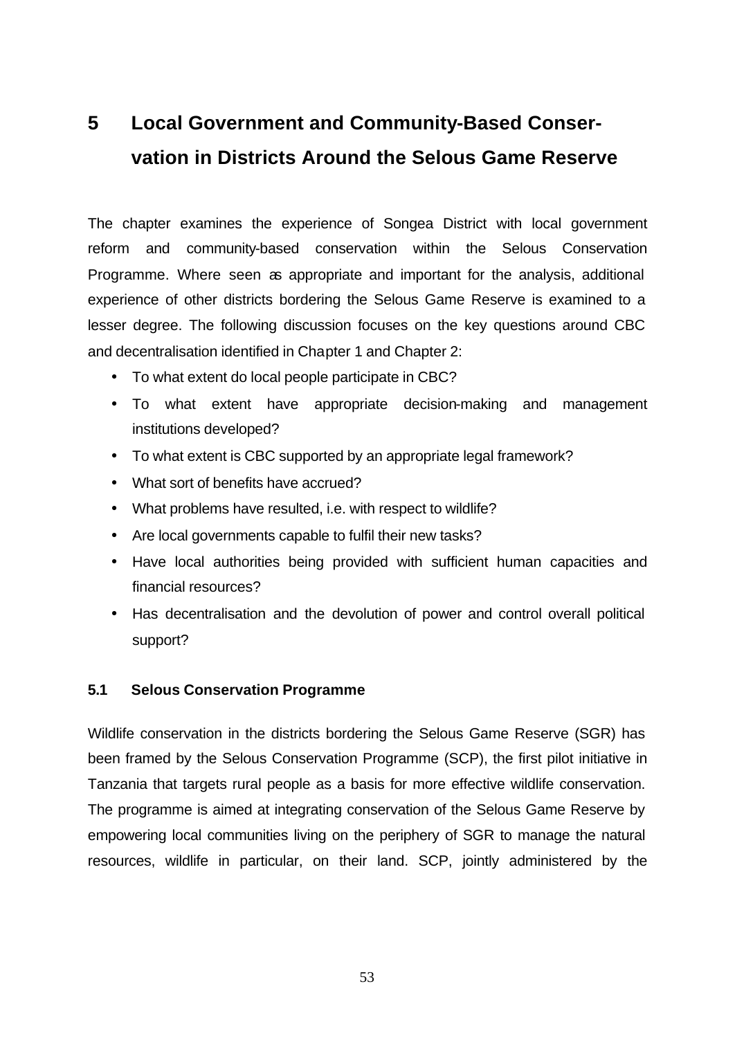# 5 Local Government and Community-Based Conservation in Districts Around the Selous Game Reserve

The chapter examines the experience of Songea District with local government reform and community-based conservation within the Selous Conservation Programme. Where seen as appropriate and important for the analysis, additional experience of other districts bordering the Selous Game Reserve is examined to a lesser degree. The following discussion focuses on the key questions around CBC and decentralisation identified in Chapter 1 and Chapter 2:

- To what extent do local people participate in CBC?
- To what extent have appropriate decision-making and management institutions developed?
- To what extent is CBC supported by an appropriate legal framework?
- What sort of benefits have accrued?
- What problems have resulted, i.e. with respect to wildlife?
- Are local governments capable to fulfil their new tasks?
- Have local authorities being provided with sufficient human capacities and financial resources?
- Has decentralisation and the devolution of power and control overall political support?

## 5.1 Selous Conservation Programme

Wildlife conservation in the districts bordering the Selous Game Reserve (SGR) has been framed by the Selous Conservation Programme (SCP), the first pilot initiative in Tanzania that targets rural people as a basis for more effective wildlife conservation. The programme is aimed at integrating conservation of the Selous Game Reserve by empowering local communities living on the periphery of SGR to manage the natural resources, wildlife in particular, on their land. SCP, jointly administered by the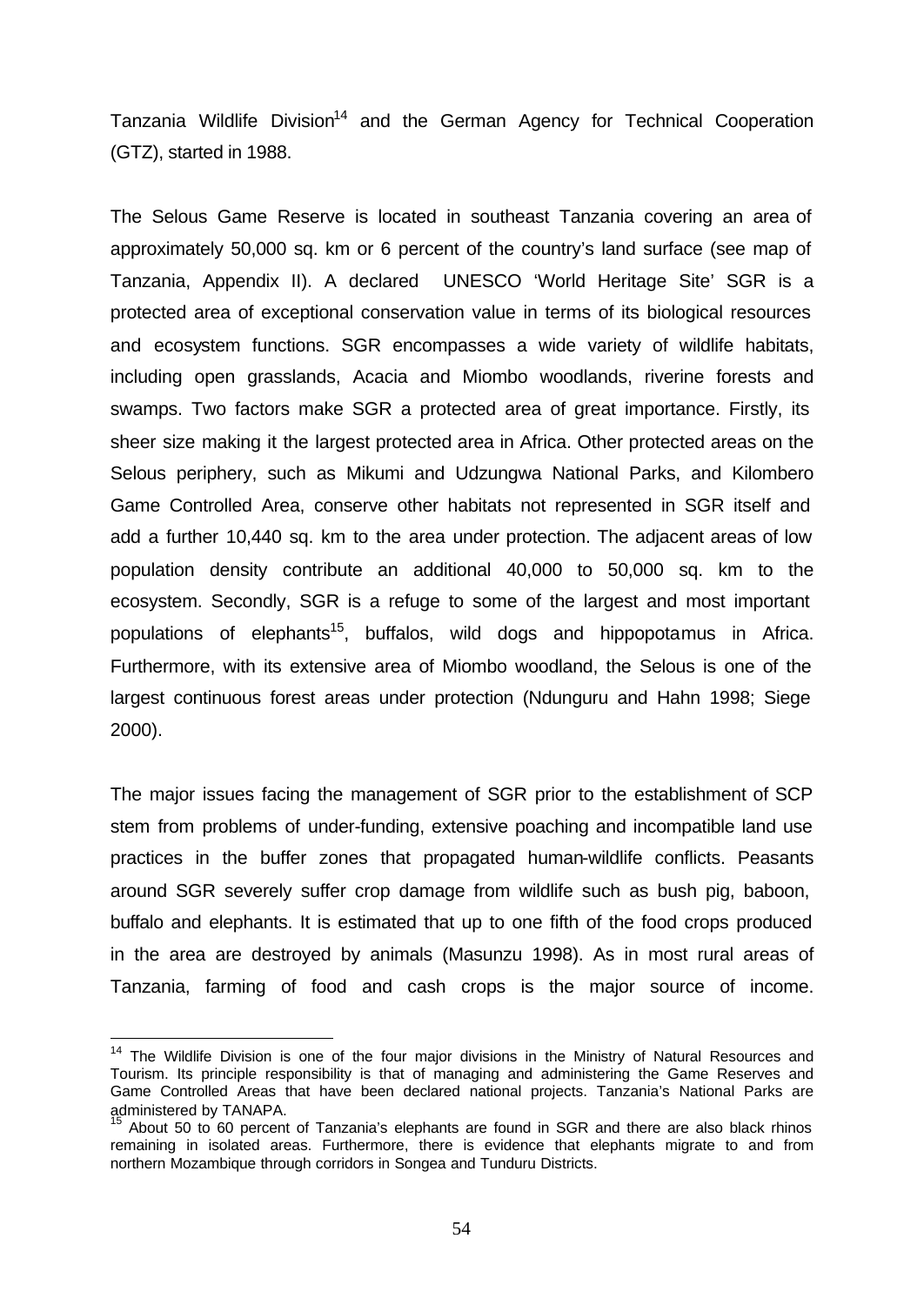Tanzania Wildlife Division[14] and the German Agency for Technical Cooperation (GTZ), started in 1988.

The Selous Game Reserve is located in southeast Tanzania covering an area of approximately 50,000 sq. km or 6 percent of the country's land surface (see map of Tanzania, Appendix II). A declared UNESCO 'World Heritage Site' SGR is a protected area of exceptional conservation value in terms of its biological resources and ecosystem functions. SGR encompasses a wide variety of wildlife habitats, including open grasslands, Acacia and Miombo woodlands, riverine forests and swamps. Two factors make SGR a protected area of great importance. Firstly, its sheer size making it the largest protected area in Africa. Other protected areas on the Selous periphery, such as Mikumi and Udzungwa National Parks, and Kilombero Game Controlled Area, conserve other habitats not represented in SGR itself and add a further 10,440 sq. km to the area under protection. The adjacent areas of low population density contribute an additional 40,000 to 50,000 sq. km to the ecosystem. Secondly, SGR is a refuge to some of the largest and most important populations of elephants[15], buffalos, wild dogs and hippopotamus in Africa. Furthermore, with its extensive area of Miombo woodland, the Selous is one of the largest continuous forest areas under protection (Ndunguru and Hahn 1998; Siege 2000).

The major issues facing the management of SGR prior to the establishment of SCP stem from problems of under-funding, extensive poaching and incompatible land use practices in the buffer zones that propagated human-wildlife conflicts. Peasants around SGR severely suffer crop damage from wildlife such as bush pig, baboon, buffalo and elephants. It is estimated that up to one fifth of the food crops produced in the area are destroyed by animals (Masunzu 1998). As in most rural areas of Tanzania, farming of food and cash crops is the major source of income.

[14] The Wildlife Division is one of the four major divisions in the Ministry of Natural Resources and Tourism. Its principle responsibility is that of managing and administering the Game Reserves and Game Controlled Areas that have been declared national projects. Tanzania's National Parks are administered by TANAPA.

[15] About 50 to 60 percent of Tanzania's elephants are found in SGR and there are also black rhinos remaining in isolated areas. Furthermore, there is evidence that elephants migrate to and from northern Mozambique through corridors in Songea and Tunduru Districts.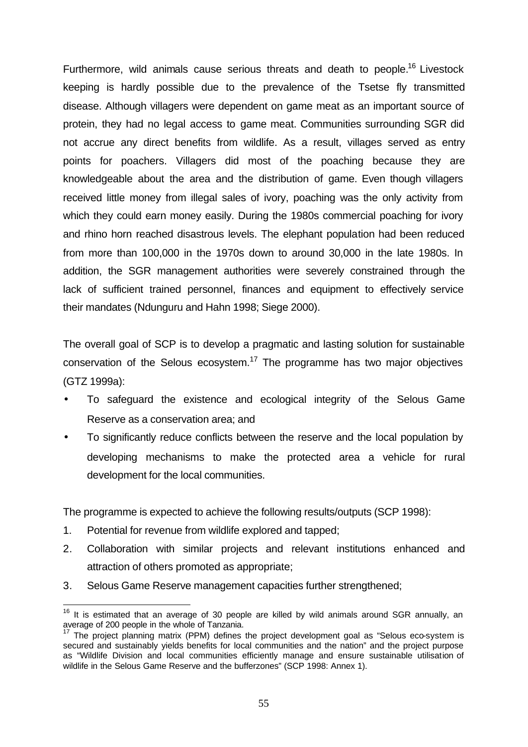Furthermore, wild animals cause serious threats and death to people.[16] Livestock keeping is hardly possible due to the prevalence of the Tsetse fly transmitted disease. Although villagers were dependent on game meat as an important source of protein, they had no legal access to game meat. Communities surrounding SGR did not accrue any direct benefits from wildlife. As a result, villages served as entry points for poachers. Villagers did most of the poaching because they are knowledgeable about the area and the distribution of game. Even though villagers received little money from illegal sales of ivory, poaching was the only activity from which they could earn money easily. During the 1980s commercial poaching for ivory and rhino horn reached disastrous levels. The elephant population had been reduced from more than 100,000 in the 1970s down to around 30,000 in the late 1980s. In addition, the SGR management authorities were severely constrained through the lack of sufficient trained personnel, finances and equipment to effectively service their mandates (Ndunguru and Hahn 1998; Siege 2000).

The overall goal of SCP is to develop a pragmatic and lasting solution for sustainable conservation of the Selous ecosystem.[17] The programme has two major objectives (GTZ 1999a):

- To safeguard the existence and ecological integrity of the Selous Game Reserve as a conservation area; and
- To significantly reduce conflicts between the reserve and the local population by developing mechanisms to make the protected area a vehicle for rural development for the local communities.

The programme is expected to achieve the following results/outputs (SCP 1998):

1. Potential for revenue from wildlife explored and tapped;
2. Collaboration with similar projects and relevant institutions enhanced and attraction of others promoted as appropriate;
3. Selous Game Reserve management capacities further strengthened;

---

[16] It is estimated that an average of 30 people are killed by wild animals around SGR annually, an average of 200 people in the whole of Tanzania.

[17] The project planning matrix (PPM) defines the project development goal as "Selous eco-system is secured and sustainably yields benefits for local communities and the nation" and the project purpose as "Wildlife Division and local communities efficiently manage and ensure sustainable utilisation of wildlife in the Selous Game Reserve and the bufferzones" (SCP 1998: Annex 1).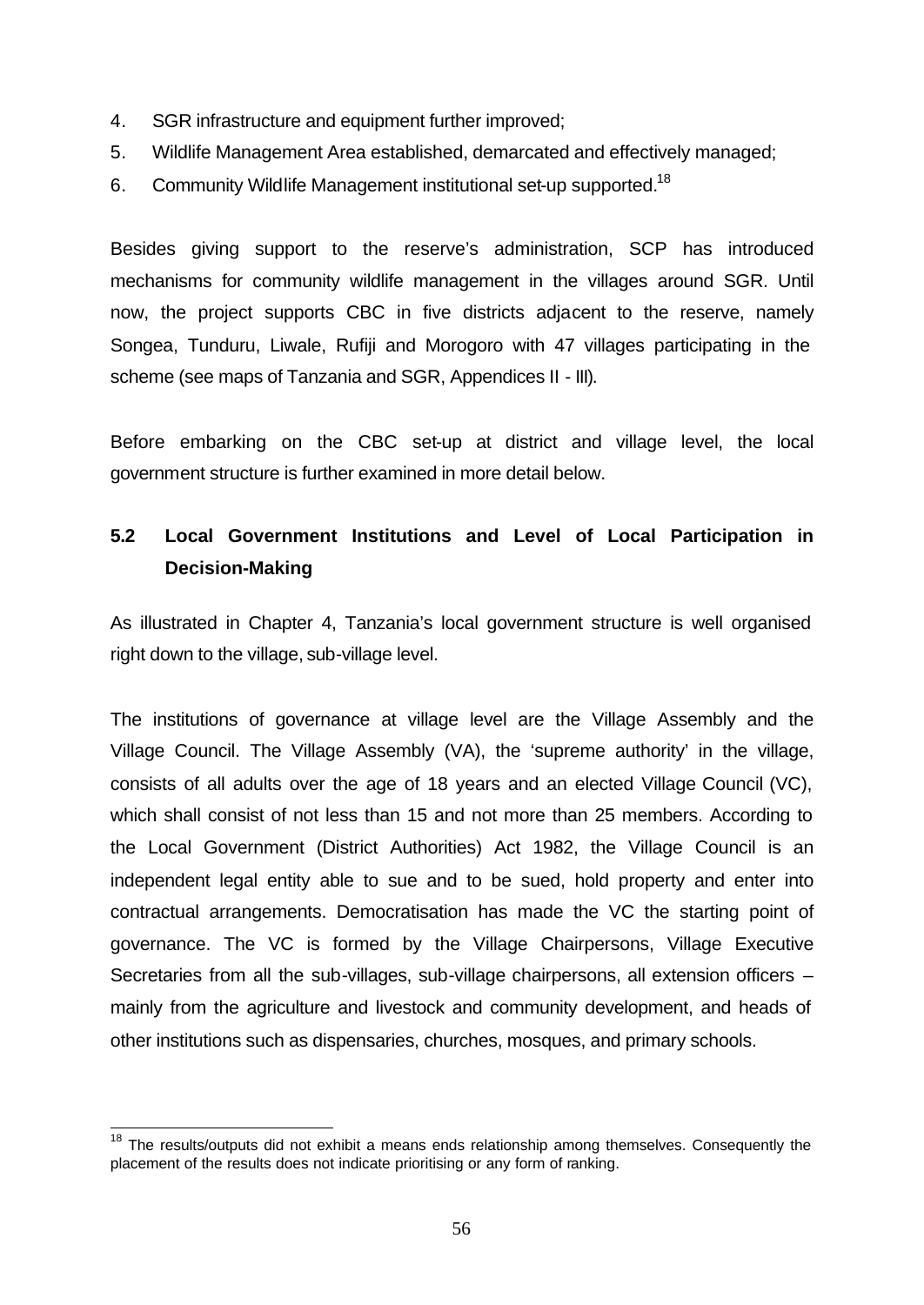4. SGR infrastructure and equipment further improved;
5. Wildlife Management Area established, demarcated and effectively managed;
6. Community Wildlife Management institutional set-up supported.[18]

Besides giving support to the reserve's administration, SCP has introduced mechanisms for community wildlife management in the villages around SGR. Until now, the project supports CBC in five districts adjacent to the reserve, namely Songea, Tunduru, Liwale, Rufiji and Morogoro with 47 villages participating in the scheme (see maps of Tanzania and SGR, Appendices II - III).

Before embarking on the CBC set-up at district and village level, the local government structure is further examined in more detail below.

## 5.2 Local Government Institutions and Level of Local Participation in Decision-Making

As illustrated in Chapter 4, Tanzania's local government structure is well organised right down to the village, sub-village level.

The institutions of governance at village level are the Village Assembly and the Village Council. The Village Assembly (VA), the 'supreme authority' in the village, consists of all adults over the age of 18 years and an elected Village Council (VC), which shall consist of not less than 15 and not more than 25 members. According to the Local Government (District Authorities) Act 1982, the Village Council is an independent legal entity able to sue and to be sued, hold property and enter into contractual arrangements. Democratisation has made the VC the starting point of governance. The VC is formed by the Village Chairpersons, Village Executive Secretaries from all the sub-villages, sub-village chairpersons, all extension officers – mainly from the agriculture and livestock and community development, and heads of other institutions such as dispensaries, churches, mosques, and primary schools.

[18] The results/outputs did not exhibit a means ends relationship among themselves. Consequently the placement of the results does not indicate prioritising or any form of ranking.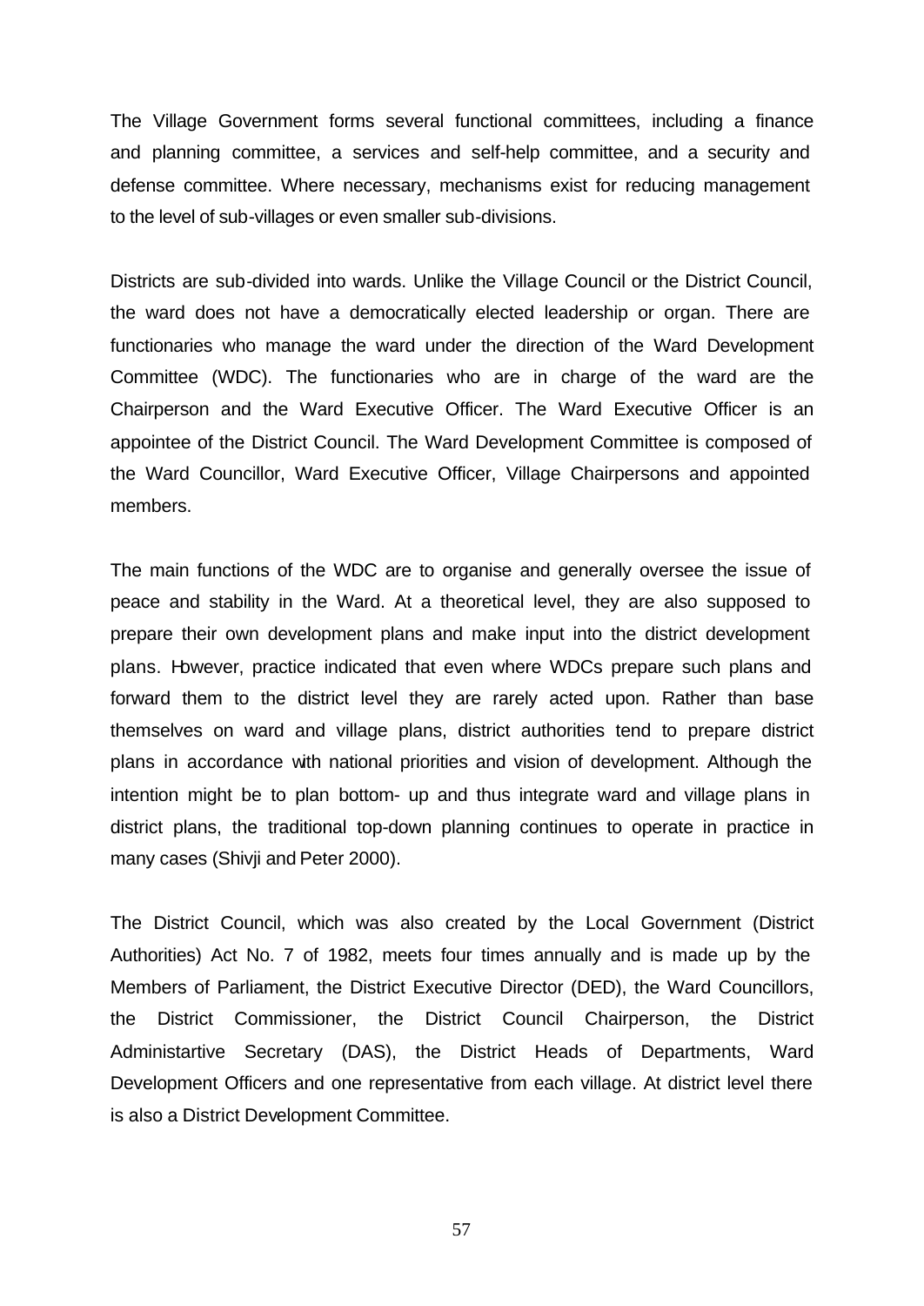The Village Government forms several functional committees, including a finance and planning committee, a services and self-help committee, and a security and defense committee. Where necessary, mechanisms exist for reducing management to the level of sub-villages or even smaller sub-divisions.

Districts are sub-divided into wards. Unlike the Village Council or the District Council, the ward does not have a democratically elected leadership or organ. There are functionaries who manage the ward under the direction of the Ward Development Committee (WDC). The functionaries who are in charge of the ward are the Chairperson and the Ward Executive Officer. The Ward Executive Officer is an appointee of the District Council. The Ward Development Committee is composed of the Ward Councillor, Ward Executive Officer, Village Chairpersons and appointed members.

The main functions of the WDC are to organise and generally oversee the issue of peace and stability in the Ward. At a theoretical level, they are also supposed to prepare their own development plans and make input into the district development plans. However, practice indicated that even where WDCs prepare such plans and forward them to the district level they are rarely acted upon. Rather than base themselves on ward and village plans, district authorities tend to prepare district plans in accordance with national priorities and vision of development. Although the intention might be to plan bottom- up and thus integrate ward and village plans in district plans, the traditional top-down planning continues to operate in practice in many cases (Shivji and Peter 2000).

The District Council, which was also created by the Local Government (District Authorities) Act No. 7 of 1982, meets four times annually and is made up by the Members of Parliament, the District Executive Director (DED), the Ward Councillors, the District Commissioner, the District Council Chairperson, the District Administartive Secretary (DAS), the District Heads of Departments, Ward Development Officers and one representative from each village. At district level there is also a District Development Committee.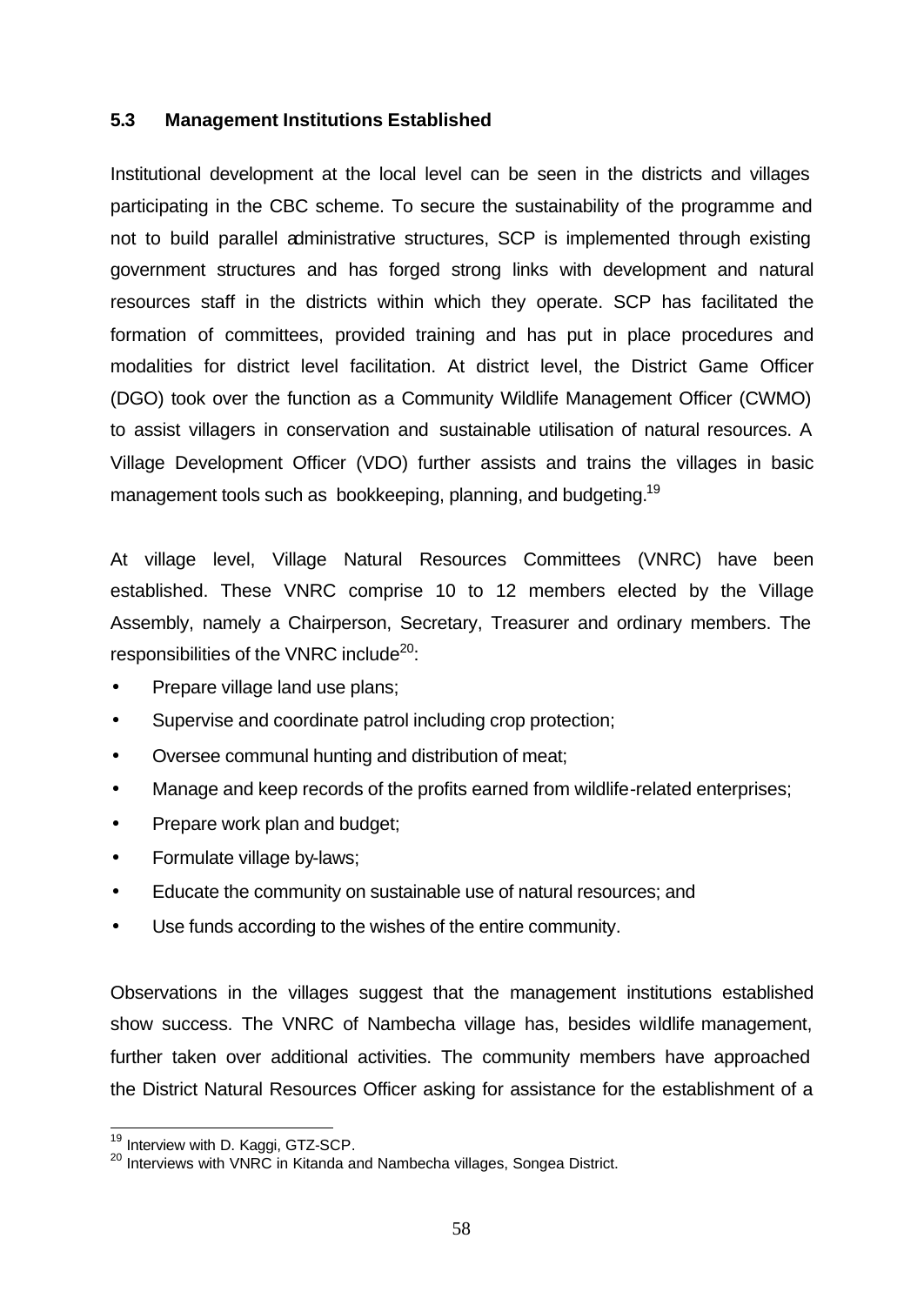### 5.3 Management Institutions Established

Institutional development at the local level can be seen in the districts and villages participating in the CBC scheme. To secure the sustainability of the programme and not to build parallel administrative structures, SCP is implemented through existing government structures and has forged strong links with development and natural resources staff in the districts within which they operate. SCP has facilitated the formation of committees, provided training and has put in place procedures and modalities for district level facilitation. At district level, the District Game Officer (DGO) took over the function as a Community Wildlife Management Officer (CWMO) to assist villagers in conservation and sustainable utilisation of natural resources. A Village Development Officer (VDO) further assists and trains the villages in basic management tools such as bookkeeping, planning, and budgeting.[19]

At village level, Village Natural Resources Committees (VNRC) have been established. These VNRC comprise 10 to 12 members elected by the Village Assembly, namely a Chairperson, Secretary, Treasurer and ordinary members. The responsibilities of the VNRC include[20]:

- Prepare village land use plans;
- Supervise and coordinate patrol including crop protection;
- Oversee communal hunting and distribution of meat;
- Manage and keep records of the profits earned from wildlife-related enterprises;
- Prepare work plan and budget;
- Formulate village by-laws;
- Educate the community on sustainable use of natural resources; and
- Use funds according to the wishes of the entire community.

Observations in the villages suggest that the management institutions established show success. The VNRC of Nambecha village has, besides wildlife management, further taken over additional activities. The community members have approached the District Natural Resources Officer asking for assistance for the establishment of a

---

[19] Interview with D. Kaggi, GTZ-SCP.

[20] Interviews with VNRC in Kitanda and Nambecha villages, Songea District.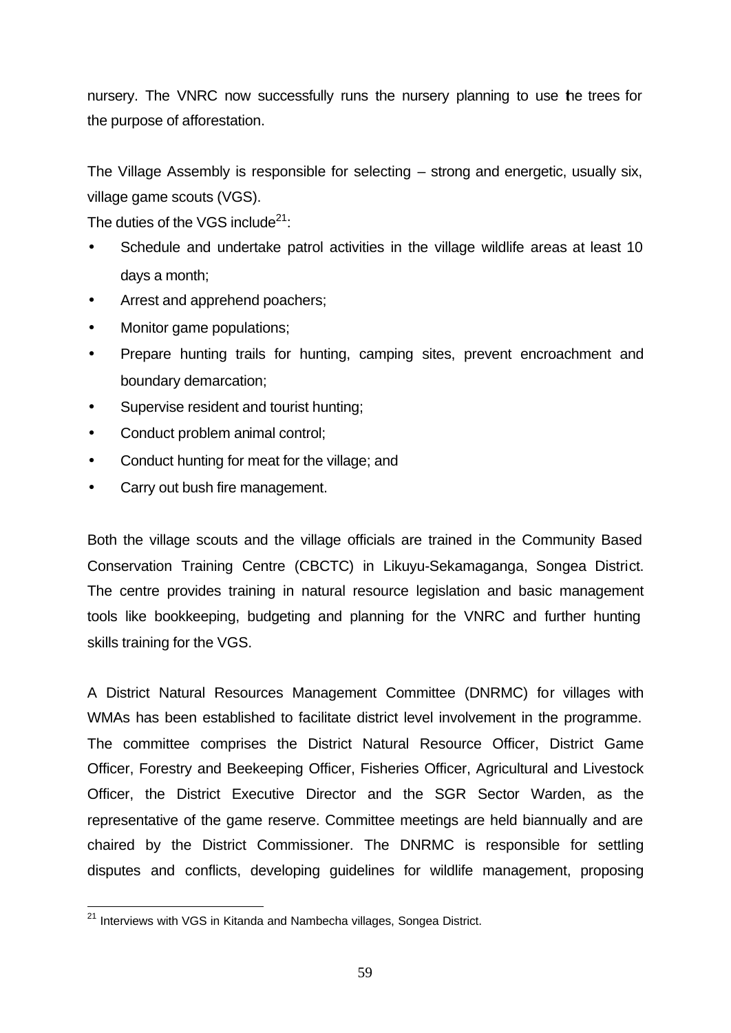nursery. The VNRC now successfully runs the nursery planning to use the trees for the purpose of afforestation.

The Village Assembly is responsible for selecting – strong and energetic, usually six, village game scouts (VGS).

The duties of the VGS include[21]:

- Schedule and undertake patrol activities in the village wildlife areas at least 10 days a month;
- Arrest and apprehend poachers;
- Monitor game populations;
- Prepare hunting trails for hunting, camping sites, prevent encroachment and boundary demarcation;
- Supervise resident and tourist hunting;
- Conduct problem animal control;
- Conduct hunting for meat for the village; and
- Carry out bush fire management.

Both the village scouts and the village officials are trained in the Community Based Conservation Training Centre (CBCTC) in Likuyu-Sekamaganga, Songea District. The centre provides training in natural resource legislation and basic management tools like bookkeeping, budgeting and planning for the VNRC and further hunting skills training for the VGS.

A District Natural Resources Management Committee (DNRMC) for villages with WMAs has been established to facilitate district level involvement in the programme. The committee comprises the District Natural Resource Officer, District Game Officer, Forestry and Beekeeping Officer, Fisheries Officer, Agricultural and Livestock Officer, the District Executive Director and the SGR Sector Warden, as the representative of the game reserve. Committee meetings are held biannually and are chaired by the District Commissioner. The DNRMC is responsible for settling disputes and conflicts, developing guidelines for wildlife management, proposing

[21] Interviews with VGS in Kitanda and Nambecha villages, Songea District.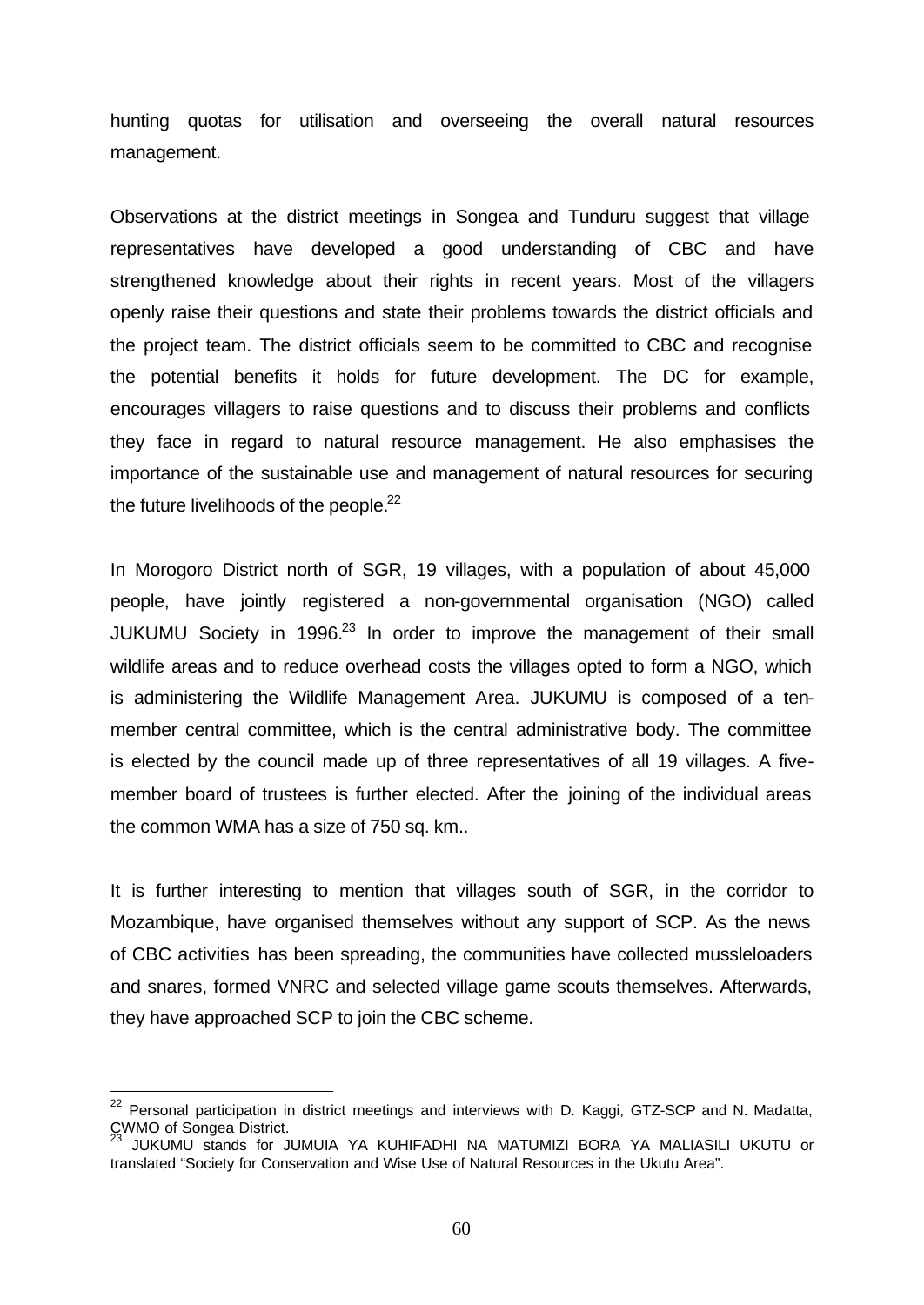hunting quotas for utilisation and overseeing the overall natural resources management.

Observations at the district meetings in Songea and Tunduru suggest that village representatives have developed a good understanding of CBC and have strengthened knowledge about their rights in recent years. Most of the villagers openly raise their questions and state their problems towards the district officials and the project team. The district officials seem to be committed to CBC and recognise the potential benefits it holds for future development. The DC for example, encourages villagers to raise questions and to discuss their problems and conflicts they face in regard to natural resource management. He also emphasises the importance of the sustainable use and management of natural resources for securing the future livelihoods of the people.[22]

In Morogoro District north of SGR, 19 villages, with a population of about 45,000 people, have jointly registered a non-governmental organisation (NGO) called JUKUMU Society in 1996.[23] In order to improve the management of their small wildlife areas and to reduce overhead costs the villages opted to form a NGO, which is administering the Wildlife Management Area. JUKUMU is composed of a ten-member central committee, which is the central administrative body. The committee is elected by the council made up of three representatives of all 19 villages. A five-member board of trustees is further elected. After the joining of the individual areas the common WMA has a size of 750 sq. km..

It is further interesting to mention that villages south of SGR, in the corridor to Mozambique, have organised themselves without any support of SCP. As the news of CBC activities has been spreading, the communities have collected mussleloaders and snares, formed VNRC and selected village game scouts themselves. Afterwards, they have approached SCP to join the CBC scheme.

---

[22] Personal participation in district meetings and interviews with D. Kaggi, GTZ-SCP and N. Madatta, CWMO of Songea District.

[23] JUKUMU stands for JUMUIA YA KUHIFADHI NA MATUMIZI BORA YA MALIASILI UKUTU or translated "Society for Conservation and Wise Use of Natural Resources in the Ukutu Area".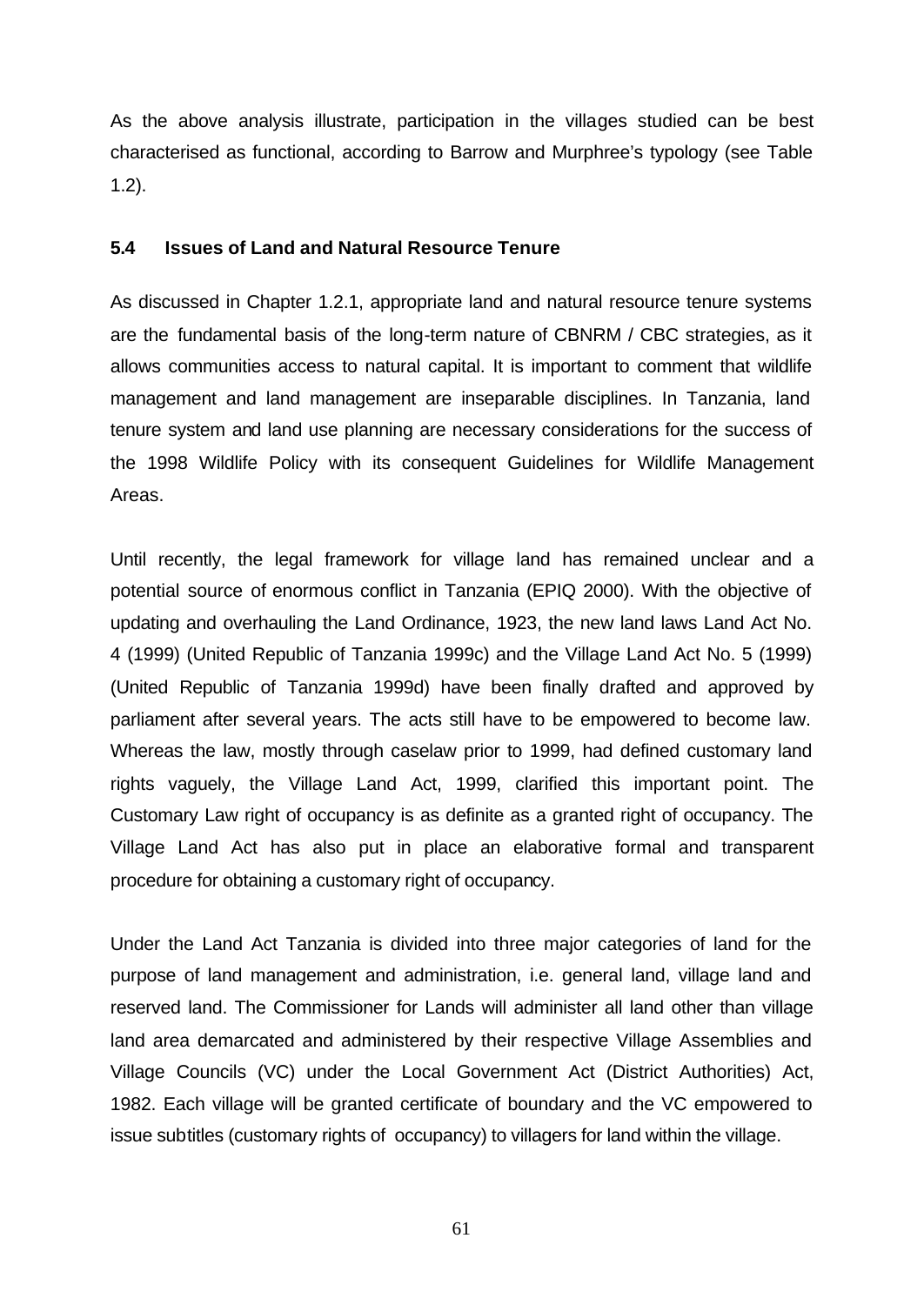As the above analysis illustrate, participation in the villages studied can be best characterised as functional, according to Barrow and Murphree's typology (see Table 1.2).

### 5.4 Issues of Land and Natural Resource Tenure

As discussed in Chapter 1.2.1, appropriate land and natural resource tenure systems are the fundamental basis of the long-term nature of CBNRM / CBC strategies, as it allows communities access to natural capital. It is important to comment that wildlife management and land management are inseparable disciplines. In Tanzania, land tenure system and land use planning are necessary considerations for the success of the 1998 Wildlife Policy with its consequent Guidelines for Wildlife Management Areas.

Until recently, the legal framework for village land has remained unclear and a potential source of enormous conflict in Tanzania (EPIQ 2000). With the objective of updating and overhauling the Land Ordinance, 1923, the new land laws Land Act No. 4 (1999) (United Republic of Tanzania 1999c) and the Village Land Act No. 5 (1999) (United Republic of Tanzania 1999d) have been finally drafted and approved by parliament after several years. The acts still have to be empowered to become law. Whereas the law, mostly through caselaw prior to 1999, had defined customary land rights vaguely, the Village Land Act, 1999, clarified this important point. The Customary Law right of occupancy is as definite as a granted right of occupancy. The Village Land Act has also put in place an elaborative formal and transparent procedure for obtaining a customary right of occupancy.

Under the Land Act Tanzania is divided into three major categories of land for the purpose of land management and administration, i.e. general land, village land and reserved land. The Commissioner for Lands will administer all land other than village land area demarcated and administered by their respective Village Assemblies and Village Councils (VC) under the Local Government Act (District Authorities) Act, 1982. Each village will be granted certificate of boundary and the VC empowered to issue subtitles (customary rights of occupancy) to villagers for land within the village.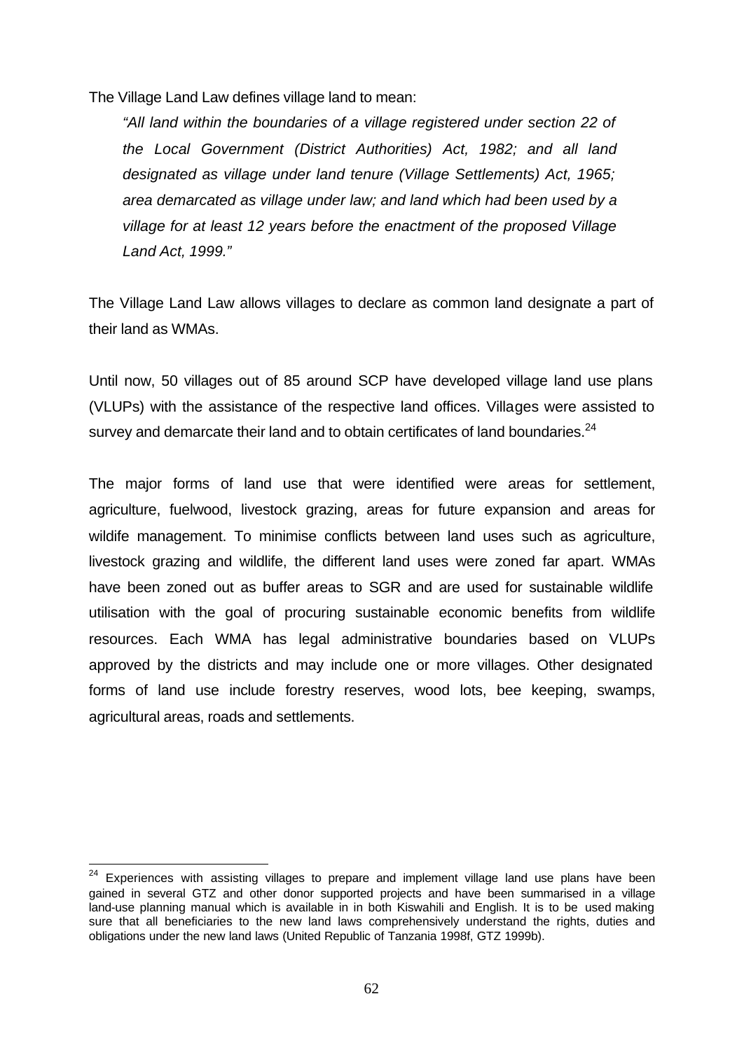The Village Land Law defines village land to mean:

> *"All land within the boundaries of a village registered under section 22 of the Local Government (District Authorities) Act, 1982; and all land designated as village under land tenure (Village Settlements) Act, 1965; area demarcated as village under law; and land which had been used by a village for at least 12 years before the enactment of the proposed Village Land Act, 1999."*

The Village Land Law allows villages to declare as common land designate a part of their land as WMAs.

Until now, 50 villages out of 85 around SCP have developed village land use plans (VLUPs) with the assistance of the respective land offices. Villages were assisted to survey and demarcate their land and to obtain certificates of land boundaries.[24]

The major forms of land use that were identified were areas for settlement, agriculture, fuelwood, livestock grazing, areas for future expansion and areas for wildife management. To minimise conflicts between land uses such as agriculture, livestock grazing and wildlife, the different land uses were zoned far apart. WMAs have been zoned out as buffer areas to SGR and are used for sustainable wildlife utilisation with the goal of procuring sustainable economic benefits from wildlife resources. Each WMA has legal administrative boundaries based on VLUPs approved by the districts and may include one or more villages. Other designated forms of land use include forestry reserves, wood lots, bee keeping, swamps, agricultural areas, roads and settlements.

---

[24] Experiences with assisting villages to prepare and implement village land use plans have been gained in several GTZ and other donor supported projects and have been summarised in a village land-use planning manual which is available in in both Kiswahili and English. It is to be used making sure that all beneficiaries to the new land laws comprehensively understand the rights, duties and obligations under the new land laws (United Republic of Tanzania 1998f, GTZ 1999b).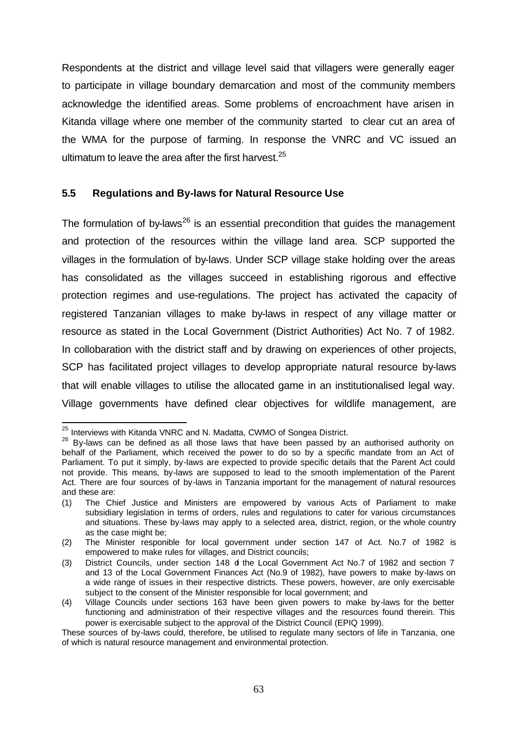Respondents at the district and village level said that villagers were generally eager to participate in village boundary demarcation and most of the community members acknowledge the identified areas. Some problems of encroachment have arisen in Kitanda village where one member of the community started to clear cut an area of the WMA for the purpose of farming. In response the VNRC and VC issued an ultimatum to leave the area after the first harvest.[25]

### 5.5 Regulations and By-laws for Natural Resource Use

The formulation of by-laws[26] is an essential precondition that guides the management and protection of the resources within the village land area. SCP supported the villages in the formulation of by-laws. Under SCP village stake holding over the areas has consolidated as the villages succeed in establishing rigorous and effective protection regimes and use-regulations. The project has activated the capacity of registered Tanzanian villages to make by-laws in respect of any village matter or resource as stated in the Local Government (District Authorities) Act No. 7 of 1982. In collobaration with the district staff and by drawing on experiences of other projects, SCP has facilitated project villages to develop appropriate natural resource by-laws that will enable villages to utilise the allocated game in an institutionalised legal way. Village governments have defined clear objectives for wildlife management, are

---

[25] Interviews with Kitanda VNRC and N. Madatta, CWMO of Songea District.

[26] By-laws can be defined as all those laws that have been passed by an authorised authority on behalf of the Parliament, which received the power to do so by a specific mandate from an Act of Parliament. To put it simply, by-laws are expected to provide specific details that the Parent Act could not provide. This means, by-laws are supposed to lead to the smooth implementation of the Parent Act. There are four sources of by-laws in Tanzania important for the management of natural resources and these are:

(1) The Chief Justice and Ministers are empowered by various Acts of Parliament to make subsidiary legislation in terms of orders, rules and regulations to cater for various circumstances and situations. These by-laws may apply to a selected area, district, region, or the whole country as the case might be;

(2) The Minister responible for local government under section 147 of Act. No.7 of 1982 is empowered to make rules for villages, and District councils;

(3) District Councils, under section 148 of the Local Government Act No.7 of 1982 and section 7 and 13 of the Local Government Finances Act (No.9 of 1982), have powers to make by-laws on a wide range of issues in their respective districts. These powers, however, are only exercisable subject to the consent of the Minister responsible for local government; and

(4) Village Councils under sections 163 have been given powers to make by-laws for the better functioning and administration of their respective villages and the resources found therein. This power is exercisable subject to the approval of the District Council (EPIQ 1999).

These sources of by-laws could, therefore, be utilised to regulate many sectors of life in Tanzania, one of which is natural resource management and environmental protection.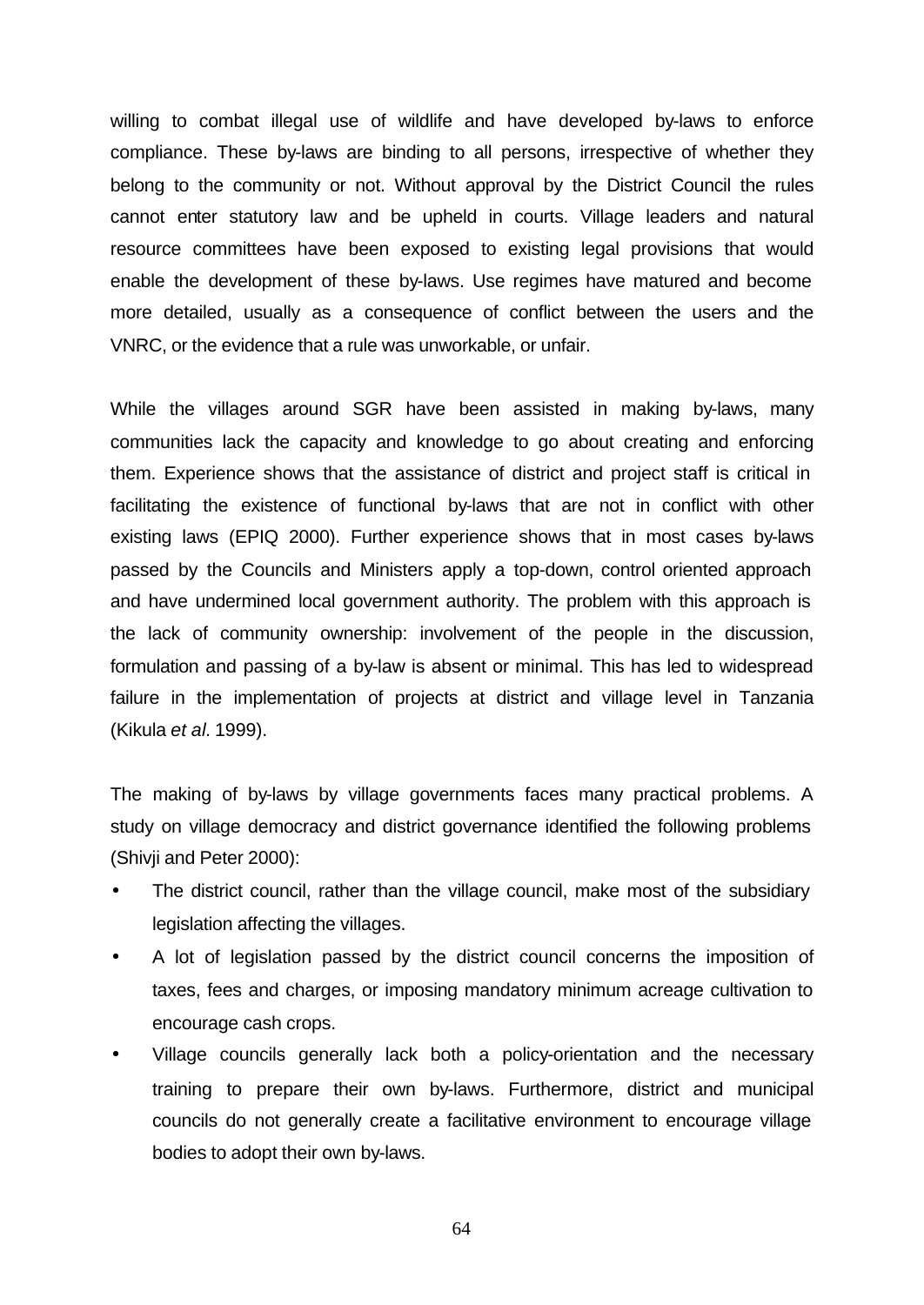willing to combat illegal use of wildlife and have developed by-laws to enforce compliance. These by-laws are binding to all persons, irrespective of whether they belong to the community or not. Without approval by the District Council the rules cannot enter statutory law and be upheld in courts. Village leaders and natural resource committees have been exposed to existing legal provisions that would enable the development of these by-laws. Use regimes have matured and become more detailed, usually as a consequence of conflict between the users and the VNRC, or the evidence that a rule was unworkable, or unfair.

While the villages around SGR have been assisted in making by-laws, many communities lack the capacity and knowledge to go about creating and enforcing them. Experience shows that the assistance of district and project staff is critical in facilitating the existence of functional by-laws that are not in conflict with other existing laws (EPIQ 2000). Further experience shows that in most cases by-laws passed by the Councils and Ministers apply a top-down, control oriented approach and have undermined local government authority. The problem with this approach is the lack of community ownership: involvement of the people in the discussion, formulation and passing of a by-law is absent or minimal. This has led to widespread failure in the implementation of projects at district and village level in Tanzania (Kikula *et al.* 1999).

The making of by-laws by village governments faces many practical problems. A study on village democracy and district governance identified the following problems (Shivji and Peter 2000):

- The district council, rather than the village council, make most of the subsidiary legislation affecting the villages.
- A lot of legislation passed by the district council concerns the imposition of taxes, fees and charges, or imposing mandatory minimum acreage cultivation to encourage cash crops.
- Village councils generally lack both a policy-orientation and the necessary training to prepare their own by-laws. Furthermore, district and municipal councils do not generally create a facilitative environment to encourage village bodies to adopt their own by-laws.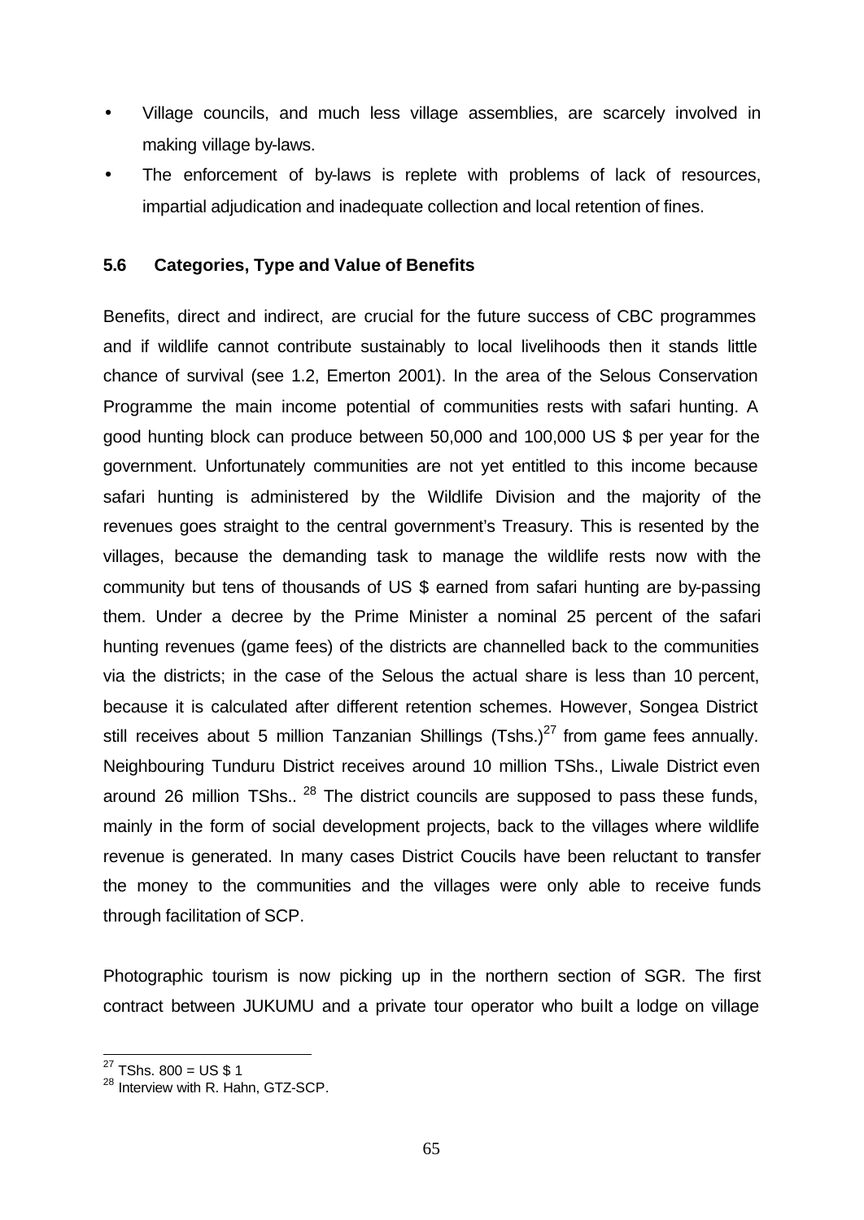- Village councils, and much less village assemblies, are scarcely involved in making village by-laws.
- The enforcement of by-laws is replete with problems of lack of resources, impartial adjudication and inadequate collection and local retention of fines.

### 5.6 Categories, Type and Value of Benefits

Benefits, direct and indirect, are crucial for the future success of CBC programmes and if wildlife cannot contribute sustainably to local livelihoods then it stands little chance of survival (see 1.2, Emerton 2001). In the area of the Selous Conservation Programme the main income potential of communities rests with safari hunting. A good hunting block can produce between 50,000 and 100,000 US $ per year for the government. Unfortunately communities are not yet entitled to this income because safari hunting is administered by the Wildlife Division and the majority of the revenues goes straight to the central government's Treasury. This is resented by the villages, because the demanding task to manage the wildlife rests now with the community but tens of thousands of US $ earned from safari hunting are by-passing them. Under a decree by the Prime Minister a nominal 25 percent of the safari hunting revenues (game fees) of the districts are channelled back to the communities via the districts; in the case of the Selous the actual share is less than 10 percent, because it is calculated after different retention schemes. However, Songea District still receives about 5 million Tanzanian Shillings (Tshs.)[27] from game fees annually. Neighbouring Tunduru District receives around 10 million TShs., Liwale District even around 26 million TShs.. [28] The district councils are supposed to pass these funds, mainly in the form of social development projects, back to the villages where wildlife revenue is generated. In many cases District Coucils have been reluctant to transfer the money to the communities and the villages were only able to receive funds through facilitation of SCP.

Photographic tourism is now picking up in the northern section of SGR. The first contract between JUKUMU and a private tour operator who built a lodge on village

---

[27] TShs. 800 = US $ 1

[28] Interview with R. Hahn, GTZ-SCP.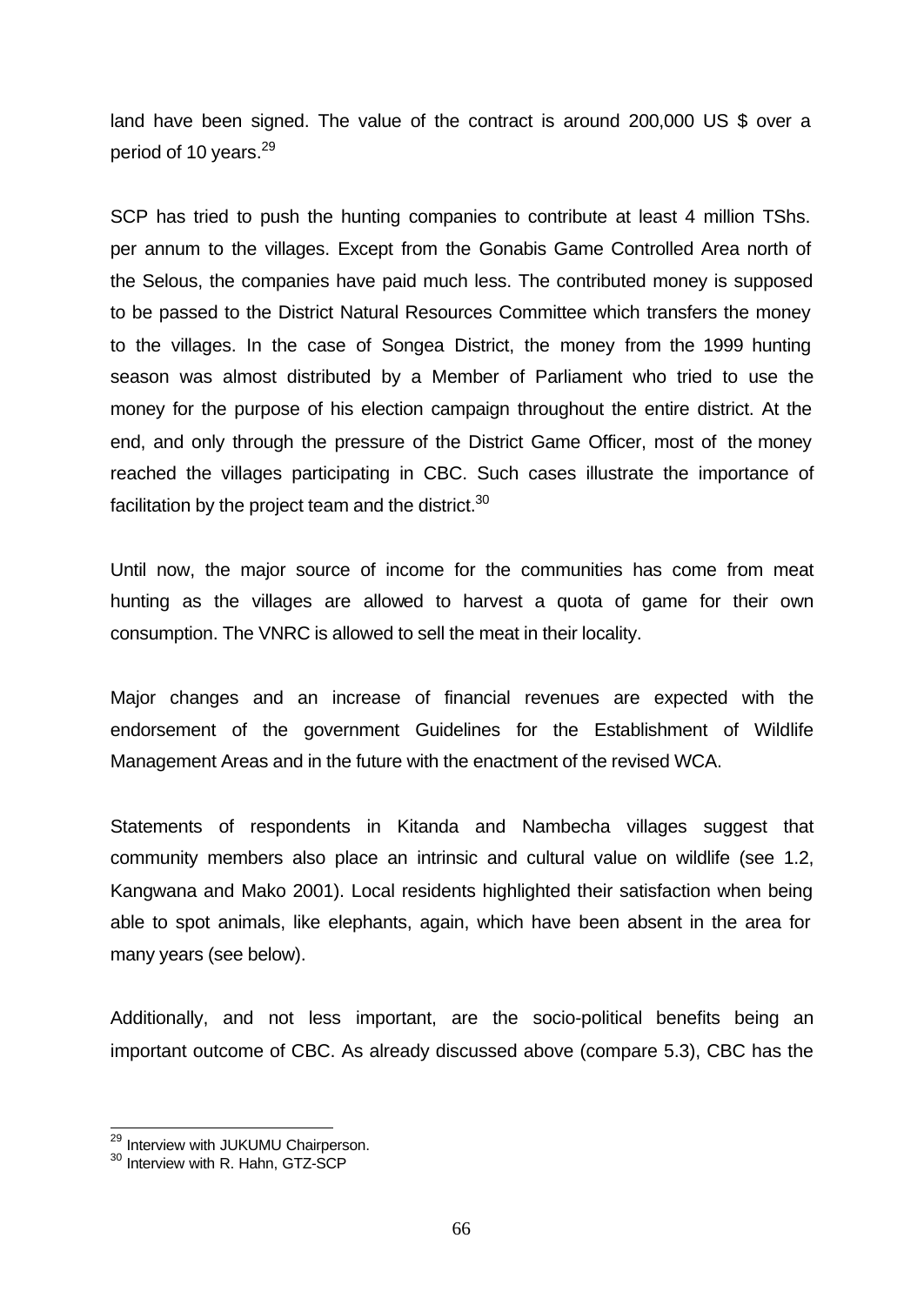land have been signed. The value of the contract is around 200,000 US $ over a period of 10 years.[29]

SCP has tried to push the hunting companies to contribute at least 4 million TShs. per annum to the villages. Except from the Gonabis Game Controlled Area north of the Selous, the companies have paid much less. The contributed money is supposed to be passed to the District Natural Resources Committee which transfers the money to the villages. In the case of Songea District, the money from the 1999 hunting season was almost distributed by a Member of Parliament who tried to use the money for the purpose of his election campaign throughout the entire district. At the end, and only through the pressure of the District Game Officer, most of the money reached the villages participating in CBC. Such cases illustrate the importance of facilitation by the project team and the district.[30]

Until now, the major source of income for the communities has come from meat hunting as the villages are allowed to harvest a quota of game for their own consumption. The VNRC is allowed to sell the meat in their locality.

Major changes and an increase of financial revenues are expected with the endorsement of the government Guidelines for the Establishment of Wildlife Management Areas and in the future with the enactment of the revised WCA.

Statements of respondents in Kitanda and Nambecha villages suggest that community members also place an intrinsic and cultural value on wildlife (see 1.2, Kangwana and Mako 2001). Local residents highlighted their satisfaction when being able to spot animals, like elephants, again, which have been absent in the area for many years (see below).

Additionally, and not less important, are the socio-political benefits being an important outcome of CBC. As already discussed above (compare 5.3), CBC has the

---

[29] Interview with JUKUMU Chairperson.

[30] Interview with R. Hahn, GTZ-SCP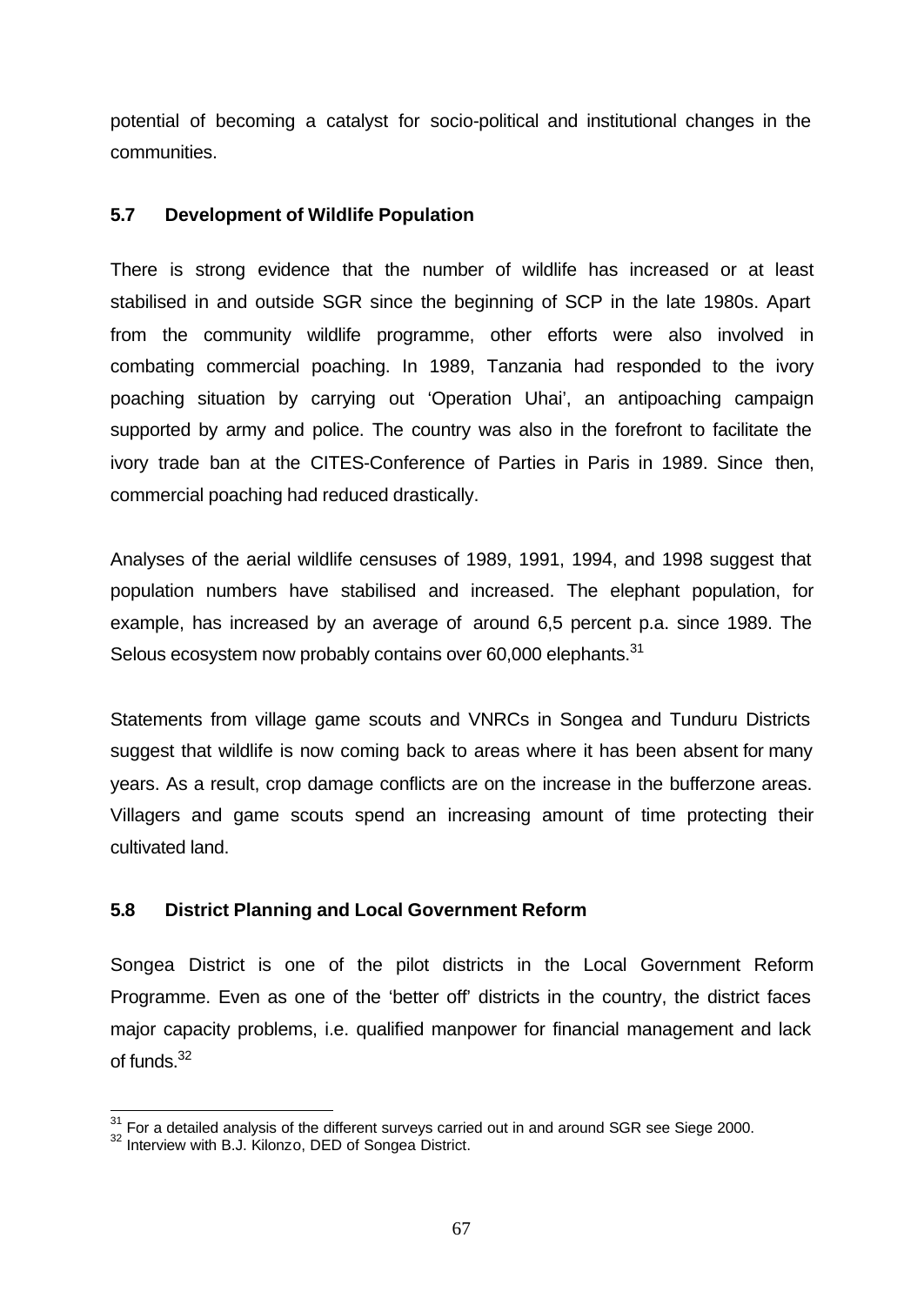potential of becoming a catalyst for socio-political and institutional changes in the communities.

### 5.7 Development of Wildlife Population

There is strong evidence that the number of wildlife has increased or at least stabilised in and outside SGR since the beginning of SCP in the late 1980s. Apart from the community wildlife programme, other efforts were also involved in combating commercial poaching. In 1989, Tanzania had responded to the ivory poaching situation by carrying out 'Operation Uhai', an antipoaching campaign supported by army and police. The country was also in the forefront to facilitate the ivory trade ban at the CITES-Conference of Parties in Paris in 1989. Since then, commercial poaching had reduced drastically.

Analyses of the aerial wildlife censuses of 1989, 1991, 1994, and 1998 suggest that population numbers have stabilised and increased. The elephant population, for example, has increased by an average of around 6,5 percent p.a. since 1989. The Selous ecosystem now probably contains over 60,000 elephants.[31]

Statements from village game scouts and VNRCs in Songea and Tunduru Districts suggest that wildlife is now coming back to areas where it has been absent for many years. As a result, crop damage conflicts are on the increase in the bufferzone areas. Villagers and game scouts spend an increasing amount of time protecting their cultivated land.

### 5.8 District Planning and Local Government Reform

Songea District is one of the pilot districts in the Local Government Reform Programme. Even as one of the 'better off' districts in the country, the district faces major capacity problems, i.e. qualified manpower for financial management and lack of funds.[32]

---

[31] For a detailed analysis of the different surveys carried out in and around SGR see Siege 2000.

[32] Interview with B.J. Kilonzo, DED of Songea District.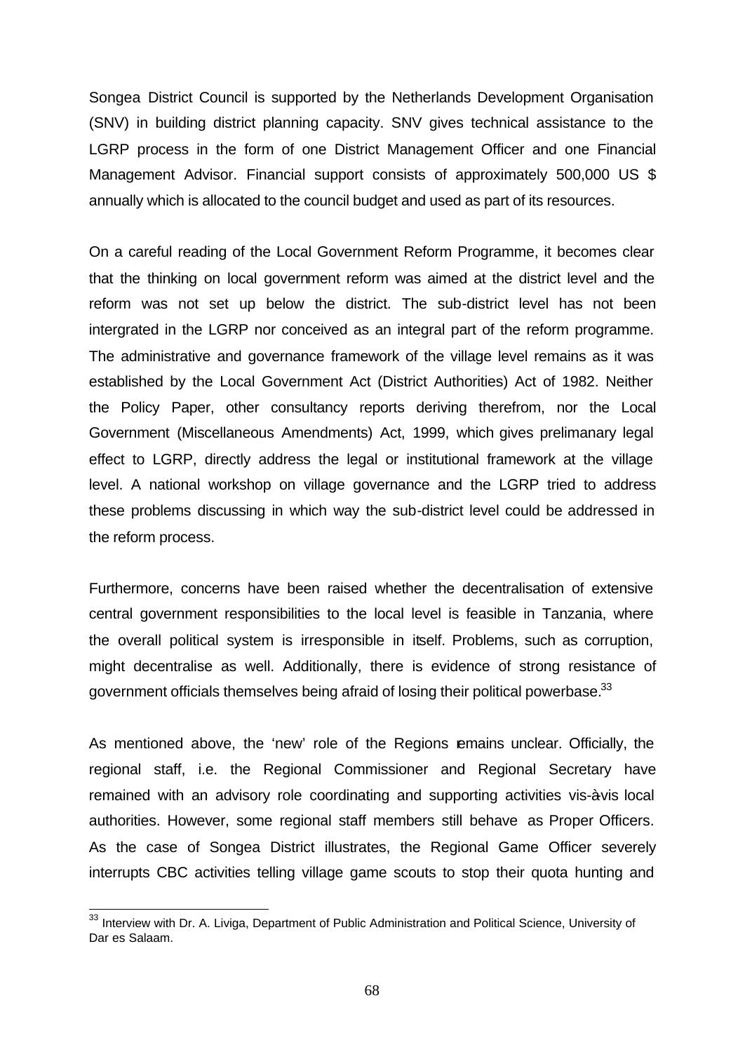Songea District Council is supported by the Netherlands Development Organisation (SNV) in building district planning capacity. SNV gives technical assistance to the LGRP process in the form of one District Management Officer and one Financial Management Advisor. Financial support consists of approximately 500,000 US $ annually which is allocated to the council budget and used as part of its resources.

On a careful reading of the Local Government Reform Programme, it becomes clear that the thinking on local government reform was aimed at the district level and the reform was not set up below the district. The sub-district level has not been intergrated in the LGRP nor conceived as an integral part of the reform programme. The administrative and governance framework of the village level remains as it was established by the Local Government Act (District Authorities) Act of 1982. Neither the Policy Paper, other consultancy reports deriving therefrom, nor the Local Government (Miscellaneous Amendments) Act, 1999, which gives prelimanary legal effect to LGRP, directly address the legal or institutional framework at the village level. A national workshop on village governance and the LGRP tried to address these problems discussing in which way the sub-district level could be addressed in the reform process.

Furthermore, concerns have been raised whether the decentralisation of extensive central government responsibilities to the local level is feasible in Tanzania, where the overall political system is irresponsible in itself. Problems, such as corruption, might decentralise as well. Additionally, there is evidence of strong resistance of government officials themselves being afraid of losing their political powerbase.[33]

As mentioned above, the 'new' role of the Regions remains unclear. Officially, the regional staff, i.e. the Regional Commissioner and Regional Secretary have remained with an advisory role coordinating and supporting activities vis-à-vis local authorities. However, some regional staff members still behave as Proper Officers. As the case of Songea District illustrates, the Regional Game Officer severely interrupts CBC activities telling village game scouts to stop their quota hunting and

---

[33] Interview with Dr. A. Liviga, Department of Public Administration and Political Science, University of Dar es Salaam.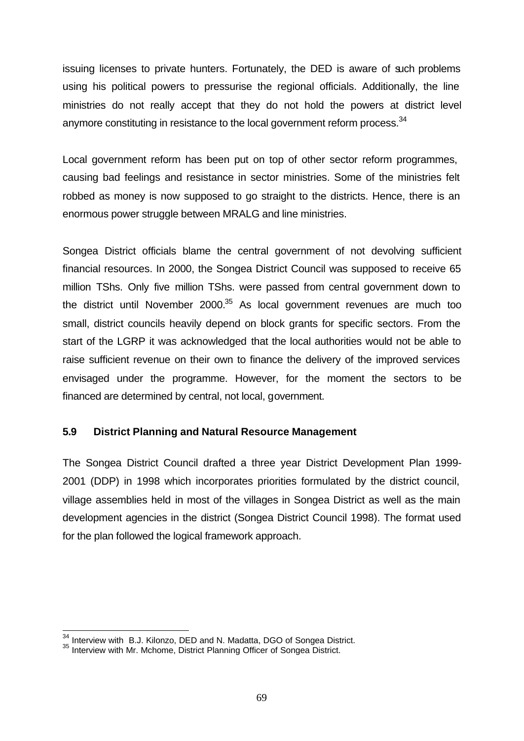issuing licenses to private hunters. Fortunately, the DED is aware of such problems using his political powers to pressurise the regional officials. Additionally, the line ministries do not really accept that they do not hold the powers at district level anymore constituting in resistance to the local government reform process.[34]

Local government reform has been put on top of other sector reform programmes, causing bad feelings and resistance in sector ministries. Some of the ministries felt robbed as money is now supposed to go straight to the districts. Hence, there is an enormous power struggle between MRALG and line ministries.

Songea District officials blame the central government of not devolving sufficient financial resources. In 2000, the Songea District Council was supposed to receive 65 million TShs. Only five million TShs. were passed from central government down to the district until November 2000.[35] As local government revenues are much too small, district councils heavily depend on block grants for specific sectors. From the start of the LGRP it was acknowledged that the local authorities would not be able to raise sufficient revenue on their own to finance the delivery of the improved services envisaged under the programme. However, for the moment the sectors to be financed are determined by central, not local, government.

### 5.9 District Planning and Natural Resource Management

The Songea District Council drafted a three year District Development Plan 1999-2001 (DDP) in 1998 which incorporates priorities formulated by the district council, village assemblies held in most of the villages in Songea District as well as the main development agencies in the district (Songea District Council 1998). The format used for the plan followed the logical framework approach.

---

[34] Interview with B.J. Kilonzo, DED and N. Madatta, DGO of Songea District.

[35] Interview with Mr. Mchome, District Planning Officer of Songea District.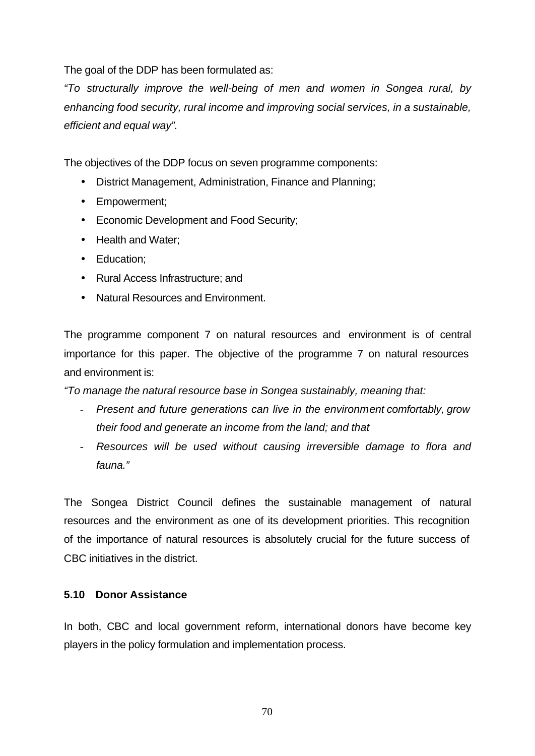The goal of the DDP has been formulated as:

*"To structurally improve the well-being of men and women in Songea rural, by enhancing food security, rural income and improving social services, in a sustainable, efficient and equal way".*

The objectives of the DDP focus on seven programme components:

- District Management, Administration, Finance and Planning;
- Empowerment;
- Economic Development and Food Security;
- Health and Water;
- Education;
- Rural Access Infrastructure; and
- Natural Resources and Environment.

The programme component 7 on natural resources and environment is of central importance for this paper. The objective of the programme 7 on natural resources and environment is:

*"To manage the natural resource base in Songea sustainably, meaning that:*

- *Present and future generations can live in the environment comfortably, grow their food and generate an income from the land; and that*
- *Resources will be used without causing irreversible damage to flora and fauna."*

The Songea District Council defines the sustainable management of natural resources and the environment as one of its development priorities. This recognition of the importance of natural resources is absolutely crucial for the future success of CBC initiatives in the district.

### 5.10 Donor Assistance

In both, CBC and local government reform, international donors have become key players in the policy formulation and implementation process.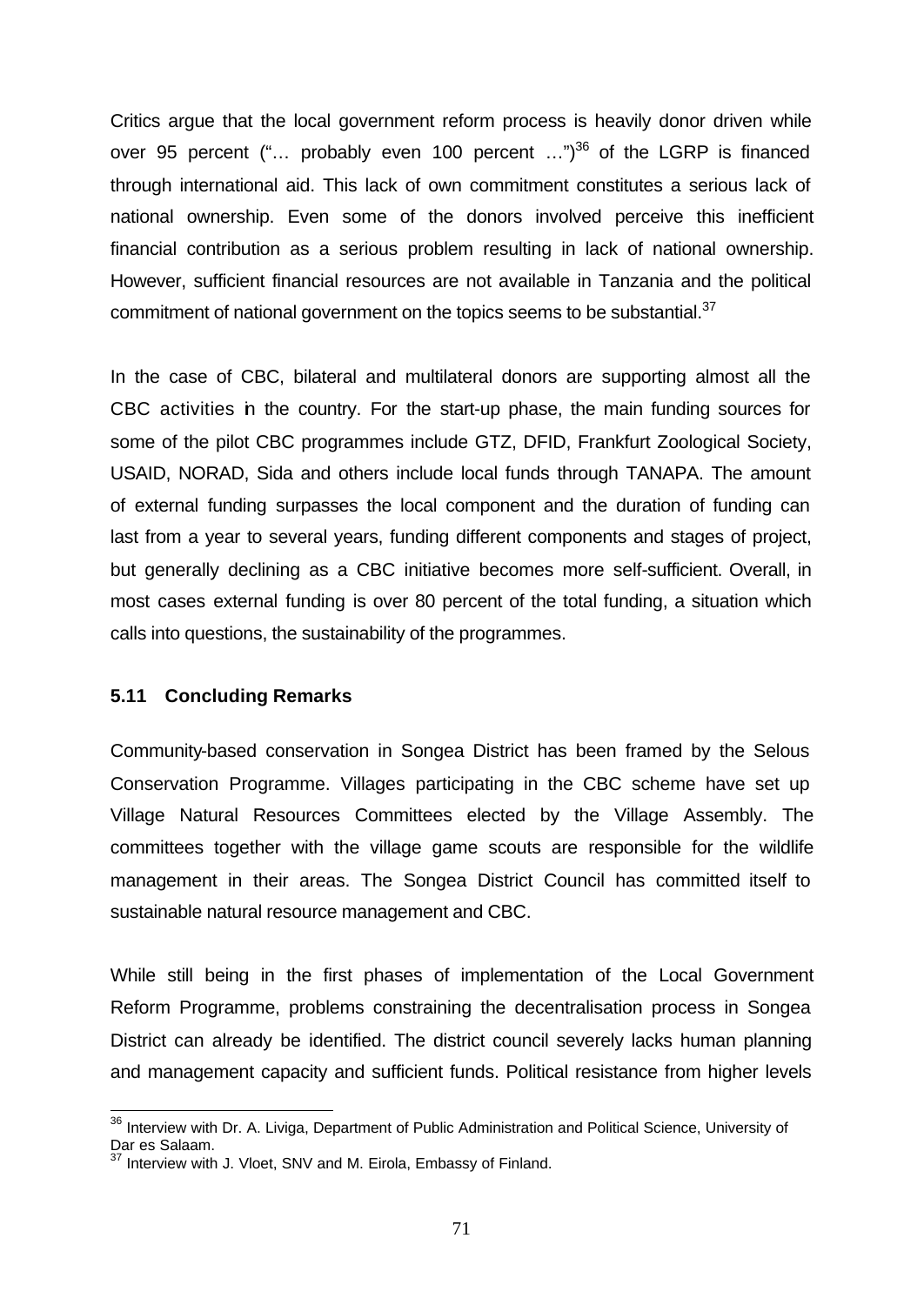Critics argue that the local government reform process is heavily donor driven while over 95 percent ("… probably even 100 percent …")[36] of the LGRP is financed through international aid. This lack of own commitment constitutes a serious lack of national ownership. Even some of the donors involved perceive this inefficient financial contribution as a serious problem resulting in lack of national ownership. However, sufficient financial resources are not available in Tanzania and the political commitment of national government on the topics seems to be substantial.[37]

In the case of CBC, bilateral and multilateral donors are supporting almost all the CBC activities in the country. For the start-up phase, the main funding sources for some of the pilot CBC programmes include GTZ, DFID, Frankfurt Zoological Society, USAID, NORAD, Sida and others include local funds through TANAPA. The amount of external funding surpasses the local component and the duration of funding can last from a year to several years, funding different components and stages of project, but generally declining as a CBC initiative becomes more self-sufficient. Overall, in most cases external funding is over 80 percent of the total funding, a situation which calls into questions, the sustainability of the programmes.

### 5.11 Concluding Remarks

Community-based conservation in Songea District has been framed by the Selous Conservation Programme. Villages participating in the CBC scheme have set up Village Natural Resources Committees elected by the Village Assembly. The committees together with the village game scouts are responsible for the wildlife management in their areas. The Songea District Council has committed itself to sustainable natural resource management and CBC.

While still being in the first phases of implementation of the Local Government Reform Programme, problems constraining the decentralisation process in Songea District can already be identified. The district council severely lacks human planning and management capacity and sufficient funds. Political resistance from higher levels

---

[36] Interview with Dr. A. Liviga, Department of Public Administration and Political Science, University of Dar es Salaam.

[37] Interview with J. Vloet, SNV and M. Eirola, Embassy of Finland.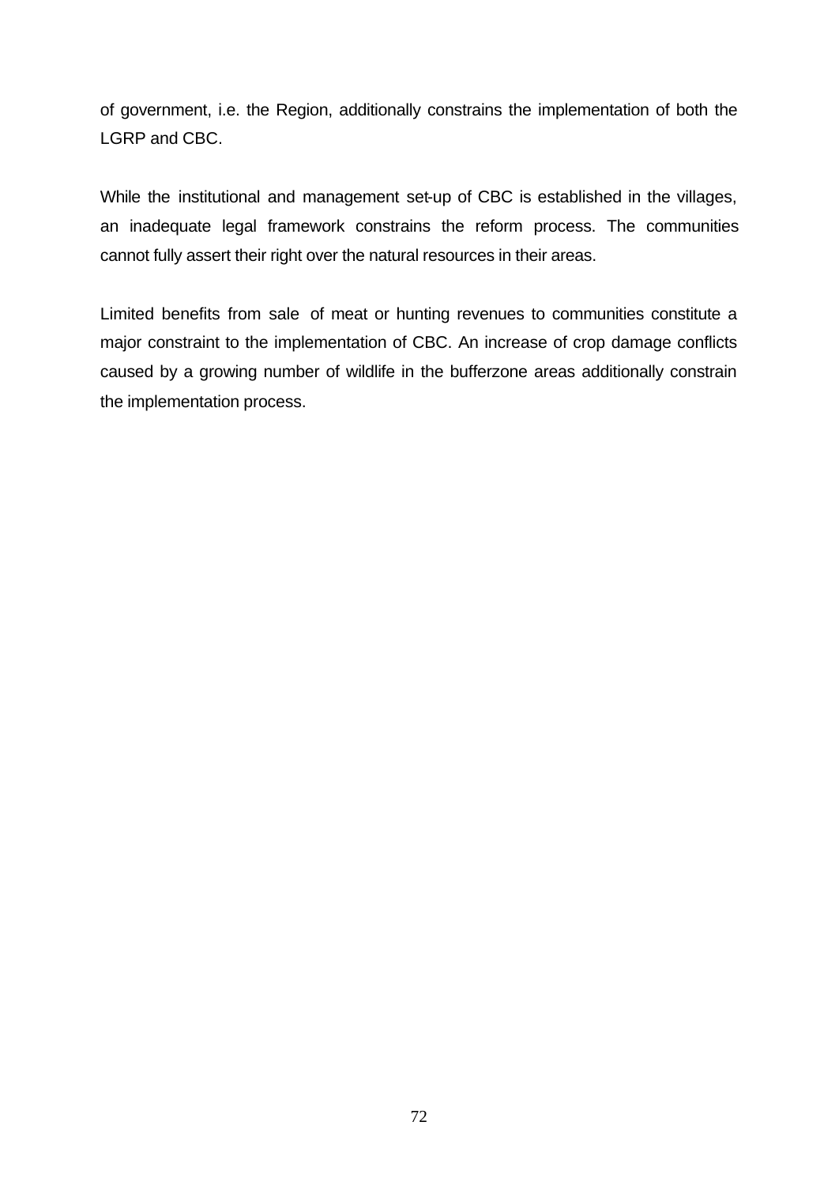of government, i.e. the Region, additionally constrains the implementation of both the LGRP and CBC.

While the institutional and management set-up of CBC is established in the villages, an inadequate legal framework constrains the reform process. The communities cannot fully assert their right over the natural resources in their areas.

Limited benefits from sale of meat or hunting revenues to communities constitute a major constraint to the implementation of CBC. An increase of crop damage conflicts caused by a growing number of wildlife in the bufferzone areas additionally constrain the implementation process.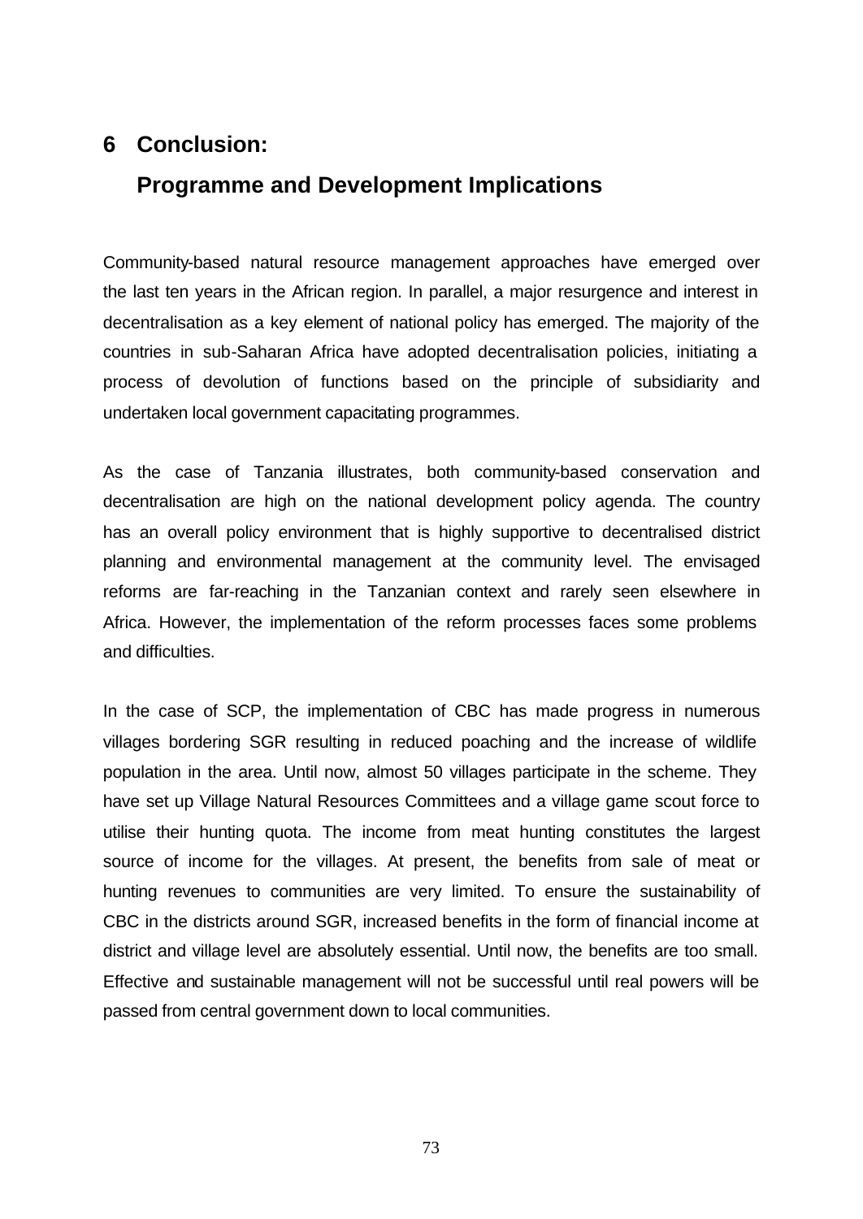# 6 Conclusion: Programme and Development Implications

Community-based natural resource management approaches have emerged over the last ten years in the African region. In parallel, a major resurgence and interest in decentralisation as a key element of national policy has emerged. The majority of the countries in sub-Saharan Africa have adopted decentralisation policies, initiating a process of devolution of functions based on the principle of subsidiarity and undertaken local government capacitating programmes.

As the case of Tanzania illustrates, both community-based conservation and decentralisation are high on the national development policy agenda. The country has an overall policy environment that is highly supportive to decentralised district planning and environmental management at the community level. The envisaged reforms are far-reaching in the Tanzanian context and rarely seen elsewhere in Africa. However, the implementation of the reform processes faces some problems and difficulties.

In the case of SCP, the implementation of CBC has made progress in numerous villages bordering SGR resulting in reduced poaching and the increase of wildlife population in the area. Until now, almost 50 villages participate in the scheme. They have set up Village Natural Resources Committees and a village game scout force to utilise their hunting quota. The income from meat hunting constitutes the largest source of income for the villages. At present, the benefits from sale of meat or hunting revenues to communities are very limited. To ensure the sustainability of CBC in the districts around SGR, increased benefits in the form of financial income at district and village level are absolutely essential. Until now, the benefits are too small. Effective and sustainable management will not be successful until real powers will be passed from central government down to local communities.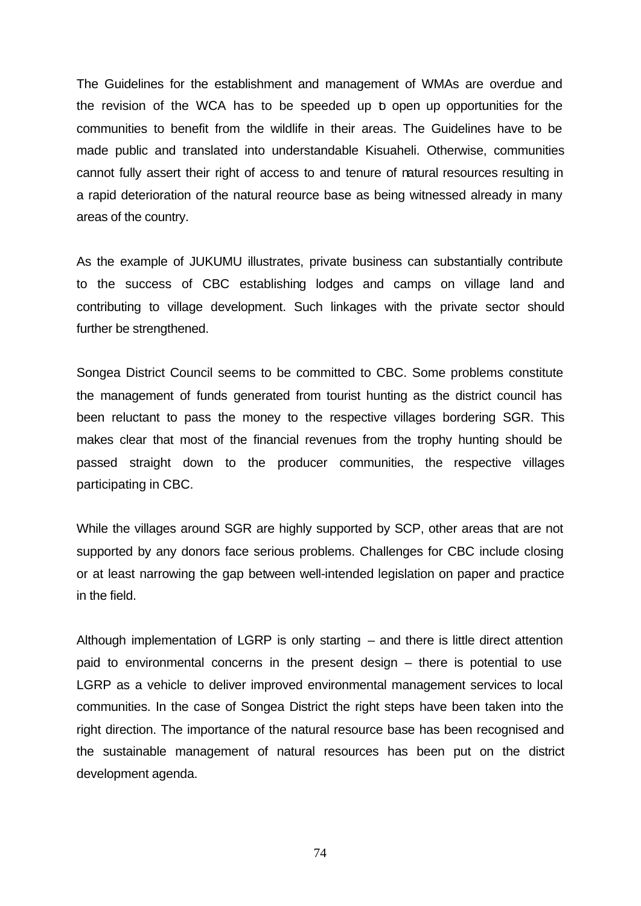The Guidelines for the establishment and management of WMAs are overdue and the revision of the WCA has to be speeded up to open up opportunities for the communities to benefit from the wildlife in their areas. The Guidelines have to be made public and translated into understandable Kisuaheli. Otherwise, communities cannot fully assert their right of access to and tenure of natural resources resulting in a rapid deterioration of the natural reource base as being witnessed already in many areas of the country.

As the example of JUKUMU illustrates, private business can substantially contribute to the success of CBC establishing lodges and camps on village land and contributing to village development. Such linkages with the private sector should further be strengthened.

Songea District Council seems to be committed to CBC. Some problems constitute the management of funds generated from tourist hunting as the district council has been reluctant to pass the money to the respective villages bordering SGR. This makes clear that most of the financial revenues from the trophy hunting should be passed straight down to the producer communities, the respective villages participating in CBC.

While the villages around SGR are highly supported by SCP, other areas that are not supported by any donors face serious problems. Challenges for CBC include closing or at least narrowing the gap between well-intended legislation on paper and practice in the field.

Although implementation of LGRP is only starting – and there is little direct attention paid to environmental concerns in the present design – there is potential to use LGRP as a vehicle to deliver improved environmental management services to local communities. In the case of Songea District the right steps have been taken into the right direction. The importance of the natural resource base has been recognised and the sustainable management of natural resources has been put on the district development agenda.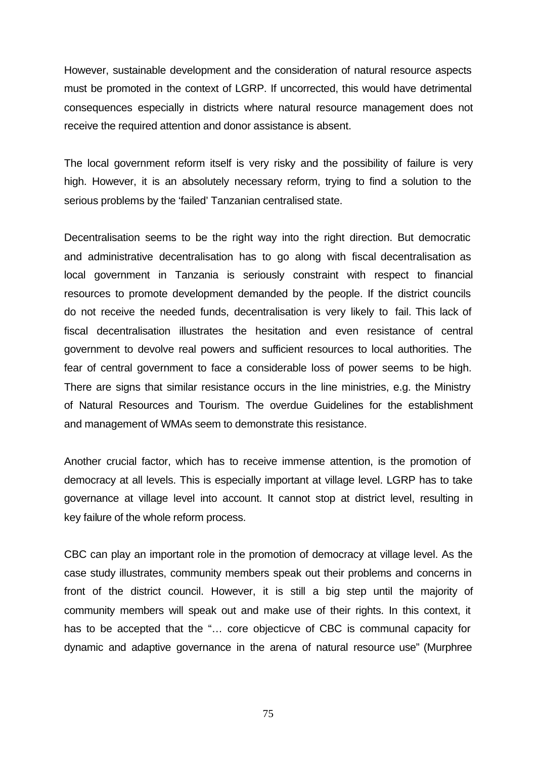However, sustainable development and the consideration of natural resource aspects must be promoted in the context of LGRP. If uncorrected, this would have detrimental consequences especially in districts where natural resource management does not receive the required attention and donor assistance is absent.

The local government reform itself is very risky and the possibility of failure is very high. However, it is an absolutely necessary reform, trying to find a solution to the serious problems by the 'failed' Tanzanian centralised state.

Decentralisation seems to be the right way into the right direction. But democratic and administrative decentralisation has to go along with fiscal decentralisation as local government in Tanzania is seriously constraint with respect to financial resources to promote development demanded by the people. If the district councils do not receive the needed funds, decentralisation is very likely to fail. This lack of fiscal decentralisation illustrates the hesitation and even resistance of central government to devolve real powers and sufficient resources to local authorities. The fear of central government to face a considerable loss of power seems to be high. There are signs that similar resistance occurs in the line ministries, e.g. the Ministry of Natural Resources and Tourism. The overdue Guidelines for the establishment and management of WMAs seem to demonstrate this resistance.

Another crucial factor, which has to receive immense attention, is the promotion of democracy at all levels. This is especially important at village level. LGRP has to take governance at village level into account. It cannot stop at district level, resulting in key failure of the whole reform process.

CBC can play an important role in the promotion of democracy at village level. As the case study illustrates, community members speak out their problems and concerns in front of the district council. However, it is still a big step until the majority of community members will speak out and make use of their rights. In this context, it has to be accepted that the "… core objecticve of CBC is communal capacity for dynamic and adaptive governance in the arena of natural resource use" (Murphree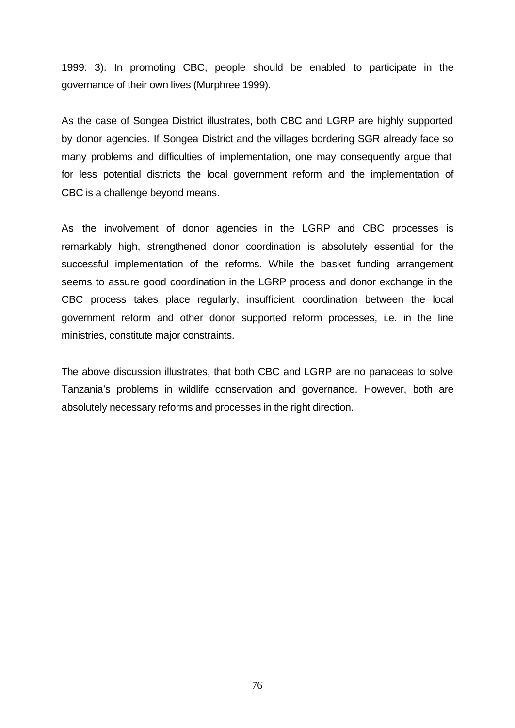1999: 3). In promoting CBC, people should be enabled to participate in the governance of their own lives (Murphree 1999).

As the case of Songea District illustrates, both CBC and LGRP are highly supported by donor agencies. If Songea District and the villages bordering SGR already face so many problems and difficulties of implementation, one may consequently argue that for less potential districts the local government reform and the implementation of CBC is a challenge beyond means.

As the involvement of donor agencies in the LGRP and CBC processes is remarkably high, strengthened donor coordination is absolutely essential for the successful implementation of the reforms. While the basket funding arrangement seems to assure good coordination in the LGRP process and donor exchange in the CBC process takes place regularly, insufficient coordination between the local government reform and other donor supported reform processes, i.e. in the line ministries, constitute major constraints.

The above discussion illustrates, that both CBC and LGRP are no panaceas to solve Tanzania's problems in wildlife conservation and governance. However, both are absolutely necessary reforms and processes in the right direction.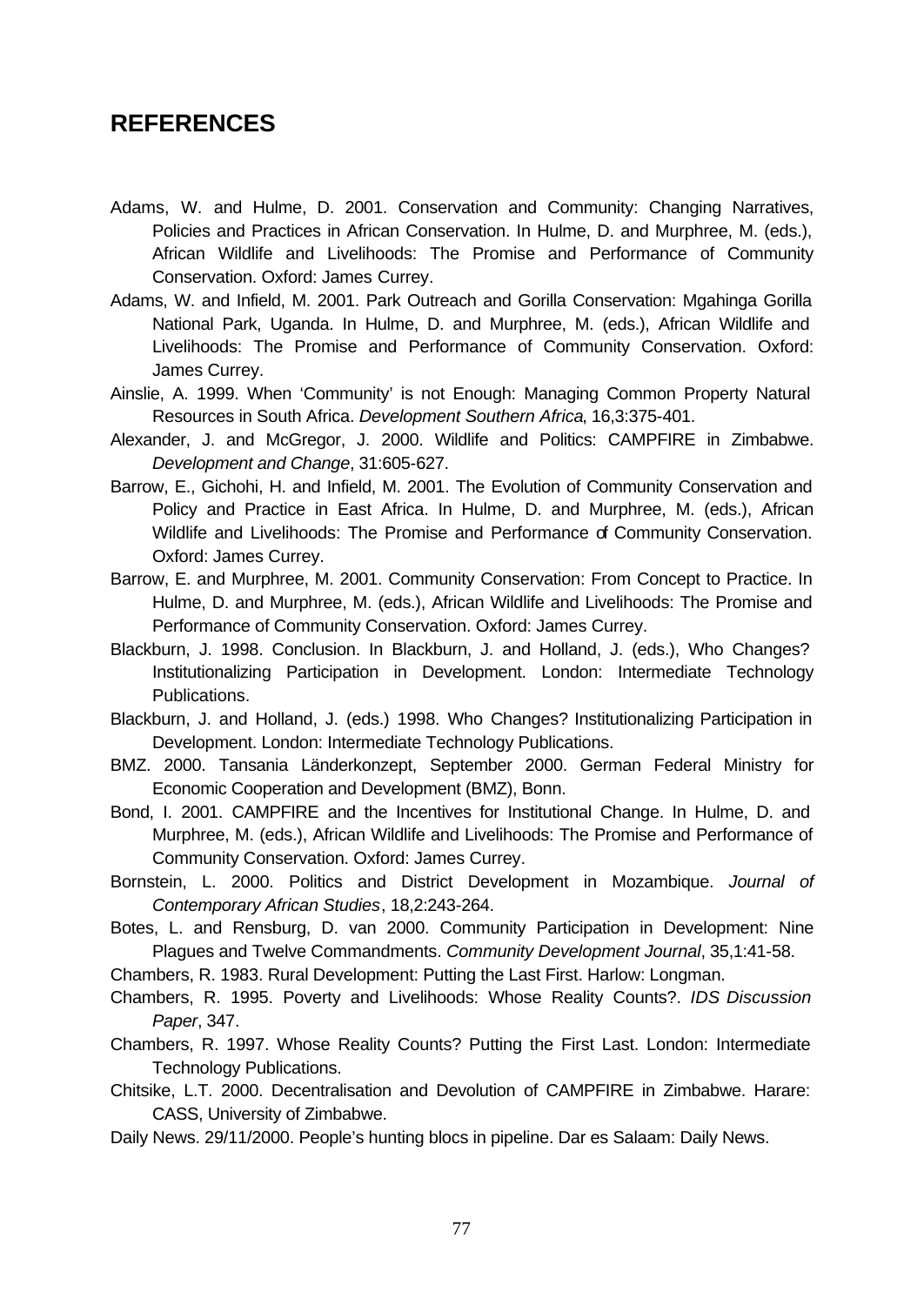## REFERENCES

Adams, W. and Hulme, D. 2001. Conservation and Community: Changing Narratives, Policies and Practices in African Conservation. In Hulme, D. and Murphree, M. (eds.), African Wildlife and Livelihoods: The Promise and Performance of Community Conservation. Oxford: James Currey.

Adams, W. and Infield, M. 2001. Park Outreach and Gorilla Conservation: Mgahinga Gorilla National Park, Uganda. In Hulme, D. and Murphree, M. (eds.), African Wildlife and Livelihoods: The Promise and Performance of Community Conservation. Oxford: James Currey.

Ainslie, A. 1999. When 'Community' is not Enough: Managing Common Property Natural Resources in South Africa. *Development Southern Africa*, 16,3:375-401.

Alexander, J. and McGregor, J. 2000. Wildlife and Politics: CAMPFIRE in Zimbabwe. *Development and Change*, 31:605-627.

Barrow, E., Gichohi, H. and Infield, M. 2001. The Evolution of Community Conservation and Policy and Practice in East Africa. In Hulme, D. and Murphree, M. (eds.), African Wildlife and Livelihoods: The Promise and Performance of Community Conservation. Oxford: James Currey.

Barrow, E. and Murphree, M. 2001. Community Conservation: From Concept to Practice. In Hulme, D. and Murphree, M. (eds.), African Wildlife and Livelihoods: The Promise and Performance of Community Conservation. Oxford: James Currey.

Blackburn, J. 1998. Conclusion. In Blackburn, J. and Holland, J. (eds.), Who Changes? Institutionalizing Participation in Development. London: Intermediate Technology Publications.

Blackburn, J. and Holland, J. (eds.) 1998. Who Changes? Institutionalizing Participation in Development. London: Intermediate Technology Publications.

BMZ. 2000. Tansania Länderkonzept, September 2000. German Federal Ministry for Economic Cooperation and Development (BMZ), Bonn.

Bond, I. 2001. CAMPFIRE and the Incentives for Institutional Change. In Hulme, D. and Murphree, M. (eds.), African Wildlife and Livelihoods: The Promise and Performance of Community Conservation. Oxford: James Currey.

Bornstein, L. 2000. Politics and District Development in Mozambique. *Journal of Contemporary African Studies*, 18,2:243-264.

Botes, L. and Rensburg, D. van 2000. Community Participation in Development: Nine Plagues and Twelve Commandments. *Community Development Journal*, 35,1:41-58.

Chambers, R. 1983. Rural Development: Putting the Last First. Harlow: Longman.

Chambers, R. 1995. Poverty and Livelihoods: Whose Reality Counts?. *IDS Discussion Paper*, 347.

Chambers, R. 1997. Whose Reality Counts? Putting the First Last. London: Intermediate Technology Publications.

Chitsike, L.T. 2000. Decentralisation and Devolution of CAMPFIRE in Zimbabwe. Harare: CASS, University of Zimbabwe.

Daily News. 29/11/2000. People's hunting blocs in pipeline. Dar es Salaam: Daily News.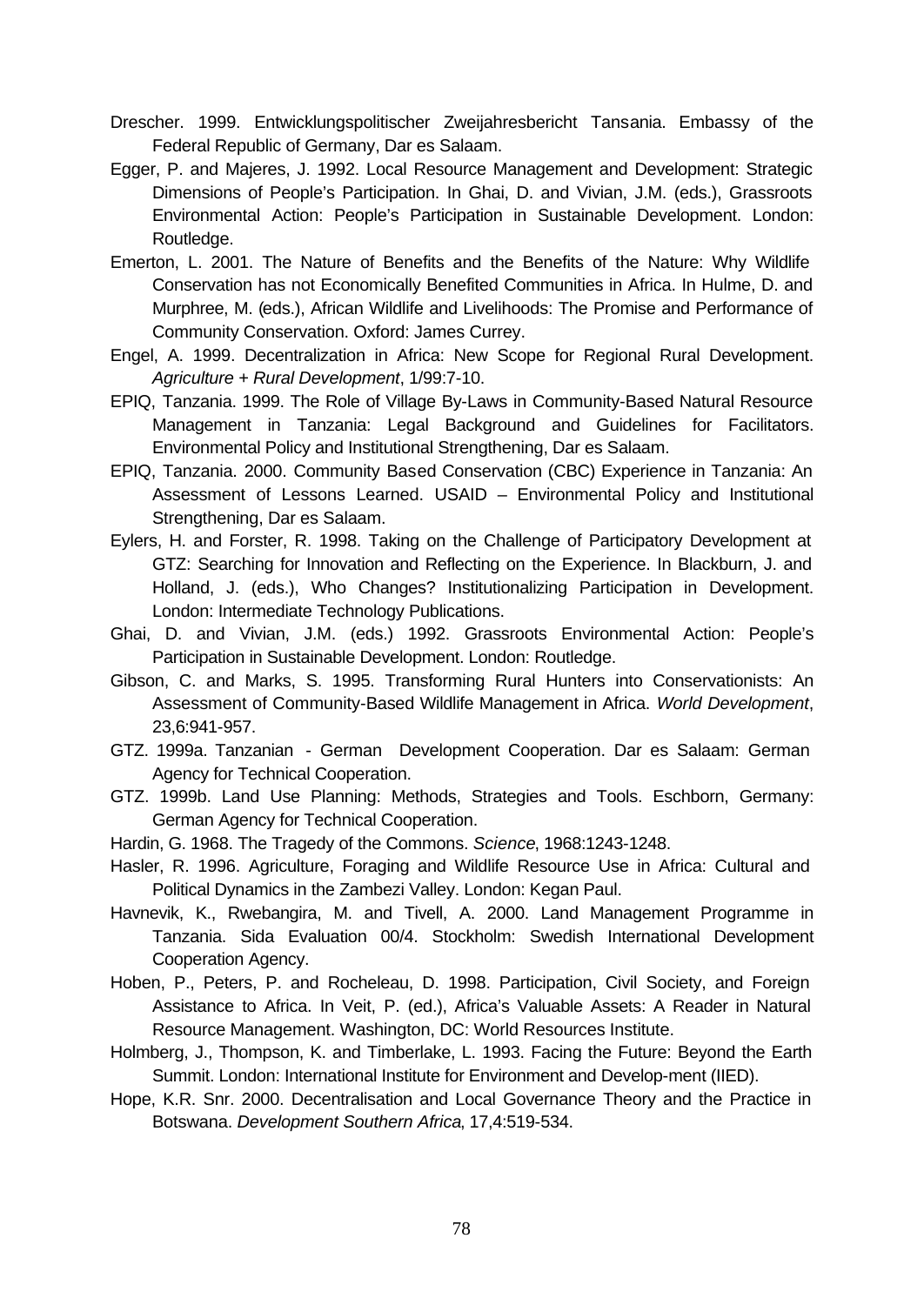Drescher. 1999. Entwicklungspolitischer Zweijahresbericht Tansania. Embassy of the Federal Republic of Germany, Dar es Salaam.

Egger, P. and Majeres, J. 1992. Local Resource Management and Development: Strategic Dimensions of People's Participation. In Ghai, D. and Vivian, J.M. (eds.), Grassroots Environmental Action: People's Participation in Sustainable Development. London: Routledge.

Emerton, L. 2001. The Nature of Benefits and the Benefits of the Nature: Why Wildlife Conservation has not Economically Benefited Communities in Africa. In Hulme, D. and Murphree, M. (eds.), African Wildlife and Livelihoods: The Promise and Performance of Community Conservation. Oxford: James Currey.

Engel, A. 1999. Decentralization in Africa: New Scope for Regional Rural Development. *Agriculture + Rural Development*, 1/99:7-10.

EPIQ, Tanzania. 1999. The Role of Village By-Laws in Community-Based Natural Resource Management in Tanzania: Legal Background and Guidelines for Facilitators. Environmental Policy and Institutional Strengthening, Dar es Salaam.

EPIQ, Tanzania. 2000. Community Based Conservation (CBC) Experience in Tanzania: An Assessment of Lessons Learned. USAID – Environmental Policy and Institutional Strengthening, Dar es Salaam.

Eylers, H. and Forster, R. 1998. Taking on the Challenge of Participatory Development at GTZ: Searching for Innovation and Reflecting on the Experience. In Blackburn, J. and Holland, J. (eds.), Who Changes? Institutionalizing Participation in Development. London: Intermediate Technology Publications.

Ghai, D. and Vivian, J.M. (eds.) 1992. Grassroots Environmental Action: People's Participation in Sustainable Development. London: Routledge.

Gibson, C. and Marks, S. 1995. Transforming Rural Hunters into Conservationists: An Assessment of Community-Based Wildlife Management in Africa. *World Development*, 23,6:941-957.

GTZ. 1999a. Tanzanian - German Development Cooperation. Dar es Salaam: German Agency for Technical Cooperation.

GTZ. 1999b. Land Use Planning: Methods, Strategies and Tools. Eschborn, Germany: German Agency for Technical Cooperation.

Hardin, G. 1968. The Tragedy of the Commons. *Science*, 1968:1243-1248.

Hasler, R. 1996. Agriculture, Foraging and Wildlife Resource Use in Africa: Cultural and Political Dynamics in the Zambezi Valley. London: Kegan Paul.

Havnevik, K., Rwebangira, M. and Tivell, A. 2000. Land Management Programme in Tanzania. Sida Evaluation 00/4. Stockholm: Swedish International Development Cooperation Agency.

Hoben, P., Peters, P. and Rocheleau, D. 1998. Participation, Civil Society, and Foreign Assistance to Africa. In Veit, P. (ed.), Africa's Valuable Assets: A Reader in Natural Resource Management. Washington, DC: World Resources Institute.

Holmberg, J., Thompson, K. and Timberlake, L. 1993. Facing the Future: Beyond the Earth Summit. London: International Institute for Environment and Develop-ment (IIED).

Hope, K.R. Snr. 2000. Decentralisation and Local Governance Theory and the Practice in Botswana. *Development Southern Africa*, 17,4:519-534.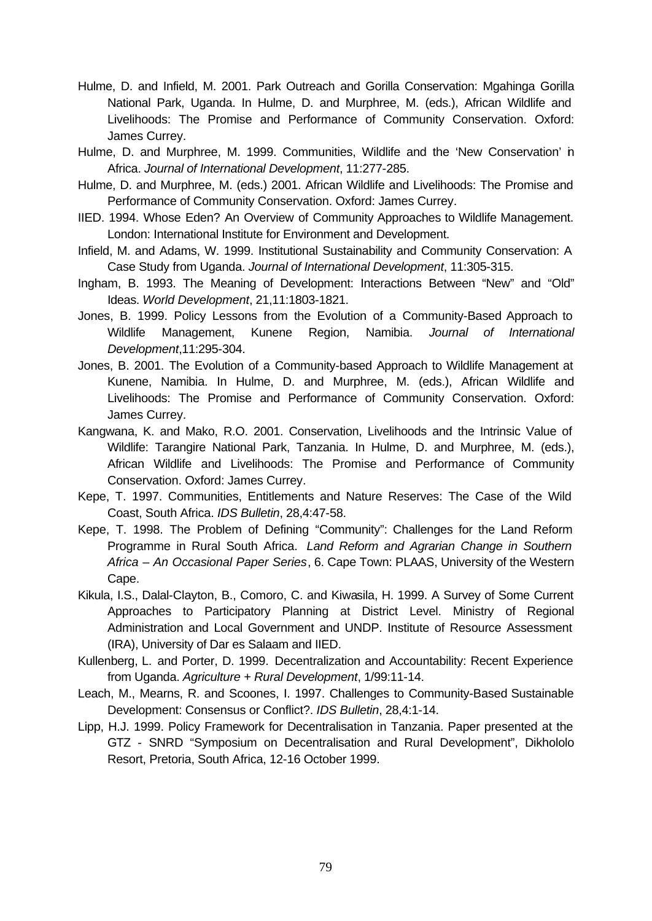Hulme, D. and Infield, M. 2001. Park Outreach and Gorilla Conservation: Mgahinga Gorilla National Park, Uganda. In Hulme, D. and Murphree, M. (eds.), African Wildlife and Livelihoods: The Promise and Performance of Community Conservation. Oxford: James Currey.

Hulme, D. and Murphree, M. 1999. Communities, Wildlife and the 'New Conservation' in Africa. *Journal of International Development*, 11:277-285.

Hulme, D. and Murphree, M. (eds.) 2001. African Wildlife and Livelihoods: The Promise and Performance of Community Conservation. Oxford: James Currey.

IIED. 1994. Whose Eden? An Overview of Community Approaches to Wildlife Management. London: International Institute for Environment and Development.

Infield, M. and Adams, W. 1999. Institutional Sustainability and Community Conservation: A Case Study from Uganda. *Journal of International Development*, 11:305-315.

Ingham, B. 1993. The Meaning of Development: Interactions Between "New" and "Old" Ideas. *World Development*, 21,11:1803-1821.

Jones, B. 1999. Policy Lessons from the Evolution of a Community-Based Approach to Wildlife Management, Kunene Region, Namibia. *Journal of International Development*,11:295-304.

Jones, B. 2001. The Evolution of a Community-based Approach to Wildlife Management at Kunene, Namibia. In Hulme, D. and Murphree, M. (eds.), African Wildlife and Livelihoods: The Promise and Performance of Community Conservation. Oxford: James Currey.

Kangwana, K. and Mako, R.O. 2001. Conservation, Livelihoods and the Intrinsic Value of Wildlife: Tarangire National Park, Tanzania. In Hulme, D. and Murphree, M. (eds.), African Wildlife and Livelihoods: The Promise and Performance of Community Conservation. Oxford: James Currey.

Kepe, T. 1997. Communities, Entitlements and Nature Reserves: The Case of the Wild Coast, South Africa. *IDS Bulletin*, 28,4:47-58.

Kepe, T. 1998. The Problem of Defining "Community": Challenges for the Land Reform Programme in Rural South Africa. *Land Reform and Agrarian Change in Southern Africa – An Occasional Paper Series*, 6. Cape Town: PLAAS, University of the Western Cape.

Kikula, I.S., Dalal-Clayton, B., Comoro, C. and Kiwasila, H. 1999. A Survey of Some Current Approaches to Participatory Planning at District Level. Ministry of Regional Administration and Local Government and UNDP. Institute of Resource Assessment (IRA), University of Dar es Salaam and IIED.

Kullenberg, L. and Porter, D. 1999. Decentralization and Accountability: Recent Experience from Uganda. *Agriculture + Rural Development*, 1/99:11-14.

Leach, M., Mearns, R. and Scoones, I. 1997. Challenges to Community-Based Sustainable Development: Consensus or Conflict?. *IDS Bulletin*, 28,4:1-14.

Lipp, H.J. 1999. Policy Framework for Decentralisation in Tanzania. Paper presented at the GTZ - SNRD "Symposium on Decentralisation and Rural Development", Dikhololo Resort, Pretoria, South Africa, 12-16 October 1999.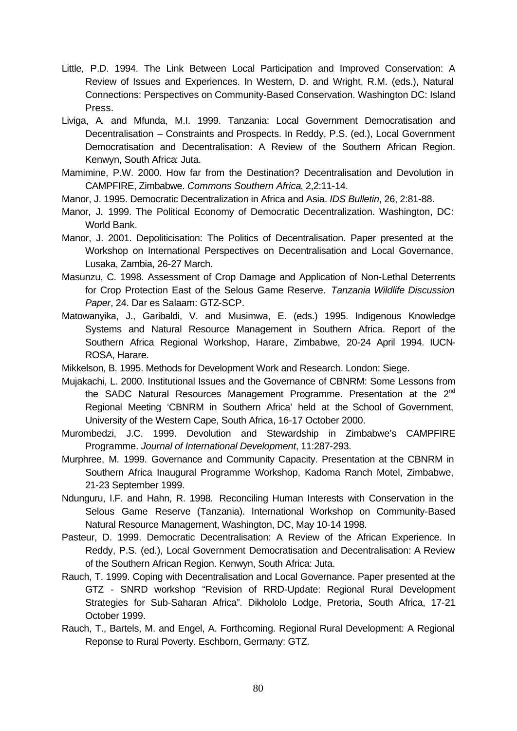Little, P.D. 1994. The Link Between Local Participation and Improved Conservation: A Review of Issues and Experiences. In Western, D. and Wright, R.M. (eds.), Natural Connections: Perspectives on Community-Based Conservation. Washington DC: Island Press.

Liviga, A. and Mfunda, M.I. 1999. Tanzania: Local Government Democratisation and Decentralisation – Constraints and Prospects. In Reddy, P.S. (ed.), Local Government Democratisation and Decentralisation: A Review of the Southern African Region. Kenwyn, South Africa: Juta.

Mamimine, P.W. 2000. How far from the Destination? Decentralisation and Devolution in CAMPFIRE, Zimbabwe. *Commons Southern Africa*, 2,2:11-14.

Manor, J. 1995. Democratic Decentralization in Africa and Asia. *IDS Bulletin*, 26, 2:81-88.

Manor, J. 1999. The Political Economy of Democratic Decentralization. Washington, DC: World Bank.

Manor, J. 2001. Depoliticisation: The Politics of Decentralisation. Paper presented at the Workshop on International Perspectives on Decentralisation and Local Governance, Lusaka, Zambia, 26-27 March.

Masunzu, C. 1998. Assessment of Crop Damage and Application of Non-Lethal Deterrents for Crop Protection East of the Selous Game Reserve. *Tanzania Wildlife Discussion Paper*, 24. Dar es Salaam: GTZ-SCP.

Matowanyika, J., Garibaldi, V. and Musimwa, E. (eds.) 1995. Indigenous Knowledge Systems and Natural Resource Management in Southern Africa. Report of the Southern Africa Regional Workshop, Harare, Zimbabwe, 20-24 April 1994. IUCN-ROSA, Harare.

Mikkelson, B. 1995. Methods for Development Work and Research. London: Siege.

Mujakachi, L. 2000. Institutional Issues and the Governance of CBNRM: Some Lessons from the SADC Natural Resources Management Programme. Presentation at the 2nd Regional Meeting 'CBNRM in Southern Africa' held at the School of Government, University of the Western Cape, South Africa, 16-17 October 2000.

Murombedzi, J.C. 1999. Devolution and Stewardship in Zimbabwe's CAMPFIRE Programme. *Journal of International Development*, 11:287-293.

Murphree, M. 1999. Governance and Community Capacity. Presentation at the CBNRM in Southern Africa Inaugural Programme Workshop, Kadoma Ranch Motel, Zimbabwe, 21-23 September 1999.

Ndunguru, I.F. and Hahn, R. 1998. Reconciling Human Interests with Conservation in the Selous Game Reserve (Tanzania). International Workshop on Community-Based Natural Resource Management, Washington, DC, May 10-14 1998.

Pasteur, D. 1999. Democratic Decentralisation: A Review of the African Experience. In Reddy, P.S. (ed.), Local Government Democratisation and Decentralisation: A Review of the Southern African Region. Kenwyn, South Africa: Juta.

Rauch, T. 1999. Coping with Decentralisation and Local Governance. Paper presented at the GTZ - SNRD workshop "Revision of RRD-Update: Regional Rural Development Strategies for Sub-Saharan Africa". Dikhololo Lodge, Pretoria, South Africa, 17-21 October 1999.

Rauch, T., Bartels, M. and Engel, A. Forthcoming. Regional Rural Development: A Regional Reponse to Rural Poverty. Eschborn, Germany: GTZ.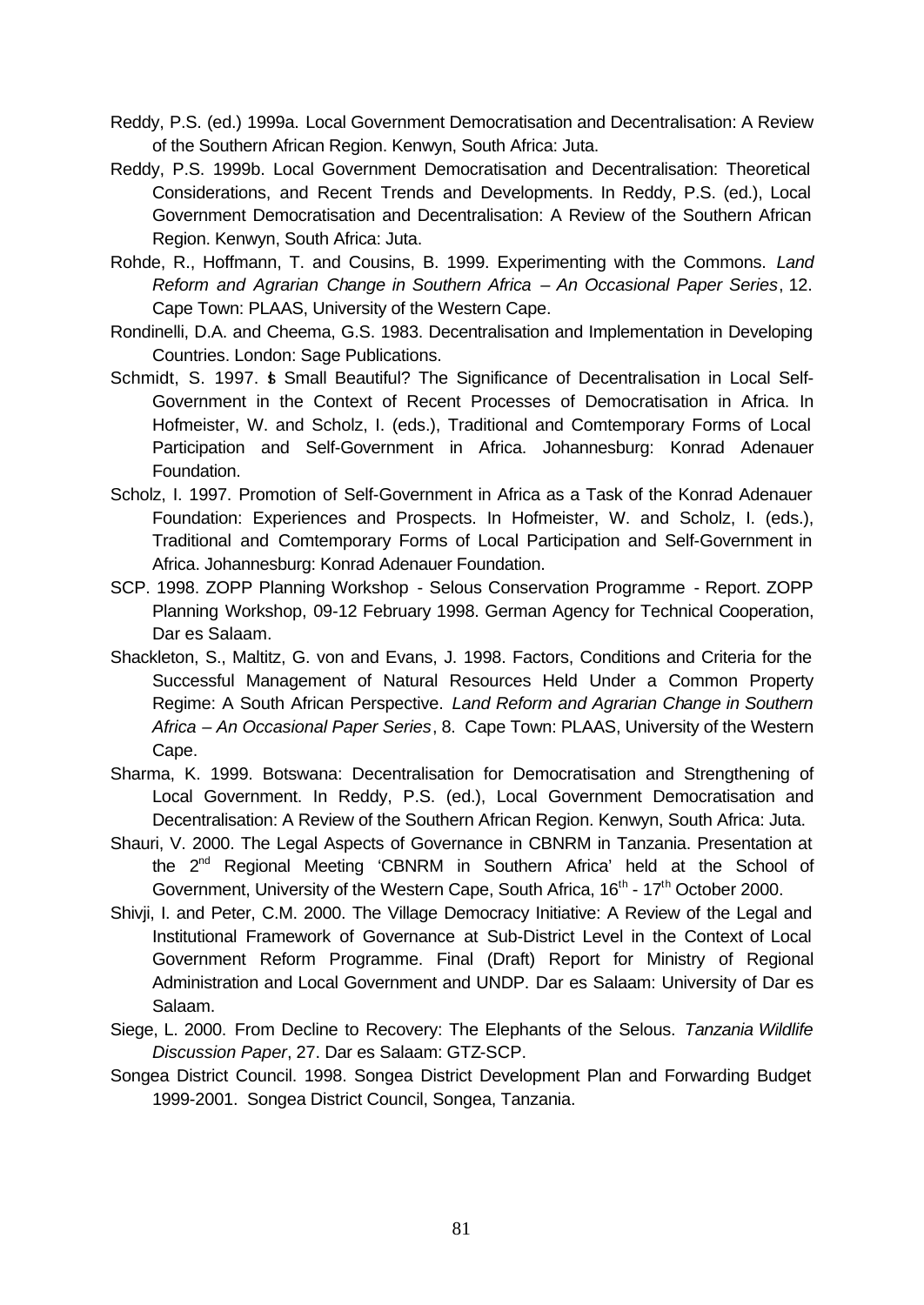Reddy, P.S. (ed.) 1999a. Local Government Democratisation and Decentralisation: A Review of the Southern African Region. Kenwyn, South Africa: Juta.

Reddy, P.S. 1999b. Local Government Democratisation and Decentralisation: Theoretical Considerations, and Recent Trends and Developments. In Reddy, P.S. (ed.), Local Government Democratisation and Decentralisation: A Review of the Southern African Region. Kenwyn, South Africa: Juta.

Rohde, R., Hoffmann, T. and Cousins, B. 1999. Experimenting with the Commons. *Land Reform and Agrarian Change in Southern Africa – An Occasional Paper Series*, 12. Cape Town: PLAAS, University of the Western Cape.

Rondinelli, D.A. and Cheema, G.S. 1983. Decentralisation and Implementation in Developing Countries. London: Sage Publications.

Schmidt, S. 1997. Is Small Beautiful? The Significance of Decentralisation in Local Self-Government in the Context of Recent Processes of Democratisation in Africa. In Hofmeister, W. and Scholz, I. (eds.), Traditional and Comtemporary Forms of Local Participation and Self-Government in Africa. Johannesburg: Konrad Adenauer Foundation.

Scholz, I. 1997. Promotion of Self-Government in Africa as a Task of the Konrad Adenauer Foundation: Experiences and Prospects. In Hofmeister, W. and Scholz, I. (eds.), Traditional and Comtemporary Forms of Local Participation and Self-Government in Africa. Johannesburg: Konrad Adenauer Foundation.

SCP. 1998. ZOPP Planning Workshop - Selous Conservation Programme - Report. ZOPP Planning Workshop, 09-12 February 1998. German Agency for Technical Cooperation, Dar es Salaam.

Shackleton, S., Maltitz, G. von and Evans, J. 1998. Factors, Conditions and Criteria for the Successful Management of Natural Resources Held Under a Common Property Regime: A South African Perspective. *Land Reform and Agrarian Change in Southern Africa – An Occasional Paper Series*, 8. Cape Town: PLAAS, University of the Western Cape.

Sharma, K. 1999. Botswana: Decentralisation for Democratisation and Strengthening of Local Government. In Reddy, P.S. (ed.), Local Government Democratisation and Decentralisation: A Review of the Southern African Region. Kenwyn, South Africa: Juta.

Shauri, V. 2000. The Legal Aspects of Governance in CBNRM in Tanzania. Presentation at the 2nd Regional Meeting 'CBNRM in Southern Africa' held at the School of Government, University of the Western Cape, South Africa, 16th - 17th October 2000.

Shivji, I. and Peter, C.M. 2000. The Village Democracy Initiative: A Review of the Legal and Institutional Framework of Governance at Sub-District Level in the Context of Local Government Reform Programme. Final (Draft) Report for Ministry of Regional Administration and Local Government and UNDP. Dar es Salaam: University of Dar es Salaam.

Siege, L. 2000. From Decline to Recovery: The Elephants of the Selous. *Tanzania Wildlife Discussion Paper*, 27. Dar es Salaam: GTZ-SCP.

Songea District Council. 1998. Songea District Development Plan and Forwarding Budget 1999-2001. Songea District Council, Songea, Tanzania.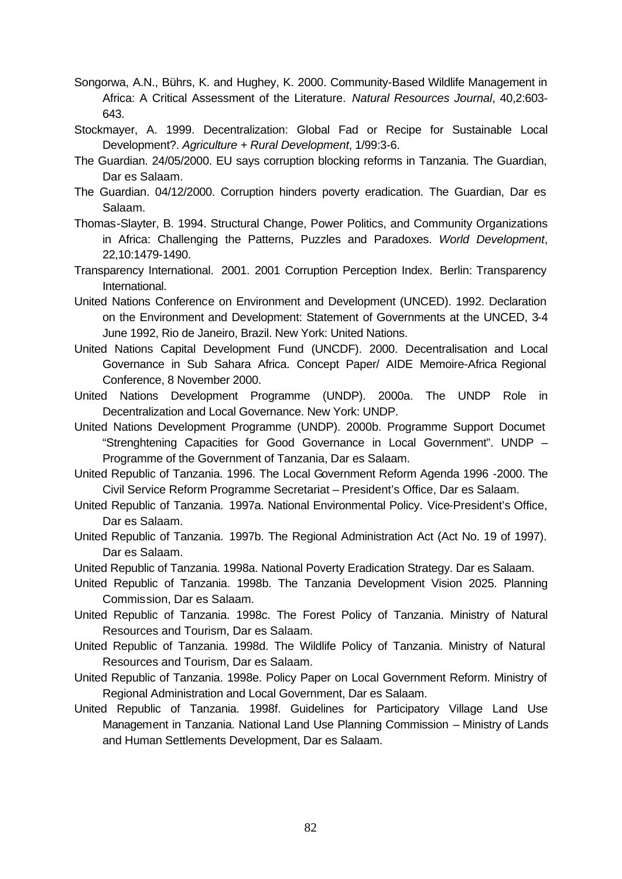Songorwa, A.N., Bührs, K. and Hughey, K. 2000. Community-Based Wildlife Management in Africa: A Critical Assessment of the Literature. *Natural Resources Journal*, 40,2:603-643.

Stockmayer, A. 1999. Decentralization: Global Fad or Recipe for Sustainable Local Development?. *Agriculture + Rural Development*, 1/99:3-6.

The Guardian. 24/05/2000. EU says corruption blocking reforms in Tanzania. The Guardian, Dar es Salaam.

The Guardian. 04/12/2000. Corruption hinders poverty eradication. The Guardian, Dar es Salaam.

Thomas-Slayter, B. 1994. Structural Change, Power Politics, and Community Organizations in Africa: Challenging the Patterns, Puzzles and Paradoxes. *World Development*, 22,10:1479-1490.

Transparency International. 2001. 2001 Corruption Perception Index. Berlin: Transparency International.

United Nations Conference on Environment and Development (UNCED). 1992. Declaration on the Environment and Development: Statement of Governments at the UNCED, 3-4 June 1992, Rio de Janeiro, Brazil. New York: United Nations.

United Nations Capital Development Fund (UNCDF). 2000. Decentralisation and Local Governance in Sub Sahara Africa. Concept Paper/ AIDE Memoire-Africa Regional Conference, 8 November 2000.

United Nations Development Programme (UNDP). 2000a. The UNDP Role in Decentralization and Local Governance. New York: UNDP.

United Nations Development Programme (UNDP). 2000b. Programme Support Documet "Strenghtening Capacities for Good Governance in Local Government". UNDP – Programme of the Government of Tanzania, Dar es Salaam.

United Republic of Tanzania. 1996. The Local Government Reform Agenda 1996 -2000. The Civil Service Reform Programme Secretariat – President's Office, Dar es Salaam.

United Republic of Tanzania. 1997a. National Environmental Policy. Vice-President's Office, Dar es Salaam.

United Republic of Tanzania. 1997b. The Regional Administration Act (Act No. 19 of 1997). Dar es Salaam.

United Republic of Tanzania. 1998a. National Poverty Eradication Strategy. Dar es Salaam.

United Republic of Tanzania. 1998b. The Tanzania Development Vision 2025. Planning Commission, Dar es Salaam.

United Republic of Tanzania. 1998c. The Forest Policy of Tanzania. Ministry of Natural Resources and Tourism, Dar es Salaam.

United Republic of Tanzania. 1998d. The Wildlife Policy of Tanzania. Ministry of Natural Resources and Tourism, Dar es Salaam.

United Republic of Tanzania. 1998e. Policy Paper on Local Government Reform. Ministry of Regional Administration and Local Government, Dar es Salaam.

United Republic of Tanzania. 1998f. Guidelines for Participatory Village Land Use Management in Tanzania. National Land Use Planning Commission – Ministry of Lands and Human Settlements Development, Dar es Salaam.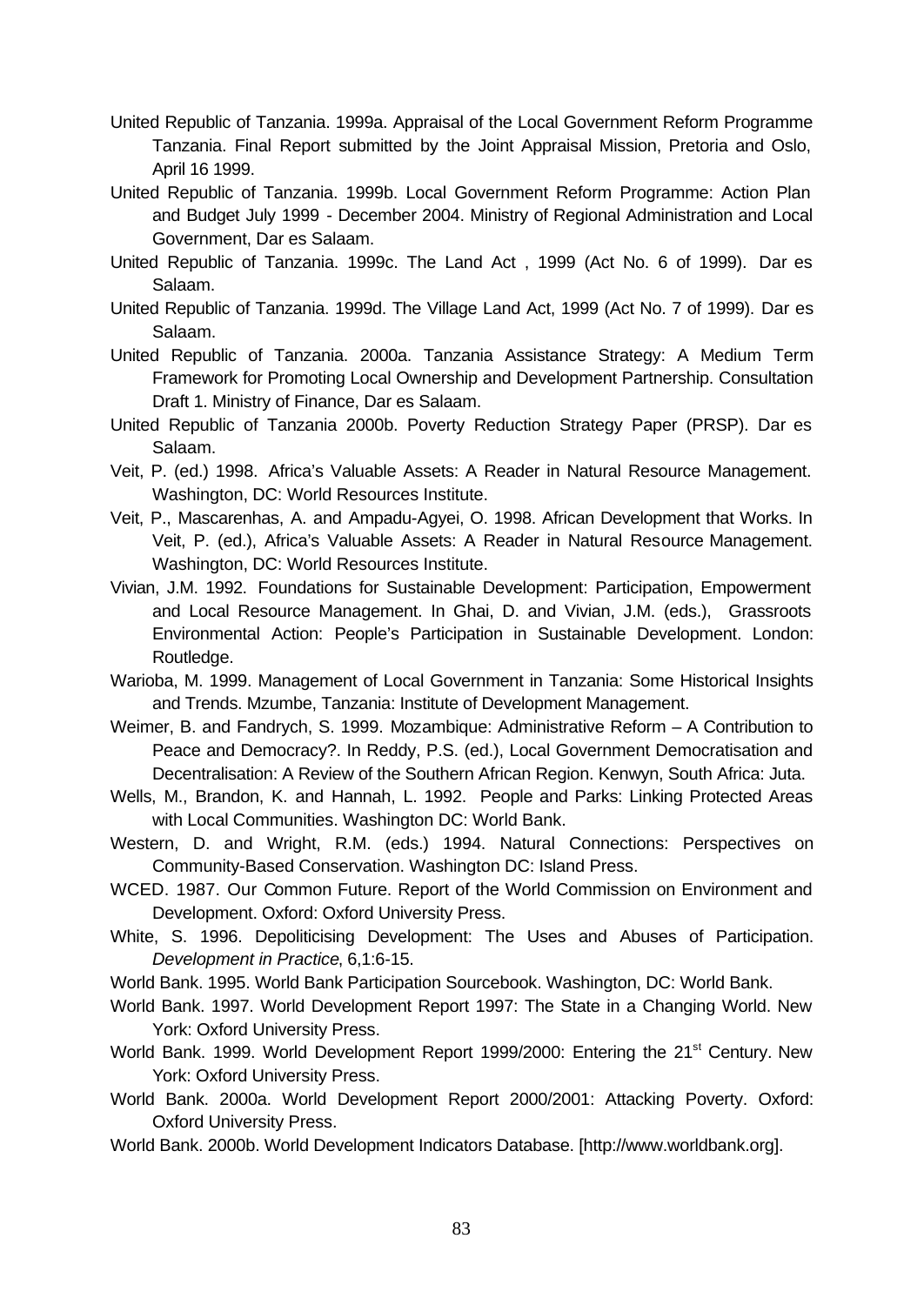United Republic of Tanzania. 1999a. Appraisal of the Local Government Reform Programme Tanzania. Final Report submitted by the Joint Appraisal Mission, Pretoria and Oslo, April 16 1999.

United Republic of Tanzania. 1999b. Local Government Reform Programme: Action Plan and Budget July 1999 - December 2004. Ministry of Regional Administration and Local Government, Dar es Salaam.

United Republic of Tanzania. 1999c. The Land Act , 1999 (Act No. 6 of 1999). Dar es Salaam.

United Republic of Tanzania. 1999d. The Village Land Act, 1999 (Act No. 7 of 1999). Dar es Salaam.

United Republic of Tanzania. 2000a. Tanzania Assistance Strategy: A Medium Term Framework for Promoting Local Ownership and Development Partnership. Consultation Draft 1. Ministry of Finance, Dar es Salaam.

United Republic of Tanzania 2000b. Poverty Reduction Strategy Paper (PRSP). Dar es Salaam.

Veit, P. (ed.) 1998. Africa's Valuable Assets: A Reader in Natural Resource Management. Washington, DC: World Resources Institute.

Veit, P., Mascarenhas, A. and Ampadu-Agyei, O. 1998. African Development that Works. In Veit, P. (ed.), Africa's Valuable Assets: A Reader in Natural Resource Management. Washington, DC: World Resources Institute.

Vivian, J.M. 1992. Foundations for Sustainable Development: Participation, Empowerment and Local Resource Management. In Ghai, D. and Vivian, J.M. (eds.), Grassroots Environmental Action: People's Participation in Sustainable Development. London: Routledge.

Warioba, M. 1999. Management of Local Government in Tanzania: Some Historical Insights and Trends. Mzumbe, Tanzania: Institute of Development Management.

Weimer, B. and Fandrych, S. 1999. Mozambique: Administrative Reform – A Contribution to Peace and Democracy?. In Reddy, P.S. (ed.), Local Government Democratisation and Decentralisation: A Review of the Southern African Region. Kenwyn, South Africa: Juta.

Wells, M., Brandon, K. and Hannah, L. 1992. People and Parks: Linking Protected Areas with Local Communities. Washington DC: World Bank.

Western, D. and Wright, R.M. (eds.) 1994. Natural Connections: Perspectives on Community-Based Conservation. Washington DC: Island Press.

WCED. 1987. Our Common Future. Report of the World Commission on Environment and Development. Oxford: Oxford University Press.

White, S. 1996. Depoliticising Development: The Uses and Abuses of Participation. *Development in Practice*, 6,1:6-15.

World Bank. 1995. World Bank Participation Sourcebook. Washington, DC: World Bank.

World Bank. 1997. World Development Report 1997: The State in a Changing World. New York: Oxford University Press.

World Bank. 1999. World Development Report 1999/2000: Entering the 21st Century. New York: Oxford University Press.

World Bank. 2000a. World Development Report 2000/2001: Attacking Poverty. Oxford: Oxford University Press.

World Bank. 2000b. World Development Indicators Database. [http://www.worldbank.org].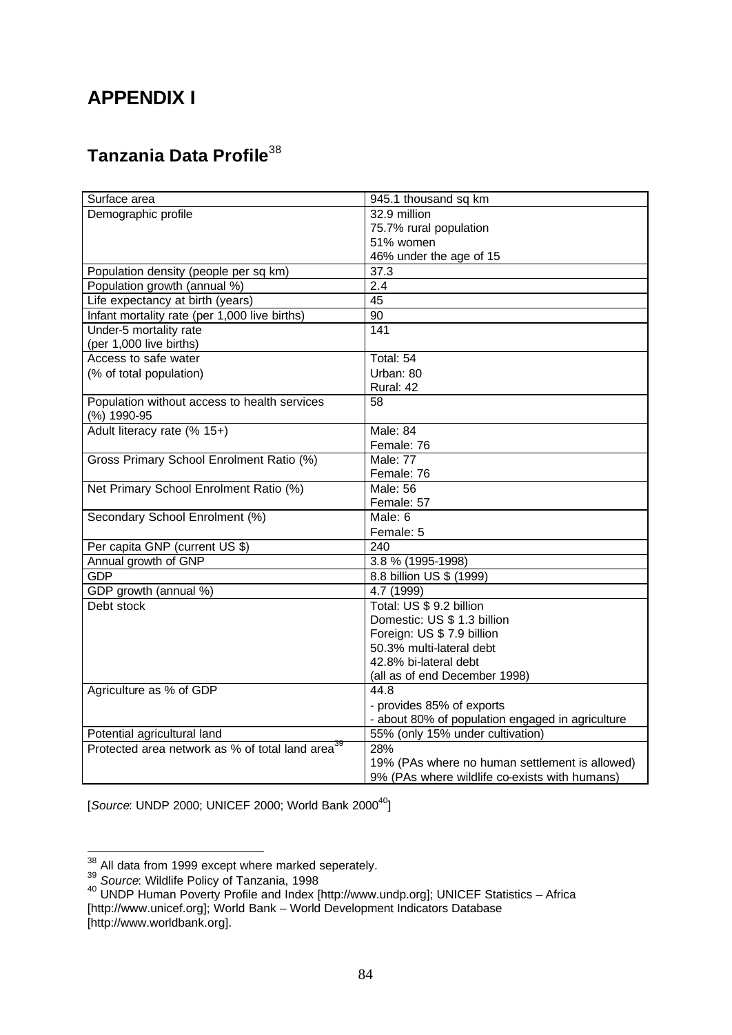# APPENDIX I

## Tanzania Data Profile[38]

| | |
|---|---|
| Surface area | 945.1 thousand sq km |
| Demographic profile | 32.9 million<br>75.7% rural population<br>51% women<br>46% under the age of 15 |
| Population density (people per sq km) | 37.3 |
| Population growth (annual %) | 2.4 |
| Life expectancy at birth (years) | 45 |
| Infant mortality rate (per 1,000 live births) | 90 |
| Under-5 mortality rate (per 1,000 live births) | 141 |
| Access to safe water (% of total population) | Total: 54<br>Urban: 80<br>Rural: 42 |
| Population without access to health services (%) 1990-95 | 58 |
| Adult literacy rate (% 15+) | Male: 84<br>Female: 76 |
| Gross Primary School Enrolment Ratio (%) | Male: 77<br>Female: 76 |
| Net Primary School Enrolment Ratio (%) | Male: 56<br>Female: 57 |
| Secondary School Enrolment (%) | Male: 6<br>Female: 5 |
| Per capita GNP (current US $) | 240 |
| Annual growth of GNP | 3.8 % (1995-1998) |
| GDP | 8.8 billion US $ (1999) |
| GDP growth (annual %) | 4.7 (1999) |
| Debt stock | Total: US $ 9.2 billion<br>Domestic: US $ 1.3 billion<br>Foreign: US $ 7.9 billion<br>50.3% multi-lateral debt<br>42.8% bi-lateral debt<br>(all as of end December 1998) |
| Agriculture as % of GDP | 44.8<br>- provides 85% of exports<br>- about 80% of population engaged in agriculture |
| Potential agricultural land | 55% (only 15% under cultivation) |
| Protected area network as % of total land area[39] | 28%<br>19% (PAs where no human settlement is allowed)<br>9% (PAs where wildlife co-exists with humans) |

[*Source*: UNDP 2000; UNICEF 2000; World Bank 2000[40]]

---

[38] All data from 1999 except where marked seperately.

[39] *Source*: Wildlife Policy of Tanzania, 1998

[40] UNDP Human Poverty Profile and Index [http://www.undp.org]; UNICEF Statistics – Africa [http://www.unicef.org]; World Bank – World Development Indicators Database [http://www.worldbank.org].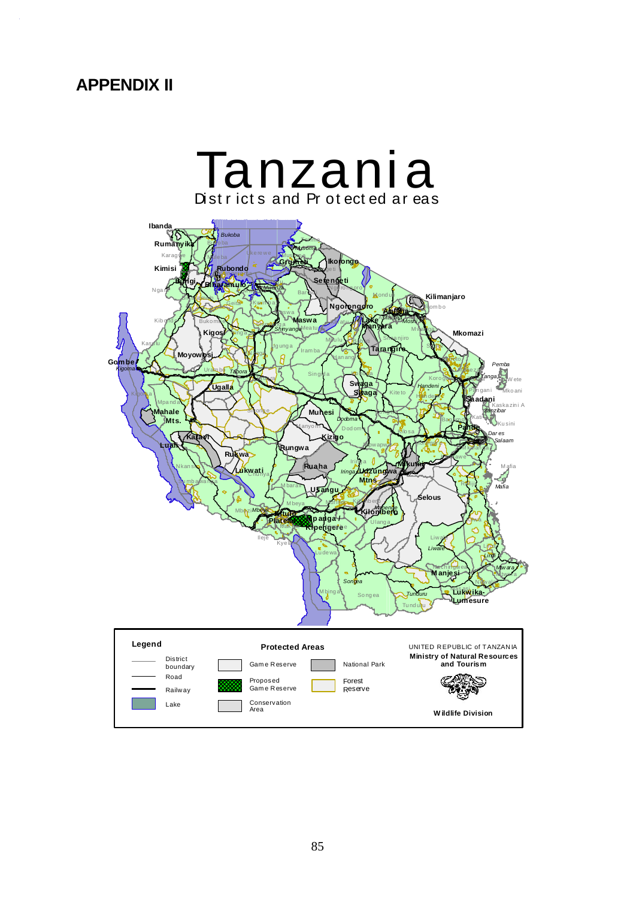# APPENDIX II

Tanzania

Districts and Protected areas

Legend

| | |
|---|---|
| District boundary | |
| Road | |
| Railway | |
| Lake | |

Protected Areas

| | |
|---|---|
| Game Reserve | National Park |
| Proposed Game Reserve | Forest Reserve |
| Conservation Area | |

UNITED REPUBLIC of TANZANIA
Ministry of Natural Resources and Tourism

Wildlife Division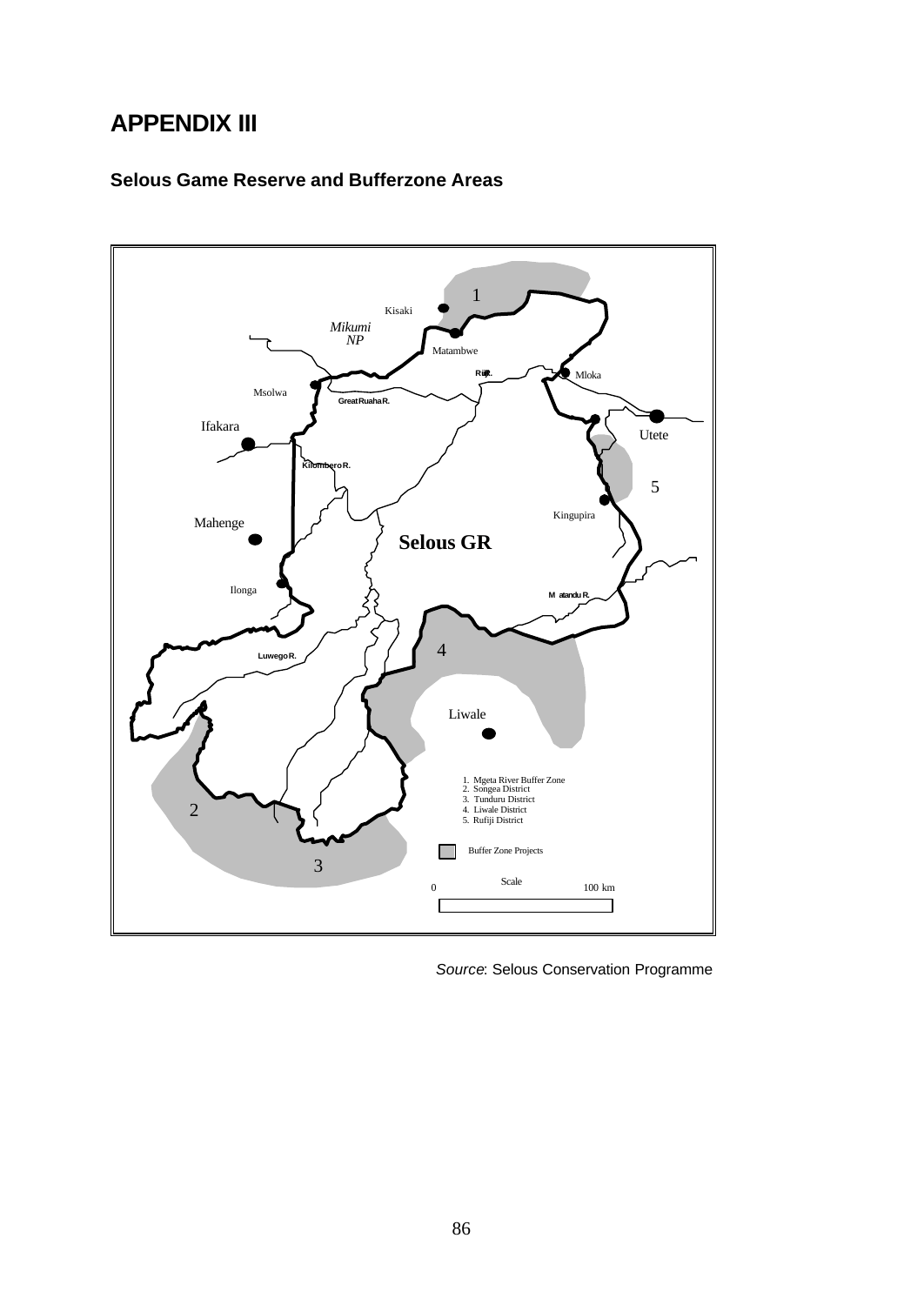# APPENDIX III

## Selous Game Reserve and Bufferzone Areas

1. Mgeta River Buffer Zone
2. Songea District
3. Tunduru District
4. Liwale District
5. Rufiji District

Buffer Zone Projects

*Source*: Selous Conservation Programme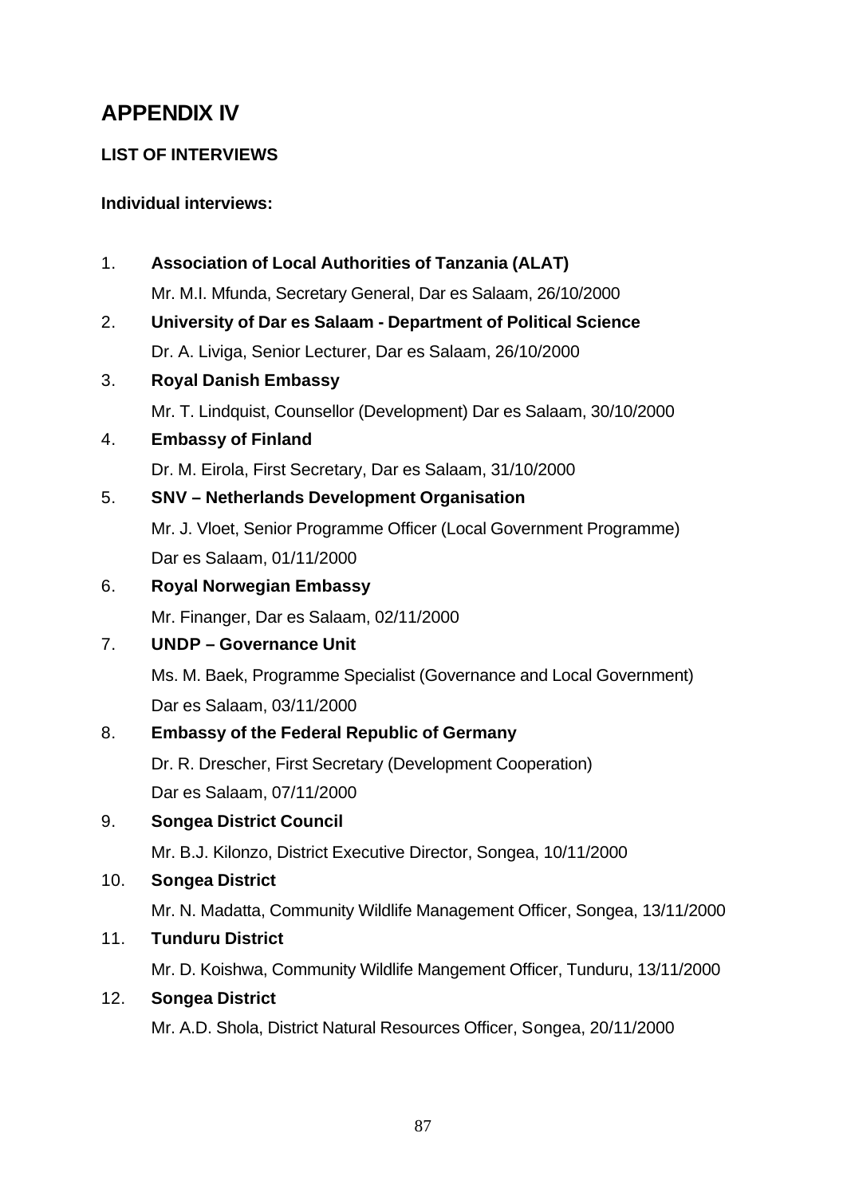# APPENDIX IV

## LIST OF INTERVIEWS

### Individual interviews:

1. **Association of Local Authorities of Tanzania (ALAT)**
   Mr. M.I. Mfunda, Secretary General, Dar es Salaam, 26/10/2000
2. **University of Dar es Salaam - Department of Political Science**
   Dr. A. Liviga, Senior Lecturer, Dar es Salaam, 26/10/2000
3. **Royal Danish Embassy**
   Mr. T. Lindquist, Counsellor (Development) Dar es Salaam, 30/10/2000
4. **Embassy of Finland**
   Dr. M. Eirola, First Secretary, Dar es Salaam, 31/10/2000
5. **SNV – Netherlands Development Organisation**
   Mr. J. Vloet, Senior Programme Officer (Local Government Programme)
   Dar es Salaam, 01/11/2000
6. **Royal Norwegian Embassy**
   Mr. Finanger, Dar es Salaam, 02/11/2000
7. **UNDP – Governance Unit**
   Ms. M. Baek, Programme Specialist (Governance and Local Government)
   Dar es Salaam, 03/11/2000
8. **Embassy of the Federal Republic of Germany**
   Dr. R. Drescher, First Secretary (Development Cooperation)
   Dar es Salaam, 07/11/2000
9. **Songea District Council**
   Mr. B.J. Kilonzo, District Executive Director, Songea, 10/11/2000
10. **Songea District**
    Mr. N. Madatta, Community Wildlife Management Officer, Songea, 13/11/2000
11. **Tunduru District**
    Mr. D. Koishwa, Community Wildlife Mangement Officer, Tunduru, 13/11/2000
12. **Songea District**
    Mr. A.D. Shola, District Natural Resources Officer, Songea, 20/11/2000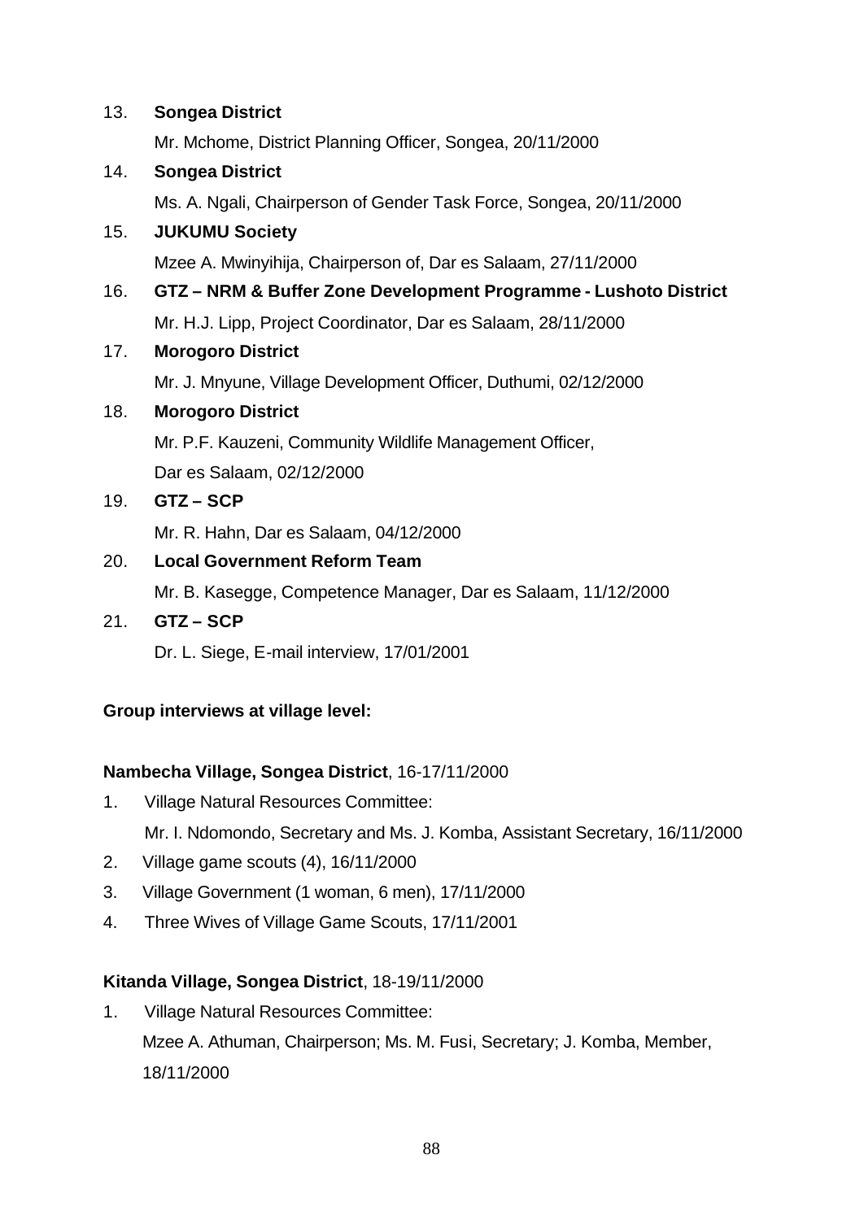13. **Songea District**

    Mr. Mchome, District Planning Officer, Songea, 20/11/2000

14. **Songea District**

    Ms. A. Ngali, Chairperson of Gender Task Force, Songea, 20/11/2000

15. **JUKUMU Society**

    Mzee A. Mwinyihija, Chairperson of, Dar es Salaam, 27/11/2000

16. **GTZ – NRM & Buffer Zone Development Programme - Lushoto District**

    Mr. H.J. Lipp, Project Coordinator, Dar es Salaam, 28/11/2000

17. **Morogoro District**

    Mr. J. Mnyune, Village Development Officer, Duthumi, 02/12/2000

18. **Morogoro District**

    Mr. P.F. Kauzeni, Community Wildlife Management Officer,
    Dar es Salaam, 02/12/2000

19. **GTZ – SCP**

    Mr. R. Hahn, Dar es Salaam, 04/12/2000

20. **Local Government Reform Team**

    Mr. B. Kasegge, Competence Manager, Dar es Salaam, 11/12/2000

21. **GTZ – SCP**

    Dr. L. Siege, E-mail interview, 17/01/2001

**Group interviews at village level:**

**Nambecha Village, Songea District**, 16-17/11/2000

1. Village Natural Resources Committee:
   Mr. I. Ndomondo, Secretary and Ms. J. Komba, Assistant Secretary, 16/11/2000
2. Village game scouts (4), 16/11/2000
3. Village Government (1 woman, 6 men), 17/11/2000
4. Three Wives of Village Game Scouts, 17/11/2001

**Kitanda Village, Songea District**, 18-19/11/2000

1. Village Natural Resources Committee:
   Mzee A. Athuman, Chairperson; Ms. M. Fusi, Secretary; J. Komba, Member,
   18/11/2000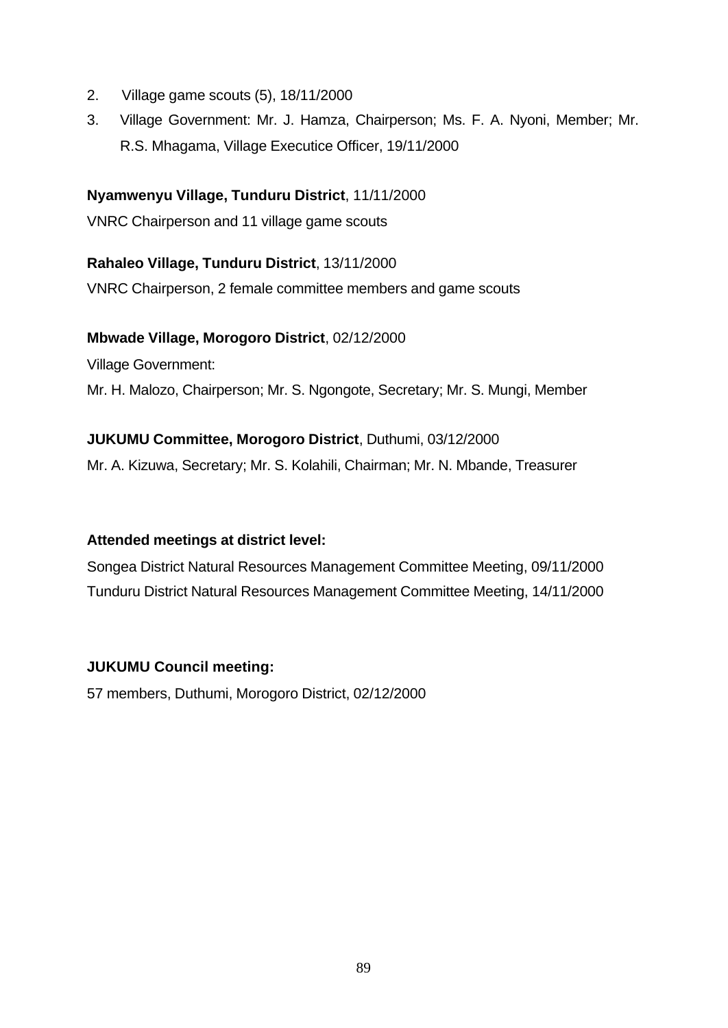2. Village game scouts (5), 18/11/2000
3. Village Government: Mr. J. Hamza, Chairperson; Ms. F. A. Nyoni, Member; Mr. R.S. Mhagama, Village Executice Officer, 19/11/2000

**Nyamwenyu Village, Tunduru District**, 11/11/2000

VNRC Chairperson and 11 village game scouts

**Rahaleo Village, Tunduru District**, 13/11/2000

VNRC Chairperson, 2 female committee members and game scouts

**Mbwade Village, Morogoro District**, 02/12/2000

Village Government:

Mr. H. Malozo, Chairperson; Mr. S. Ngongote, Secretary; Mr. S. Mungi, Member

**JUKUMU Committee, Morogoro District**, Duthumi, 03/12/2000

Mr. A. Kizuwa, Secretary; Mr. S. Kolahili, Chairman; Mr. N. Mbande, Treasurer

**Attended meetings at district level:**

Songea District Natural Resources Management Committee Meeting, 09/11/2000
Tunduru District Natural Resources Management Committee Meeting, 14/11/2000

**JUKUMU Council meeting:**

57 members, Duthumi, Morogoro District, 02/12/2000